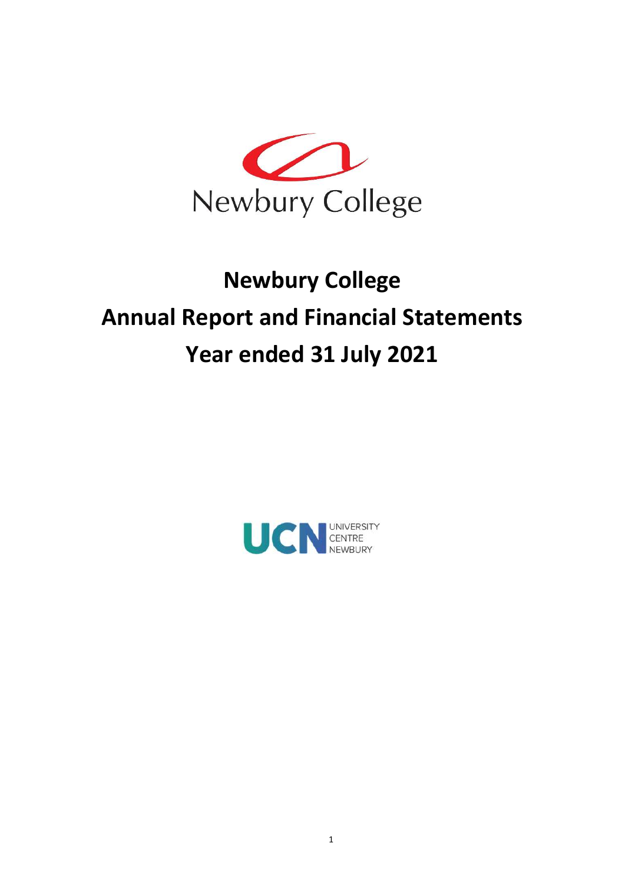# Newbury College

# Annual Report and Financial Statements

# Year ended 31 July 2021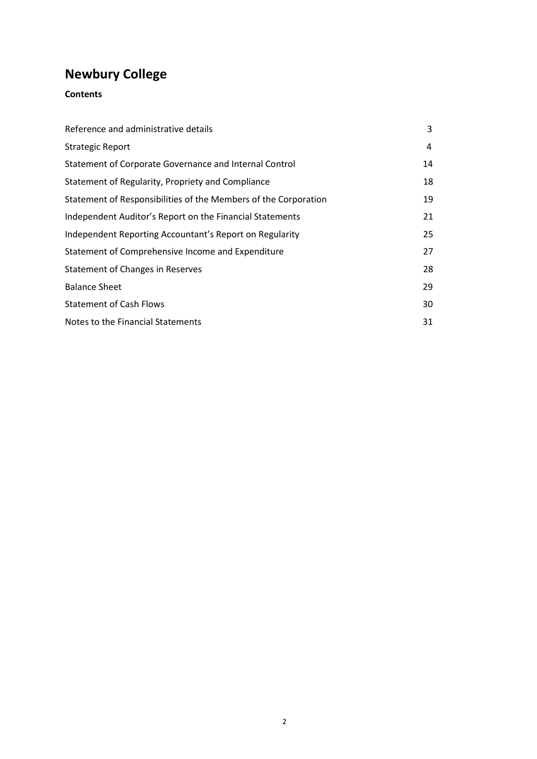# Newbury College

**Contents**

| | |
|---|---|
| Reference and administrative details | 3 |
| Strategic Report | 4 |
| Statement of Corporate Governance and Internal Control | 14 |
| Statement of Regularity, Propriety and Compliance | 18 |
| Statement of Responsibilities of the Members of the Corporation | 19 |
| Independent Auditor’s Report on the Financial Statements | 21 |
| Independent Reporting Accountant’s Report on Regularity | 25 |
| Statement of Comprehensive Income and Expenditure | 27 |
| Statement of Changes in Reserves | 28 |
| Balance Sheet | 29 |
| Statement of Cash Flows | 30 |
| Notes to the Financial Statements | 31 |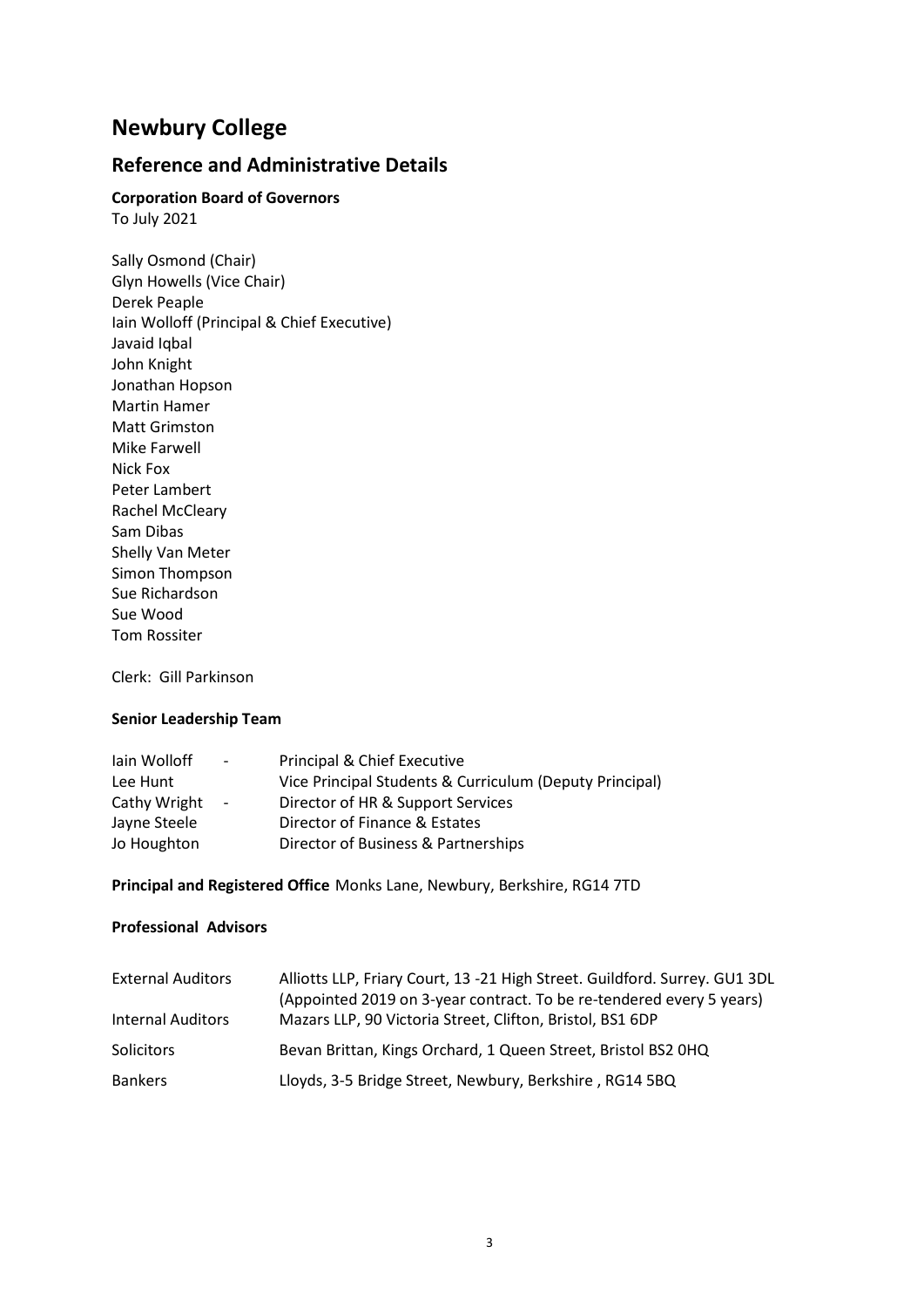# Newbury College

## Reference and Administrative Details

**Corporation Board of Governors**

To July 2021

Sally Osmond (Chair)
Glyn Howells (Vice Chair)
Derek Peaple
Iain Wolloff (Principal & Chief Executive)
Javaid Iqbal
John Knight
Jonathan Hopson
Martin Hamer
Matt Grimston
Mike Farwell
Nick Fox
Peter Lambert
Rachel McCleary
Sam Dibas
Shelly Van Meter
Simon Thompson
Sue Richardson
Sue Wood
Tom Rossiter

Clerk: Gill Parkinson

**Senior Leadership Team**

| | | |
|---|---|---|
| Iain Wolloff | - | Principal & Chief Executive |
| Lee Hunt | | Vice Principal Students & Curriculum (Deputy Principal) |
| Cathy Wright | - | Director of HR & Support Services |
| Jayne Steele | | Director of Finance & Estates |
| Jo Houghton | | Director of Business & Partnerships |

**Principal and Registered Office** Monks Lane, Newbury, Berkshire, RG14 7TD

**Professional Advisors**

| | |
|---|---|
| External Auditors | Alliotts LLP, Friary Court, 13 -21 High Street. Guildford. Surrey. GU1 3DL (Appointed 2019 on 3-year contract. To be re-tendered every 5 years) |
| Internal Auditors | Mazars LLP, 90 Victoria Street, Clifton, Bristol, BS1 6DP |
| Solicitors | Bevan Brittan, Kings Orchard, 1 Queen Street, Bristol BS2 0HQ |
| Bankers | Lloyds, 3-5 Bridge Street, Newbury, Berkshire , RG14 5BQ |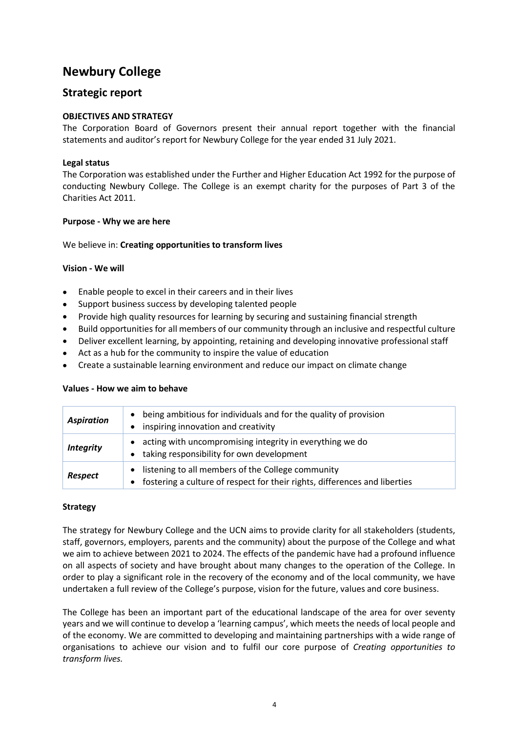# Newbury College

## Strategic report

**OBJECTIVES AND STRATEGY**

The Corporation Board of Governors present their annual report together with the financial statements and auditor's report for Newbury College for the year ended 31 July 2021.

**Legal status**

The Corporation was established under the Further and Higher Education Act 1992 for the purpose of conducting Newbury College. The College is an exempt charity for the purposes of Part 3 of the Charities Act 2011.

**Purpose - Why we are here**

We believe in: **Creating opportunities to transform lives**

**Vision - We will**

- Enable people to excel in their careers and in their lives
- Support business success by developing talented people
- Provide high quality resources for learning by securing and sustaining financial strength
- Build opportunities for all members of our community through an inclusive and respectful culture
- Deliver excellent learning, by appointing, retaining and developing innovative professional staff
- Act as a hub for the community to inspire the value of education
- Create a sustainable learning environment and reduce our impact on climate change

**Values - How we aim to behave**

| | |
|---|---|
| ***Aspiration*** | • being ambitious for individuals and for the quality of provision<br>• inspiring innovation and creativity |
| ***Integrity*** | • acting with uncompromising integrity in everything we do<br>• taking responsibility for own development |
| ***Respect*** | • listening to all members of the College community<br>• fostering a culture of respect for their rights, differences and liberties |

**Strategy**

The strategy for Newbury College and the UCN aims to provide clarity for all stakeholders (students, staff, governors, employers, parents and the community) about the purpose of the College and what we aim to achieve between 2021 to 2024. The effects of the pandemic have had a profound influence on all aspects of society and have brought about many changes to the operation of the College. In order to play a significant role in the recovery of the economy and of the local community, we have undertaken a full review of the College's purpose, vision for the future, values and core business.

The College has been an important part of the educational landscape of the area for over seventy years and we will continue to develop a 'learning campus', which meets the needs of local people and of the economy. We are committed to developing and maintaining partnerships with a wide range of organisations to achieve our vision and to fulfil our core purpose of *Creating opportunities to transform lives.*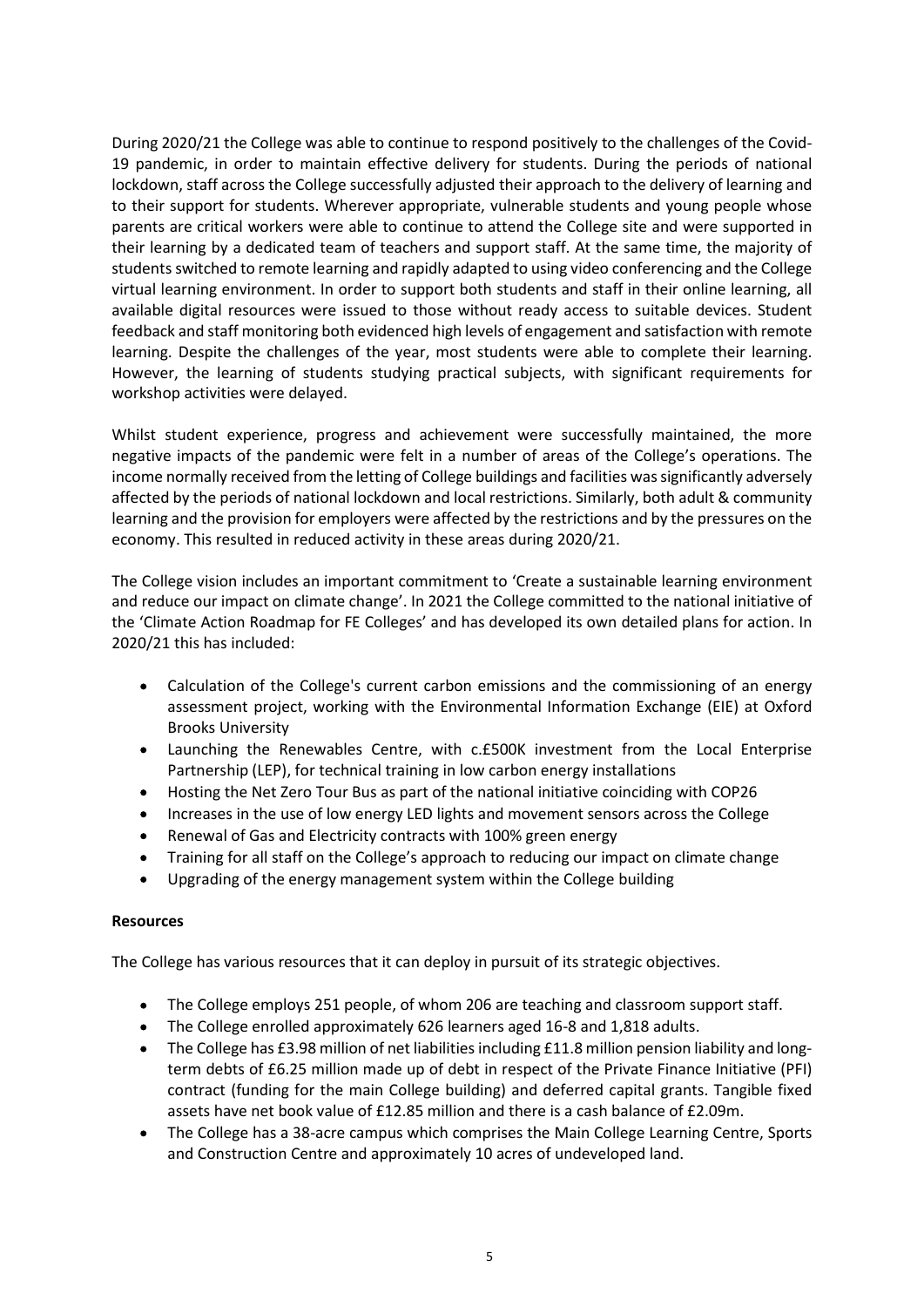During 2020/21 the College was able to continue to respond positively to the challenges of the Covid-19 pandemic, in order to maintain effective delivery for students. During the periods of national lockdown, staff across the College successfully adjusted their approach to the delivery of learning and to their support for students. Wherever appropriate, vulnerable students and young people whose parents are critical workers were able to continue to attend the College site and were supported in their learning by a dedicated team of teachers and support staff. At the same time, the majority of students switched to remote learning and rapidly adapted to using video conferencing and the College virtual learning environment. In order to support both students and staff in their online learning, all available digital resources were issued to those without ready access to suitable devices. Student feedback and staff monitoring both evidenced high levels of engagement and satisfaction with remote learning. Despite the challenges of the year, most students were able to complete their learning. However, the learning of students studying practical subjects, with significant requirements for workshop activities were delayed.

Whilst student experience, progress and achievement were successfully maintained, the more negative impacts of the pandemic were felt in a number of areas of the College's operations. The income normally received from the letting of College buildings and facilities was significantly adversely affected by the periods of national lockdown and local restrictions. Similarly, both adult & community learning and the provision for employers were affected by the restrictions and by the pressures on the economy. This resulted in reduced activity in these areas during 2020/21.

The College vision includes an important commitment to 'Create a sustainable learning environment and reduce our impact on climate change'. In 2021 the College committed to the national initiative of the 'Climate Action Roadmap for FE Colleges' and has developed its own detailed plans for action. In 2020/21 this has included:

- Calculation of the College's current carbon emissions and the commissioning of an energy assessment project, working with the Environmental Information Exchange (EIE) at Oxford Brookes University
- Launching the Renewables Centre, with c.£500K investment from the Local Enterprise Partnership (LEP), for technical training in low carbon energy installations
- Hosting the Net Zero Tour Bus as part of the national initiative coinciding with COP26
- Increases in the use of low energy LED lights and movement sensors across the College
- Renewal of Gas and Electricity contracts with 100% green energy
- Training for all staff on the College's approach to reducing our impact on climate change
- Upgrading of the energy management system within the College building

**Resources**

The College has various resources that it can deploy in pursuit of its strategic objectives.

- The College employs 251 people, of whom 206 are teaching and classroom support staff.
- The College enrolled approximately 626 learners aged 16-8 and 1,818 adults.
- The College has £3.98 million of net liabilities including £11.8 million pension liability and long-term debts of £6.25 million made up of debt in respect of the Private Finance Initiative (PFI) contract (funding for the main College building) and deferred capital grants. Tangible fixed assets have net book value of £12.85 million and there is a cash balance of £2.09m.
- The College has a 38-acre campus which comprises the Main College Learning Centre, Sports and Construction Centre and approximately 10 acres of undeveloped land.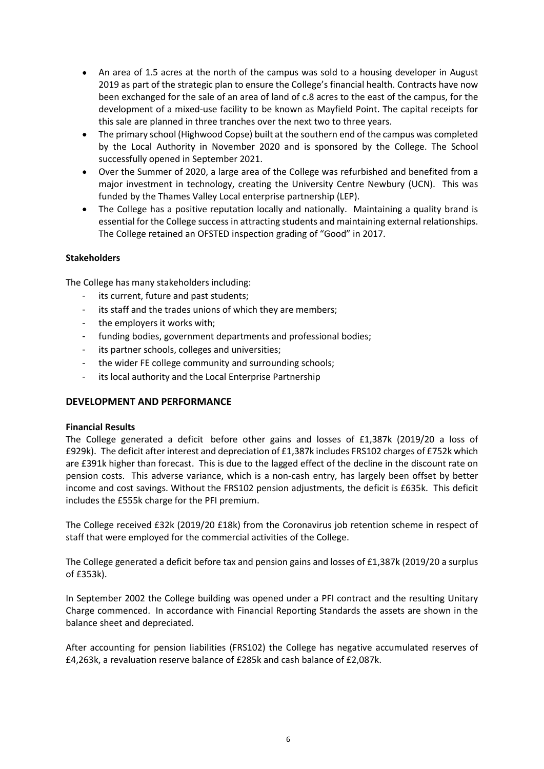- An area of 1.5 acres at the north of the campus was sold to a housing developer in August 2019 as part of the strategic plan to ensure the College's financial health. Contracts have now been exchanged for the sale of an area of land of c.8 acres to the east of the campus, for the development of a mixed-use facility to be known as Mayfield Point. The capital receipts for this sale are planned in three tranches over the next two to three years.
- The primary school (Highwood Copse) built at the southern end of the campus was completed by the Local Authority in November 2020 and is sponsored by the College. The School successfully opened in September 2021.
- Over the Summer of 2020, a large area of the College was refurbished and benefited from a major investment in technology, creating the University Centre Newbury (UCN). This was funded by the Thames Valley Local enterprise partnership (LEP).
- The College has a positive reputation locally and nationally. Maintaining a quality brand is essential for the College success in attracting students and maintaining external relationships. The College retained an OFSTED inspection grading of "Good" in 2017.

**Stakeholders**

The College has many stakeholders including:

- its current, future and past students;
- its staff and the trades unions of which they are members;
- the employers it works with;
- funding bodies, government departments and professional bodies;
- its partner schools, colleges and universities;
- the wider FE college community and surrounding schools;
- its local authority and the Local Enterprise Partnership

## DEVELOPMENT AND PERFORMANCE

**Financial Results**

The College generated a deficit before other gains and losses of £1,387k (2019/20 a loss of £929k). The deficit after interest and depreciation of £1,387k includes FRS102 charges of £752k which are £391k higher than forecast. This is due to the lagged effect of the decline in the discount rate on pension costs. This adverse variance, which is a non-cash entry, has largely been offset by better income and cost savings. Without the FRS102 pension adjustments, the deficit is £635k. This deficit includes the £555k charge for the PFI premium.

The College received £32k (2019/20 £18k) from the Coronavirus job retention scheme in respect of staff that were employed for the commercial activities of the College.

The College generated a deficit before tax and pension gains and losses of £1,387k (2019/20 a surplus of £353k).

In September 2002 the College building was opened under a PFI contract and the resulting Unitary Charge commenced. In accordance with Financial Reporting Standards the assets are shown in the balance sheet and depreciated.

After accounting for pension liabilities (FRS102) the College has negative accumulated reserves of £4,263k, a revaluation reserve balance of £285k and cash balance of £2,087k.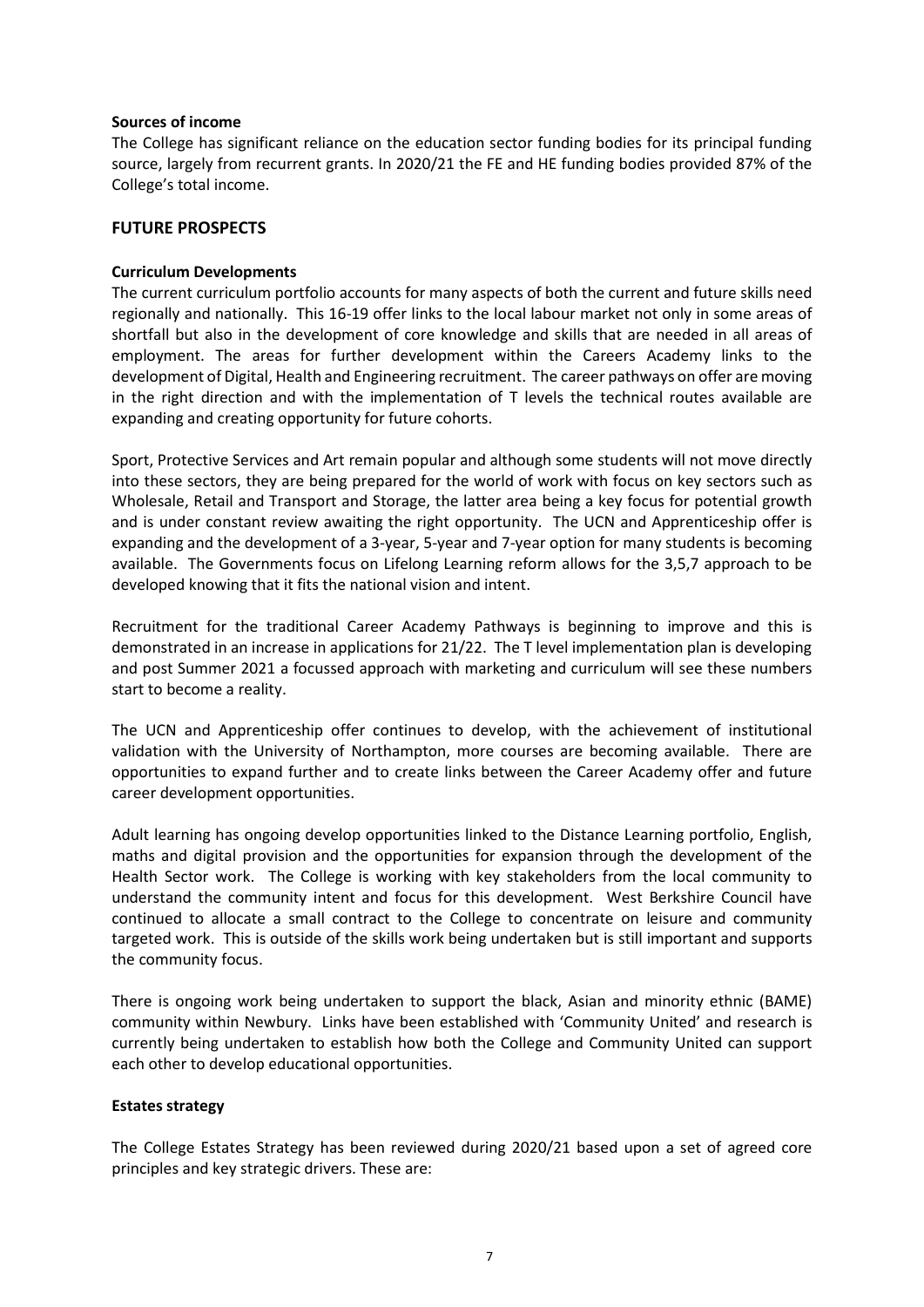**Sources of income**

The College has significant reliance on the education sector funding bodies for its principal funding source, largely from recurrent grants. In 2020/21 the FE and HE funding bodies provided 87% of the College's total income.

## FUTURE PROSPECTS

**Curriculum Developments**

The current curriculum portfolio accounts for many aspects of both the current and future skills need regionally and nationally. This 16-19 offer links to the local labour market not only in some areas of shortfall but also in the development of core knowledge and skills that are needed in all areas of employment. The areas for further development within the Careers Academy links to the development of Digital, Health and Engineering recruitment. The career pathways on offer are moving in the right direction and with the implementation of T levels the technical routes available are expanding and creating opportunity for future cohorts.

Sport, Protective Services and Art remain popular and although some students will not move directly into these sectors, they are being prepared for the world of work with focus on key sectors such as Wholesale, Retail and Transport and Storage, the latter area being a key focus for potential growth and is under constant review awaiting the right opportunity. The UCN and Apprenticeship offer is expanding and the development of a 3-year, 5-year and 7-year option for many students is becoming available. The Governments focus on Lifelong Learning reform allows for the 3,5,7 approach to be developed knowing that it fits the national vision and intent.

Recruitment for the traditional Career Academy Pathways is beginning to improve and this is demonstrated in an increase in applications for 21/22. The T level implementation plan is developing and post Summer 2021 a focussed approach with marketing and curriculum will see these numbers start to become a reality.

The UCN and Apprenticeship offer continues to develop, with the achievement of institutional validation with the University of Northampton, more courses are becoming available. There are opportunities to expand further and to create links between the Career Academy offer and future career development opportunities.

Adult learning has ongoing develop opportunities linked to the Distance Learning portfolio, English, maths and digital provision and the opportunities for expansion through the development of the Health Sector work. The College is working with key stakeholders from the local community to understand the community intent and focus for this development. West Berkshire Council have continued to allocate a small contract to the College to concentrate on leisure and community targeted work. This is outside of the skills work being undertaken but is still important and supports the community focus.

There is ongoing work being undertaken to support the black, Asian and minority ethnic (BAME) community within Newbury. Links have been established with 'Community United' and research is currently being undertaken to establish how both the College and Community United can support each other to develop educational opportunities.

**Estates strategy**

The College Estates Strategy has been reviewed during 2020/21 based upon a set of agreed core principles and key strategic drivers. These are: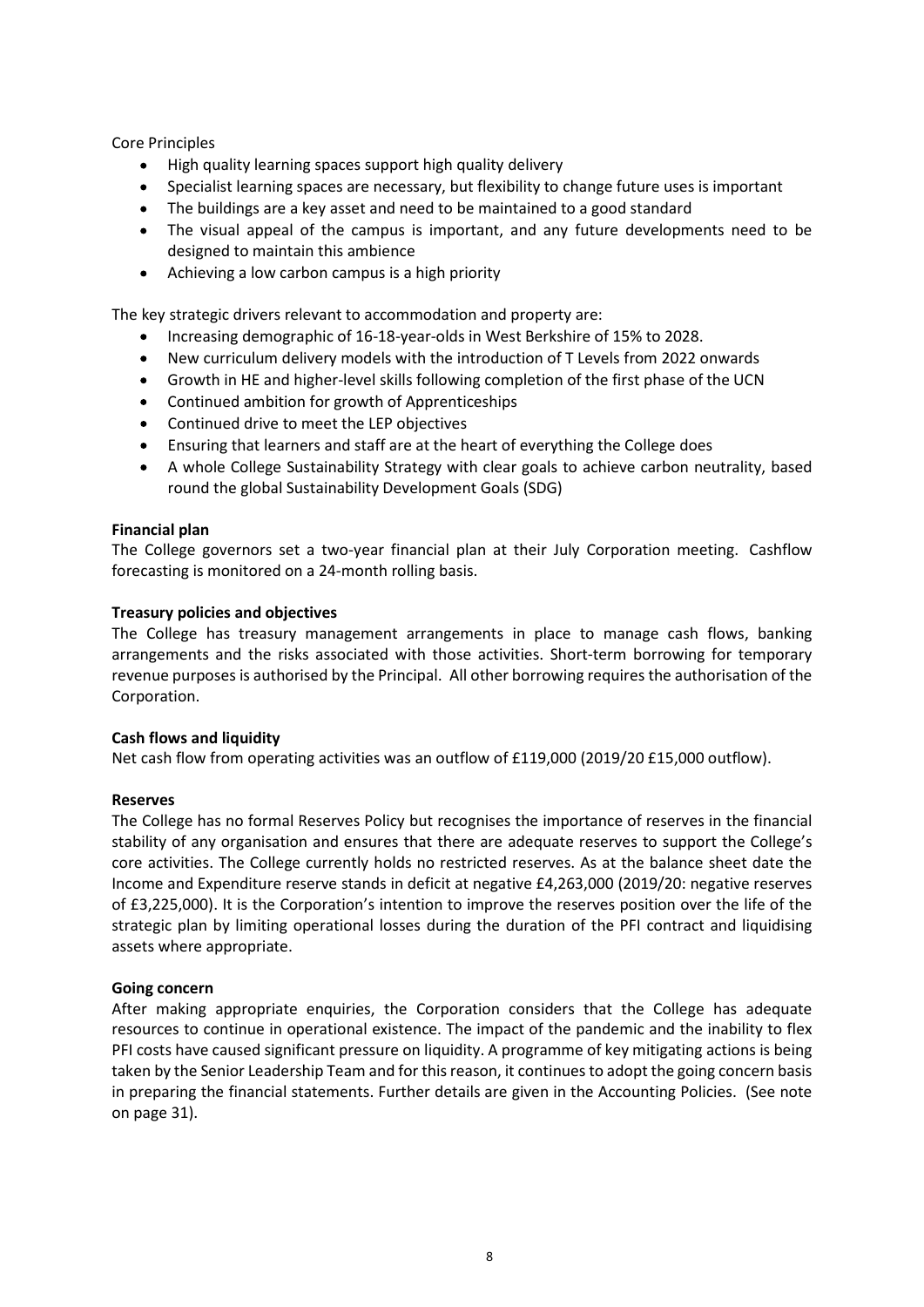Core Principles

- High quality learning spaces support high quality delivery
- Specialist learning spaces are necessary, but flexibility to change future uses is important
- The buildings are a key asset and need to be maintained to a good standard
- The visual appeal of the campus is important, and any future developments need to be designed to maintain this ambience
- Achieving a low carbon campus is a high priority

The key strategic drivers relevant to accommodation and property are:

- Increasing demographic of 16-18-year-olds in West Berkshire of 15% to 2028.
- New curriculum delivery models with the introduction of T Levels from 2022 onwards
- Growth in HE and higher-level skills following completion of the first phase of the UCN
- Continued ambition for growth of Apprenticeships
- Continued drive to meet the LEP objectives
- Ensuring that learners and staff are at the heart of everything the College does
- A whole College Sustainability Strategy with clear goals to achieve carbon neutrality, based round the global Sustainability Development Goals (SDG)

**Financial plan**

The College governors set a two-year financial plan at their July Corporation meeting. Cashflow forecasting is monitored on a 24-month rolling basis.

**Treasury policies and objectives**

The College has treasury management arrangements in place to manage cash flows, banking arrangements and the risks associated with those activities. Short-term borrowing for temporary revenue purposes is authorised by the Principal. All other borrowing requires the authorisation of the Corporation.

**Cash flows and liquidity**

Net cash flow from operating activities was an outflow of £119,000 (2019/20 £15,000 outflow).

**Reserves**

The College has no formal Reserves Policy but recognises the importance of reserves in the financial stability of any organisation and ensures that there are adequate reserves to support the College's core activities. The College currently holds no restricted reserves. As at the balance sheet date the Income and Expenditure reserve stands in deficit at negative £4,263,000 (2019/20: negative reserves of £3,225,000). It is the Corporation's intention to improve the reserves position over the life of the strategic plan by limiting operational losses during the duration of the PFI contract and liquidising assets where appropriate.

**Going concern**

After making appropriate enquiries, the Corporation considers that the College has adequate resources to continue in operational existence. The impact of the pandemic and the inability to flex PFI costs have caused significant pressure on liquidity. A programme of key mitigating actions is being taken by the Senior Leadership Team and for this reason, it continues to adopt the going concern basis in preparing the financial statements. Further details are given in the Accounting Policies. (See note on page 31).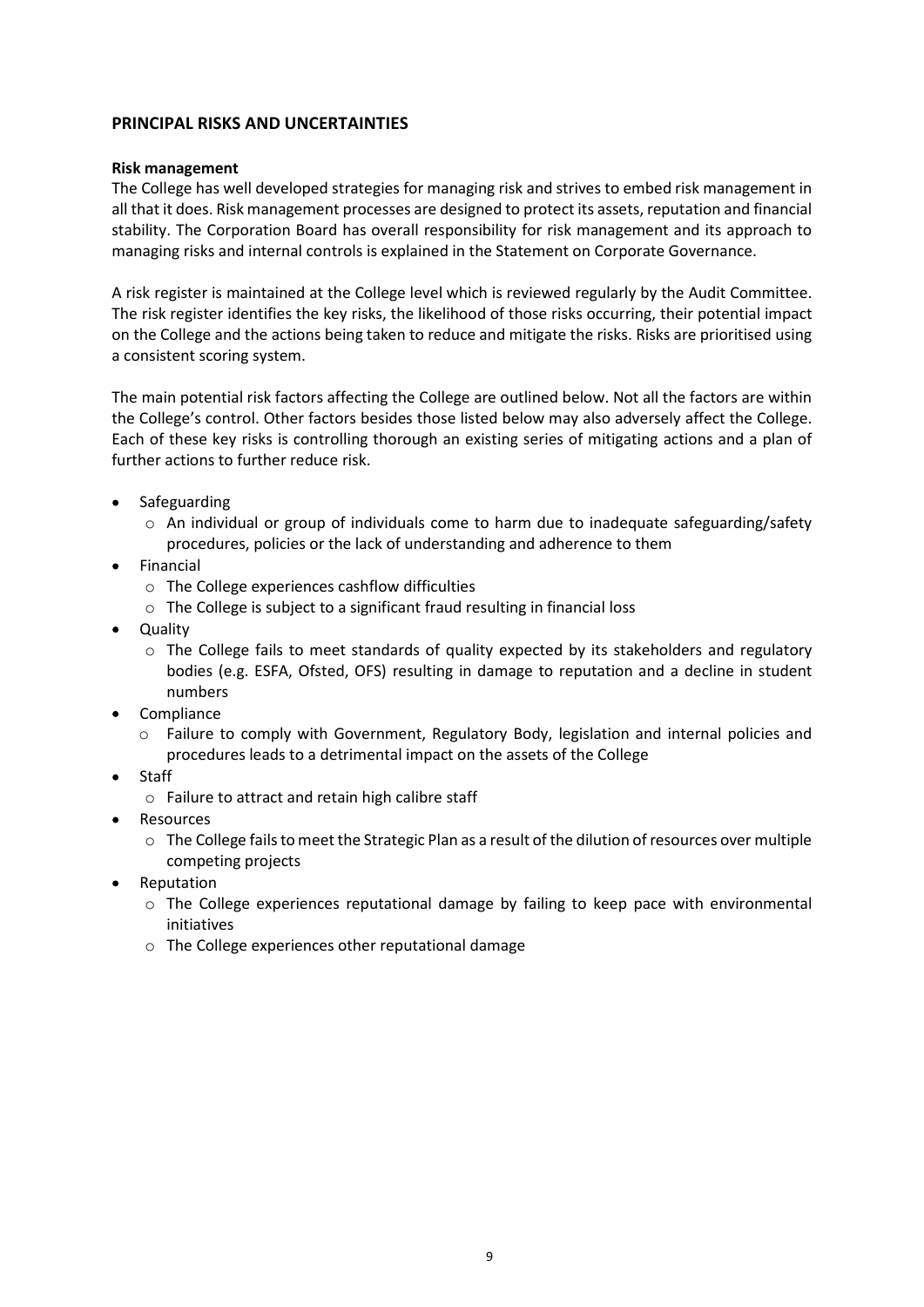## PRINCIPAL RISKS AND UNCERTAINTIES

**Risk management**

The College has well developed strategies for managing risk and strives to embed risk management in all that it does. Risk management processes are designed to protect its assets, reputation and financial stability. The Corporation Board has overall responsibility for risk management and its approach to managing risks and internal controls is explained in the Statement on Corporate Governance.

A risk register is maintained at the College level which is reviewed regularly by the Audit Committee. The risk register identifies the key risks, the likelihood of those risks occurring, their potential impact on the College and the actions being taken to reduce and mitigate the risks. Risks are prioritised using a consistent scoring system.

The main potential risk factors affecting the College are outlined below. Not all the factors are within the College's control. Other factors besides those listed below may also adversely affect the College. Each of these key risks is controlling thorough an existing series of mitigating actions and a plan of further actions to further reduce risk.

- Safeguarding
  - An individual or group of individuals come to harm due to inadequate safeguarding/safety procedures, policies or the lack of understanding and adherence to them
- Financial
  - The College experiences cashflow difficulties
  - The College is subject to a significant fraud resulting in financial loss
- Quality
  - The College fails to meet standards of quality expected by its stakeholders and regulatory bodies (e.g. ESFA, Ofsted, OFS) resulting in damage to reputation and a decline in student numbers
- Compliance
  - Failure to comply with Government, Regulatory Body, legislation and internal policies and procedures leads to a detrimental impact on the assets of the College
- Staff
  - Failure to attract and retain high calibre staff
- Resources
  - The College fails to meet the Strategic Plan as a result of the dilution of resources over multiple competing projects
- Reputation
  - The College experiences reputational damage by failing to keep pace with environmental initiatives
  - The College experiences other reputational damage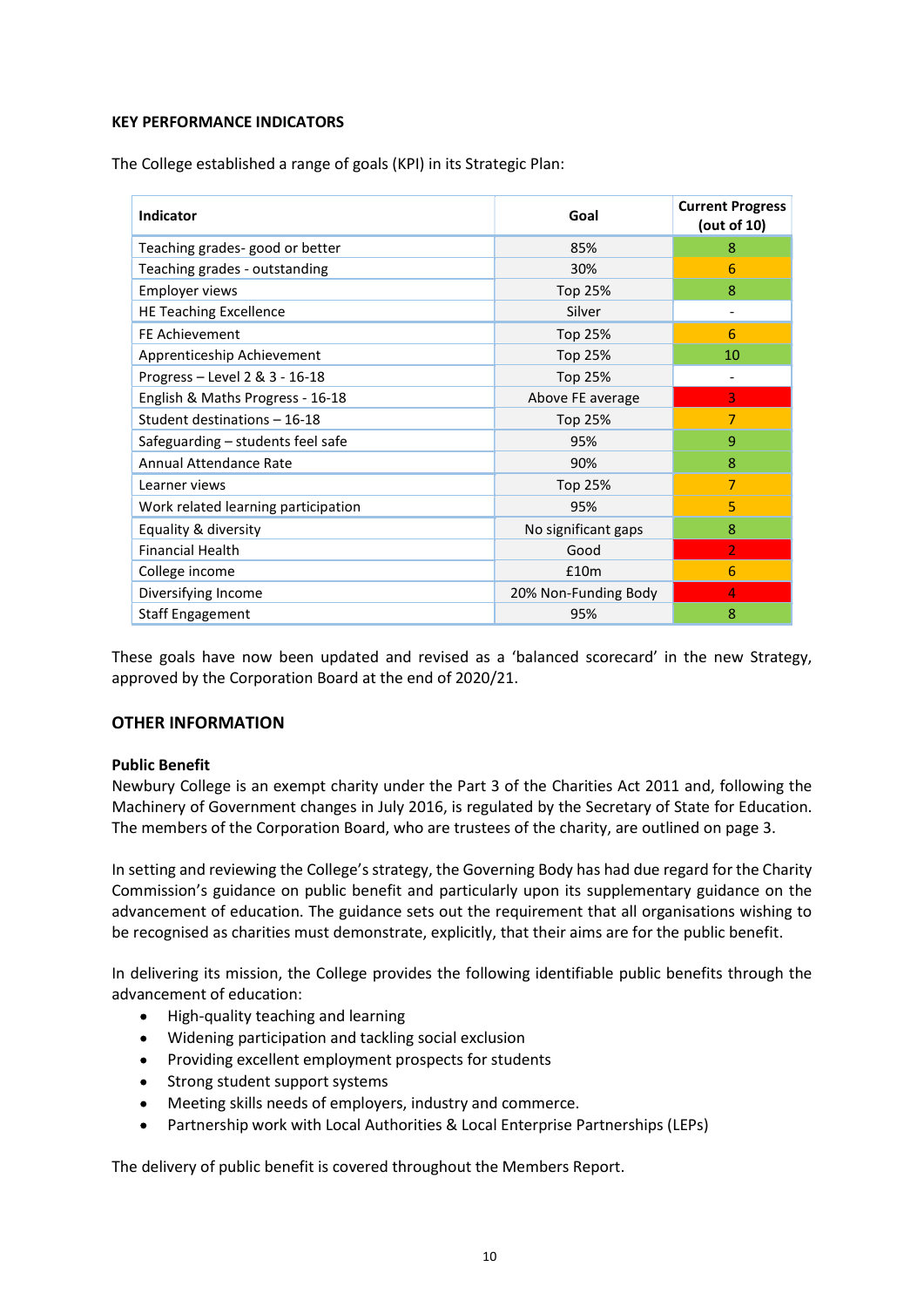**KEY PERFORMANCE INDICATORS**

The College established a range of goals (KPI) in its Strategic Plan:

| Indicator | Goal | Current Progress (out of 10) |
|---|---|---|
| Teaching grades- good or better | 85% | 8 |
| Teaching grades - outstanding | 30% | 6 |
| Employer views | Top 25% | 8 |
| HE Teaching Excellence | Silver | - |
| FE Achievement | Top 25% | 6 |
| Apprenticeship Achievement | Top 25% | 10 |
| Progress – Level 2 & 3 - 16-18 | Top 25% | - |
| English & Maths Progress - 16-18 | Above FE average | 3 |
| Student destinations – 16-18 | Top 25% | 7 |
| Safeguarding – students feel safe | 95% | 9 |
| Annual Attendance Rate | 90% | 8 |
| Learner views | Top 25% | 7 |
| Work related learning participation | 95% | 5 |
| Equality & diversity | No significant gaps | 8 |
| Financial Health | Good | 2 |
| College income | £10m | 6 |
| Diversifying Income | 20% Non-Funding Body | 4 |
| Staff Engagement | 95% | 8 |

These goals have now been updated and revised as a 'balanced scorecard' in the new Strategy, approved by the Corporation Board at the end of 2020/21.

## OTHER INFORMATION

**Public Benefit**

Newbury College is an exempt charity under the Part 3 of the Charities Act 2011 and, following the Machinery of Government changes in July 2016, is regulated by the Secretary of State for Education. The members of the Corporation Board, who are trustees of the charity, are outlined on page 3.

In setting and reviewing the College's strategy, the Governing Body has had due regard for the Charity Commission's guidance on public benefit and particularly upon its supplementary guidance on the advancement of education. The guidance sets out the requirement that all organisations wishing to be recognised as charities must demonstrate, explicitly, that their aims are for the public benefit.

In delivering its mission, the College provides the following identifiable public benefits through the advancement of education:

- High-quality teaching and learning
- Widening participation and tackling social exclusion
- Providing excellent employment prospects for students
- Strong student support systems
- Meeting skills needs of employers, industry and commerce.
- Partnership work with Local Authorities & Local Enterprise Partnerships (LEPs)

The delivery of public benefit is covered throughout the Members Report.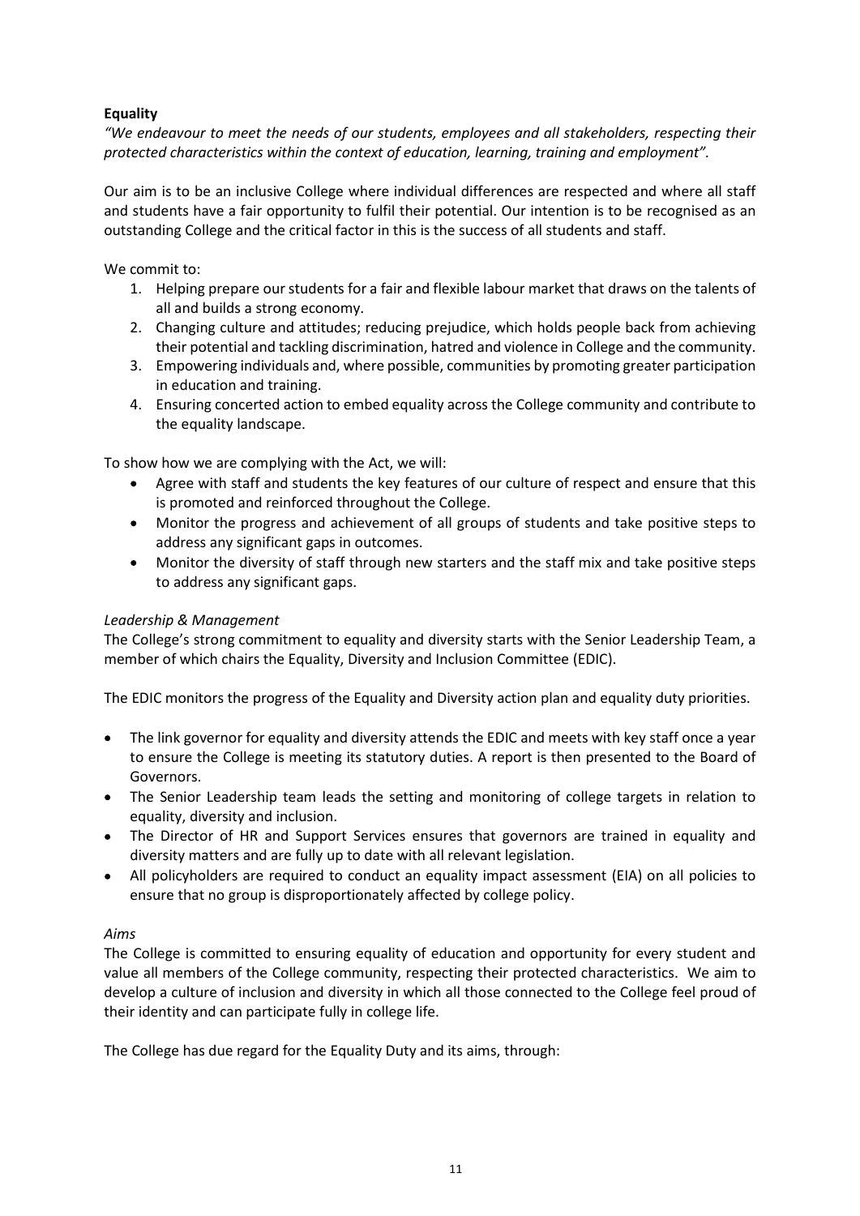**Equality**

*"We endeavour to meet the needs of our students, employees and all stakeholders, respecting their protected characteristics within the context of education, learning, training and employment".*

Our aim is to be an inclusive College where individual differences are respected and where all staff and students have a fair opportunity to fulfil their potential. Our intention is to be recognised as an outstanding College and the critical factor in this is the success of all students and staff.

We commit to:

1. Helping prepare our students for a fair and flexible labour market that draws on the talents of all and builds a strong economy.
2. Changing culture and attitudes; reducing prejudice, which holds people back from achieving their potential and tackling discrimination, hatred and violence in College and the community.
3. Empowering individuals and, where possible, communities by promoting greater participation in education and training.
4. Ensuring concerted action to embed equality across the College community and contribute to the equality landscape.

To show how we are complying with the Act, we will:

- Agree with staff and students the key features of our culture of respect and ensure that this is promoted and reinforced throughout the College.
- Monitor the progress and achievement of all groups of students and take positive steps to address any significant gaps in outcomes.
- Monitor the diversity of staff through new starters and the staff mix and take positive steps to address any significant gaps.

*Leadership & Management*

The College's strong commitment to equality and diversity starts with the Senior Leadership Team, a member of which chairs the Equality, Diversity and Inclusion Committee (EDIC).

The EDIC monitors the progress of the Equality and Diversity action plan and equality duty priorities.

- The link governor for equality and diversity attends the EDIC and meets with key staff once a year to ensure the College is meeting its statutory duties. A report is then presented to the Board of Governors.
- The Senior Leadership team leads the setting and monitoring of college targets in relation to equality, diversity and inclusion.
- The Director of HR and Support Services ensures that governors are trained in equality and diversity matters and are fully up to date with all relevant legislation.
- All policyholders are required to conduct an equality impact assessment (EIA) on all policies to ensure that no group is disproportionately affected by college policy.

*Aims*

The College is committed to ensuring equality of education and opportunity for every student and value all members of the College community, respecting their protected characteristics. We aim to develop a culture of inclusion and diversity in which all those connected to the College feel proud of their identity and can participate fully in college life.

The College has due regard for the Equality Duty and its aims, through: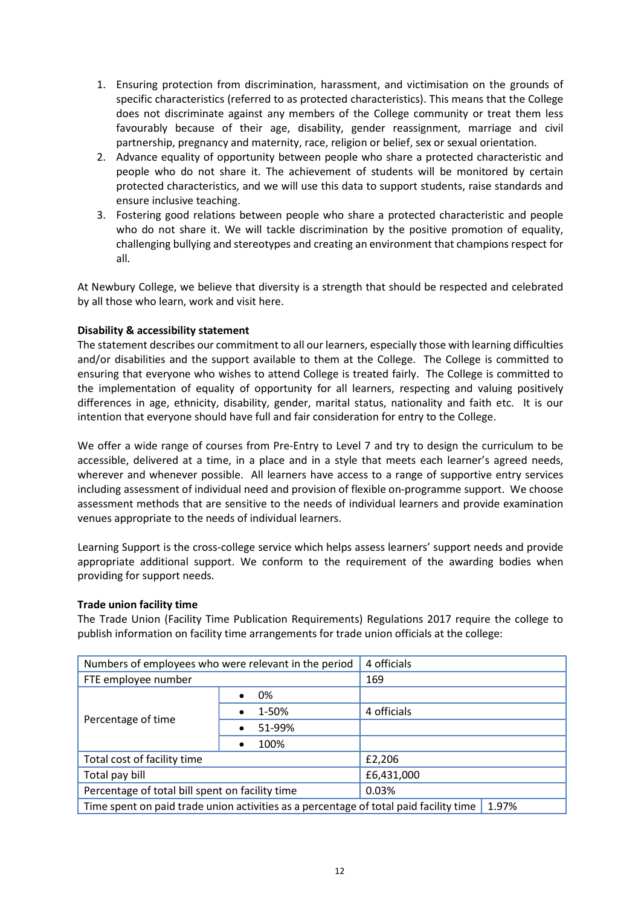1. Ensuring protection from discrimination, harassment, and victimisation on the grounds of specific characteristics (referred to as protected characteristics). This means that the College does not discriminate against any members of the College community or treat them less favourably because of their age, disability, gender reassignment, marriage and civil partnership, pregnancy and maternity, race, religion or belief, sex or sexual orientation.
2. Advance equality of opportunity between people who share a protected characteristic and people who do not share it. The achievement of students will be monitored by certain protected characteristics, and we will use this data to support students, raise standards and ensure inclusive teaching.
3. Fostering good relations between people who share a protected characteristic and people who do not share it. We will tackle discrimination by the positive promotion of equality, challenging bullying and stereotypes and creating an environment that champions respect for all.

At Newbury College, we believe that diversity is a strength that should be respected and celebrated by all those who learn, work and visit here.

**Disability & accessibility statement**

The statement describes our commitment to all our learners, especially those with learning difficulties and/or disabilities and the support available to them at the College. The College is committed to ensuring that everyone who wishes to attend College is treated fairly. The College is committed to the implementation of equality of opportunity for all learners, respecting and valuing positively differences in age, ethnicity, disability, gender, marital status, nationality and faith etc. It is our intention that everyone should have full and fair consideration for entry to the College.

We offer a wide range of courses from Pre-Entry to Level 7 and try to design the curriculum to be accessible, delivered at a time, in a place and in a style that meets each learner's agreed needs, wherever and whenever possible. All learners have access to a range of supportive entry services including assessment of individual need and provision of flexible on-programme support. We choose assessment methods that are sensitive to the needs of individual learners and provide examination venues appropriate to the needs of individual learners.

Learning Support is the cross-college service which helps assess learners' support needs and provide appropriate additional support. We conform to the requirement of the awarding bodies when providing for support needs.

**Trade union facility time**

The Trade Union (Facility Time Publication Requirements) Regulations 2017 require the college to publish information on facility time arrangements for trade union officials at the college:

| | | |
|---|---|---|
| Numbers of employees who were relevant in the period | | 4 officials |
| FTE employee number | | 169 |
| Percentage of time | • 0% | |
| | • 1-50% | 4 officials |
| | • 51-99% | |
| | • 100% | |
| Total cost of facility time | | £2,206 |
| Total pay bill | | £6,431,000 |
| Percentage of total bill spent on facility time | | 0.03% |
| Time spent on paid trade union activities as a percentage of total paid facility time | | 1.97% |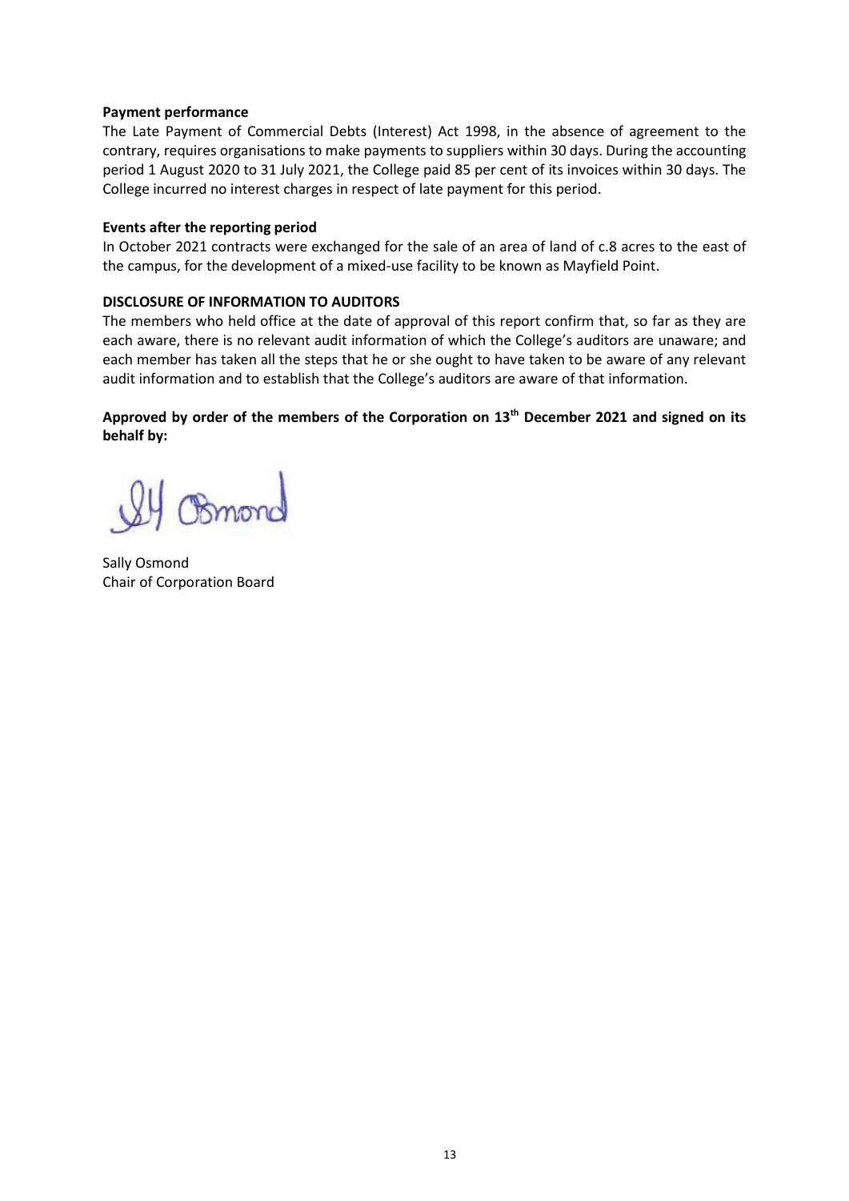**Payment performance**

The Late Payment of Commercial Debts (Interest) Act 1998, in the absence of agreement to the contrary, requires organisations to make payments to suppliers within 30 days. During the accounting period 1 August 2020 to 31 July 2021, the College paid 85 per cent of its invoices within 30 days. The College incurred no interest charges in respect of late payment for this period.

**Events after the reporting period**

In October 2021 contracts were exchanged for the sale of an area of land of c.8 acres to the east of the campus, for the development of a mixed-use facility to be known as Mayfield Point.

**DISCLOSURE OF INFORMATION TO AUDITORS**

The members who held office at the date of approval of this report confirm that, so far as they are each aware, there is no relevant audit information of which the College's auditors are unaware; and each member has taken all the steps that he or she ought to have taken to be aware of any relevant audit information and to establish that the College's auditors are aware of that information.

**Approved by order of the members of the Corporation on 13th December 2021 and signed on its behalf by:**

Sally Osmond
Chair of Corporation Board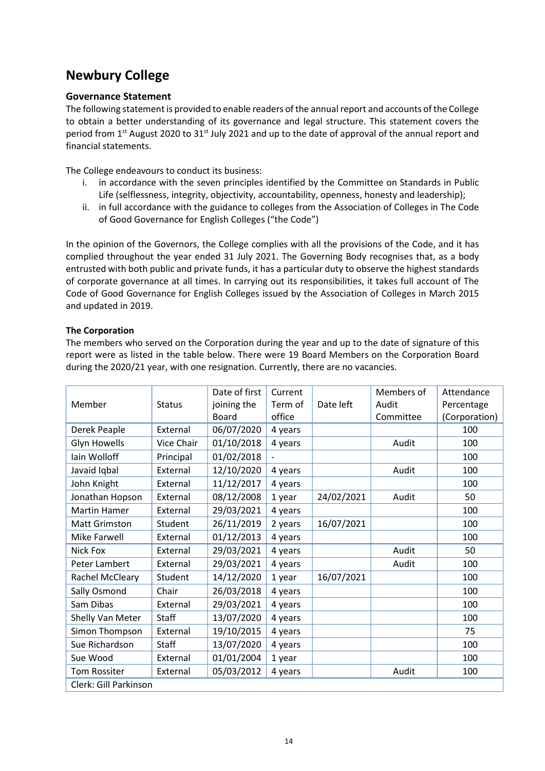# Newbury College

### Governance Statement

The following statement is provided to enable readers of the annual report and accounts of the College to obtain a better understanding of its governance and legal structure. This statement covers the period from 1st August 2020 to 31st July 2021 and up to the date of approval of the annual report and financial statements.

The College endeavours to conduct its business:

i. in accordance with the seven principles identified by the Committee on Standards in Public Life (selflessness, integrity, objectivity, accountability, openness, honesty and leadership);
ii. in full accordance with the guidance to colleges from the Association of Colleges in The Code of Good Governance for English Colleges ("the Code")

In the opinion of the Governors, the College complies with all the provisions of the Code, and it has complied throughout the year ended 31 July 2021. The Governing Body recognises that, as a body entrusted with both public and private funds, it has a particular duty to observe the highest standards of corporate governance at all times. In carrying out its responsibilities, it takes full account of The Code of Good Governance for English Colleges issued by the Association of Colleges in March 2015 and updated in 2019.

**The Corporation**

The members who served on the Corporation during the year and up to the date of signature of this report were as listed in the table below. There were 19 Board Members on the Corporation Board during the 2020/21 year, with one resignation. Currently, there are no vacancies.

| Member | Status | Date of first joining the Board | Current Term of office | Date left | Members of Audit Committee | Attendance Percentage (Corporation) |
|---|---|---|---|---|---|---|
| Derek Peaple | External | 06/07/2020 | 4 years | | | 100 |
| Glyn Howells | Vice Chair | 01/10/2018 | 4 years | | Audit | 100 |
| Iain Wolloff | Principal | 01/02/2018 | - | | | 100 |
| Javaid Iqbal | External | 12/10/2020 | 4 years | | Audit | 100 |
| John Knight | External | 11/12/2017 | 4 years | | | 100 |
| Jonathan Hopson | External | 08/12/2008 | 1 year | 24/02/2021 | Audit | 50 |
| Martin Hamer | External | 29/03/2021 | 4 years | | | 100 |
| Matt Grimston | Student | 26/11/2019 | 2 years | 16/07/2021 | | 100 |
| Mike Farwell | External | 01/12/2013 | 4 years | | | 100 |
| Nick Fox | External | 29/03/2021 | 4 years | | Audit | 50 |
| Peter Lambert | External | 29/03/2021 | 4 years | | Audit | 100 |
| Rachel McCleary | Student | 14/12/2020 | 1 year | 16/07/2021 | | 100 |
| Sally Osmond | Chair | 26/03/2018 | 4 years | | | 100 |
| Sam Dibas | External | 29/03/2021 | 4 years | | | 100 |
| Shelly Van Meter | Staff | 13/07/2020 | 4 years | | | 100 |
| Simon Thompson | External | 19/10/2015 | 4 years | | | 75 |
| Sue Richardson | Staff | 13/07/2020 | 4 years | | | 100 |
| Sue Wood | External | 01/01/2004 | 1 year | | | 100 |
| Tom Rossiter | External | 05/03/2012 | 4 years | | Audit | 100 |
| Clerk: Gill Parkinson | | | | | | |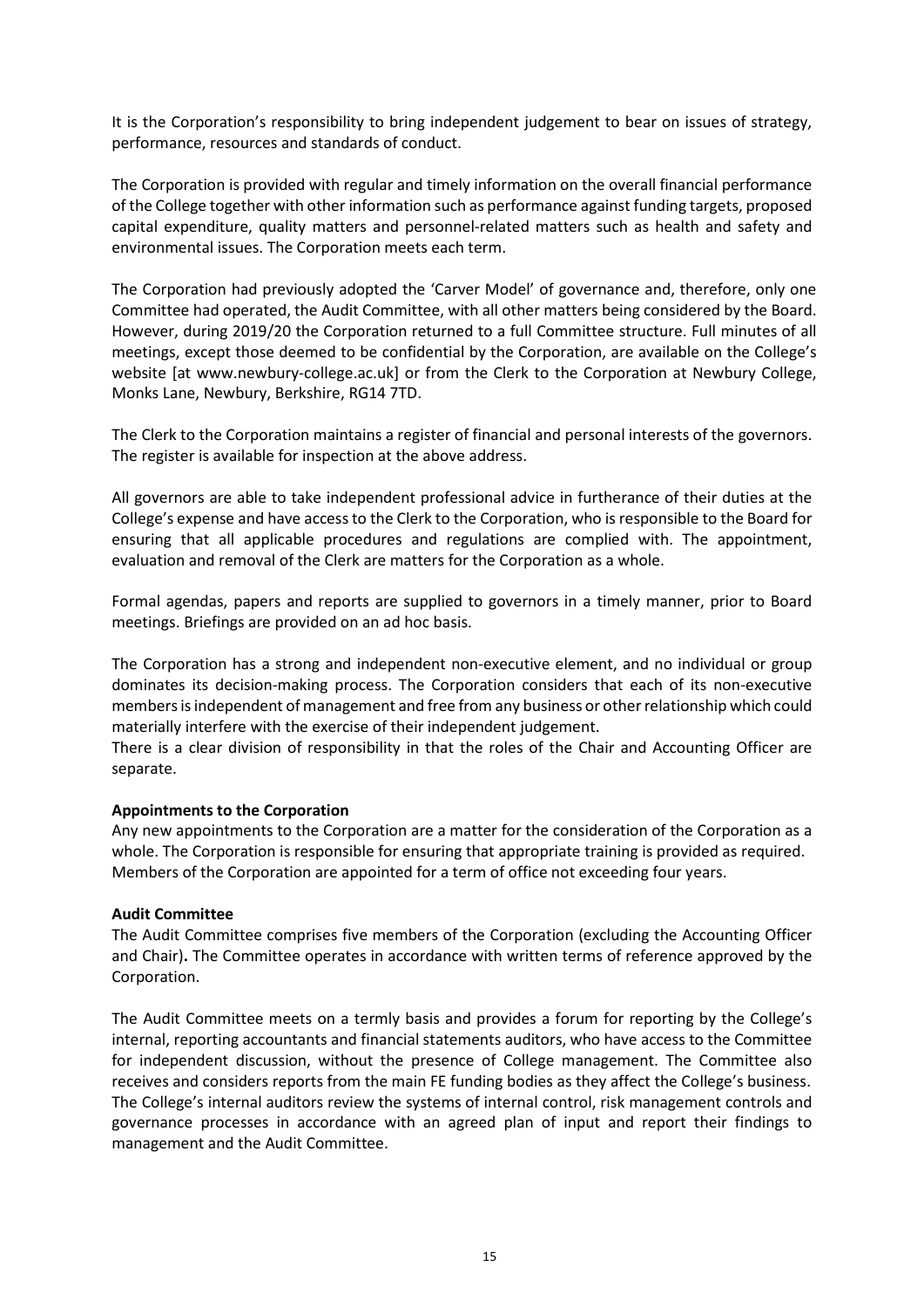It is the Corporation's responsibility to bring independent judgement to bear on issues of strategy, performance, resources and standards of conduct.

The Corporation is provided with regular and timely information on the overall financial performance of the College together with other information such as performance against funding targets, proposed capital expenditure, quality matters and personnel-related matters such as health and safety and environmental issues. The Corporation meets each term.

The Corporation had previously adopted the 'Carver Model' of governance and, therefore, only one Committee had operated, the Audit Committee, with all other matters being considered by the Board. However, during 2019/20 the Corporation returned to a full Committee structure. Full minutes of all meetings, except those deemed to be confidential by the Corporation, are available on the College's website [at www.newbury-college.ac.uk] or from the Clerk to the Corporation at Newbury College, Monks Lane, Newbury, Berkshire, RG14 7TD.

The Clerk to the Corporation maintains a register of financial and personal interests of the governors. The register is available for inspection at the above address.

All governors are able to take independent professional advice in furtherance of their duties at the College's expense and have access to the Clerk to the Corporation, who is responsible to the Board for ensuring that all applicable procedures and regulations are complied with. The appointment, evaluation and removal of the Clerk are matters for the Corporation as a whole.

Formal agendas, papers and reports are supplied to governors in a timely manner, prior to Board meetings. Briefings are provided on an ad hoc basis.

The Corporation has a strong and independent non-executive element, and no individual or group dominates its decision-making process. The Corporation considers that each of its non-executive members is independent of management and free from any business or other relationship which could materially interfere with the exercise of their independent judgement.
There is a clear division of responsibility in that the roles of the Chair and Accounting Officer are separate.

**Appointments to the Corporation**
Any new appointments to the Corporation are a matter for the consideration of the Corporation as a whole. The Corporation is responsible for ensuring that appropriate training is provided as required. Members of the Corporation are appointed for a term of office not exceeding four years.

**Audit Committee**
The Audit Committee comprises five members of the Corporation (excluding the Accounting Officer and Chair)**.** The Committee operates in accordance with written terms of reference approved by the Corporation.

The Audit Committee meets on a termly basis and provides a forum for reporting by the College's internal, reporting accountants and financial statements auditors, who have access to the Committee for independent discussion, without the presence of College management. The Committee also receives and considers reports from the main FE funding bodies as they affect the College's business. The College's internal auditors review the systems of internal control, risk management controls and governance processes in accordance with an agreed plan of input and report their findings to management and the Audit Committee.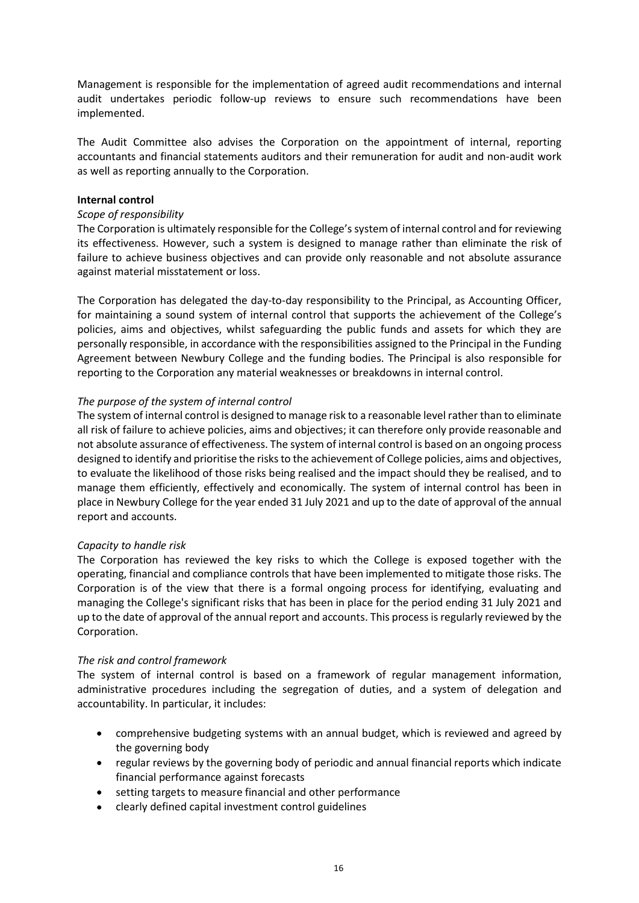Management is responsible for the implementation of agreed audit recommendations and internal audit undertakes periodic follow-up reviews to ensure such recommendations have been implemented.

The Audit Committee also advises the Corporation on the appointment of internal, reporting accountants and financial statements auditors and their remuneration for audit and non-audit work as well as reporting annually to the Corporation.

**Internal control**

*Scope of responsibility*

The Corporation is ultimately responsible for the College's system of internal control and for reviewing its effectiveness. However, such a system is designed to manage rather than eliminate the risk of failure to achieve business objectives and can provide only reasonable and not absolute assurance against material misstatement or loss.

The Corporation has delegated the day-to-day responsibility to the Principal, as Accounting Officer, for maintaining a sound system of internal control that supports the achievement of the College's policies, aims and objectives, whilst safeguarding the public funds and assets for which they are personally responsible, in accordance with the responsibilities assigned to the Principal in the Funding Agreement between Newbury College and the funding bodies. The Principal is also responsible for reporting to the Corporation any material weaknesses or breakdowns in internal control.

*The purpose of the system of internal control*

The system of internal control is designed to manage risk to a reasonable level rather than to eliminate all risk of failure to achieve policies, aims and objectives; it can therefore only provide reasonable and not absolute assurance of effectiveness. The system of internal control is based on an ongoing process designed to identify and prioritise the risks to the achievement of College policies, aims and objectives, to evaluate the likelihood of those risks being realised and the impact should they be realised, and to manage them efficiently, effectively and economically. The system of internal control has been in place in Newbury College for the year ended 31 July 2021 and up to the date of approval of the annual report and accounts.

*Capacity to handle risk*

The Corporation has reviewed the key risks to which the College is exposed together with the operating, financial and compliance controls that have been implemented to mitigate those risks. The Corporation is of the view that there is a formal ongoing process for identifying, evaluating and managing the College's significant risks that has been in place for the period ending 31 July 2021 and up to the date of approval of the annual report and accounts. This process is regularly reviewed by the Corporation.

*The risk and control framework*

The system of internal control is based on a framework of regular management information, administrative procedures including the segregation of duties, and a system of delegation and accountability. In particular, it includes:

- comprehensive budgeting systems with an annual budget, which is reviewed and agreed by the governing body
- regular reviews by the governing body of periodic and annual financial reports which indicate financial performance against forecasts
- setting targets to measure financial and other performance
- clearly defined capital investment control guidelines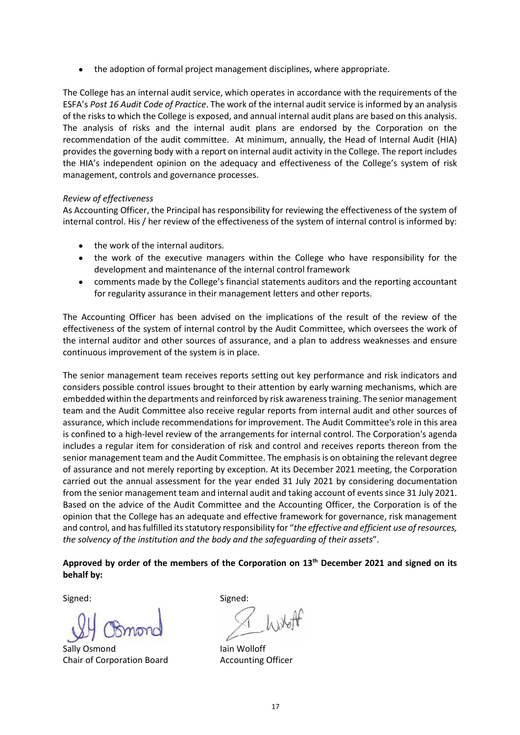- the adoption of formal project management disciplines, where appropriate.

The College has an internal audit service, which operates in accordance with the requirements of the ESFA's *Post 16 Audit Code of Practice*. The work of the internal audit service is informed by an analysis of the risks to which the College is exposed, and annual internal audit plans are based on this analysis. The analysis of risks and the internal audit plans are endorsed by the Corporation on the recommendation of the audit committee. At minimum, annually, the Head of Internal Audit (HIA) provides the governing body with a report on internal audit activity in the College. The report includes the HIA's independent opinion on the adequacy and effectiveness of the College's system of risk management, controls and governance processes.

*Review of effectiveness*

As Accounting Officer, the Principal has responsibility for reviewing the effectiveness of the system of internal control. His / her review of the effectiveness of the system of internal control is informed by:

- the work of the internal auditors.
- the work of the executive managers within the College who have responsibility for the development and maintenance of the internal control framework
- comments made by the College's financial statements auditors and the reporting accountant for regularity assurance in their management letters and other reports.

The Accounting Officer has been advised on the implications of the result of the review of the effectiveness of the system of internal control by the Audit Committee, which oversees the work of the internal auditor and other sources of assurance, and a plan to address weaknesses and ensure continuous improvement of the system is in place.

The senior management team receives reports setting out key performance and risk indicators and considers possible control issues brought to their attention by early warning mechanisms, which are embedded within the departments and reinforced by risk awareness training. The senior management team and the Audit Committee also receive regular reports from internal audit and other sources of assurance, which include recommendations for improvement. The Audit Committee's role in this area is confined to a high-level review of the arrangements for internal control. The Corporation's agenda includes a regular item for consideration of risk and control and receives reports thereon from the senior management team and the Audit Committee. The emphasis is on obtaining the relevant degree of assurance and not merely reporting by exception. At its December 2021 meeting, the Corporation carried out the annual assessment for the year ended 31 July 2021 by considering documentation from the senior management team and internal audit and taking account of events since 31 July 2021. Based on the advice of the Audit Committee and the Accounting Officer, the Corporation is of the opinion that the College has an adequate and effective framework for governance, risk management and control, and has fulfilled its statutory responsibility for "*the effective and efficient use of resources, the solvency of the institution and the body and the safeguarding of their assets*".

**Approved by order of the members of the Corporation on 13th December 2021 and signed on its behalf by:**

| Signed: | Signed: |
|---|---|
| Sally Osmond | Iain Wolloff |
| Chair of Corporation Board | Accounting Officer |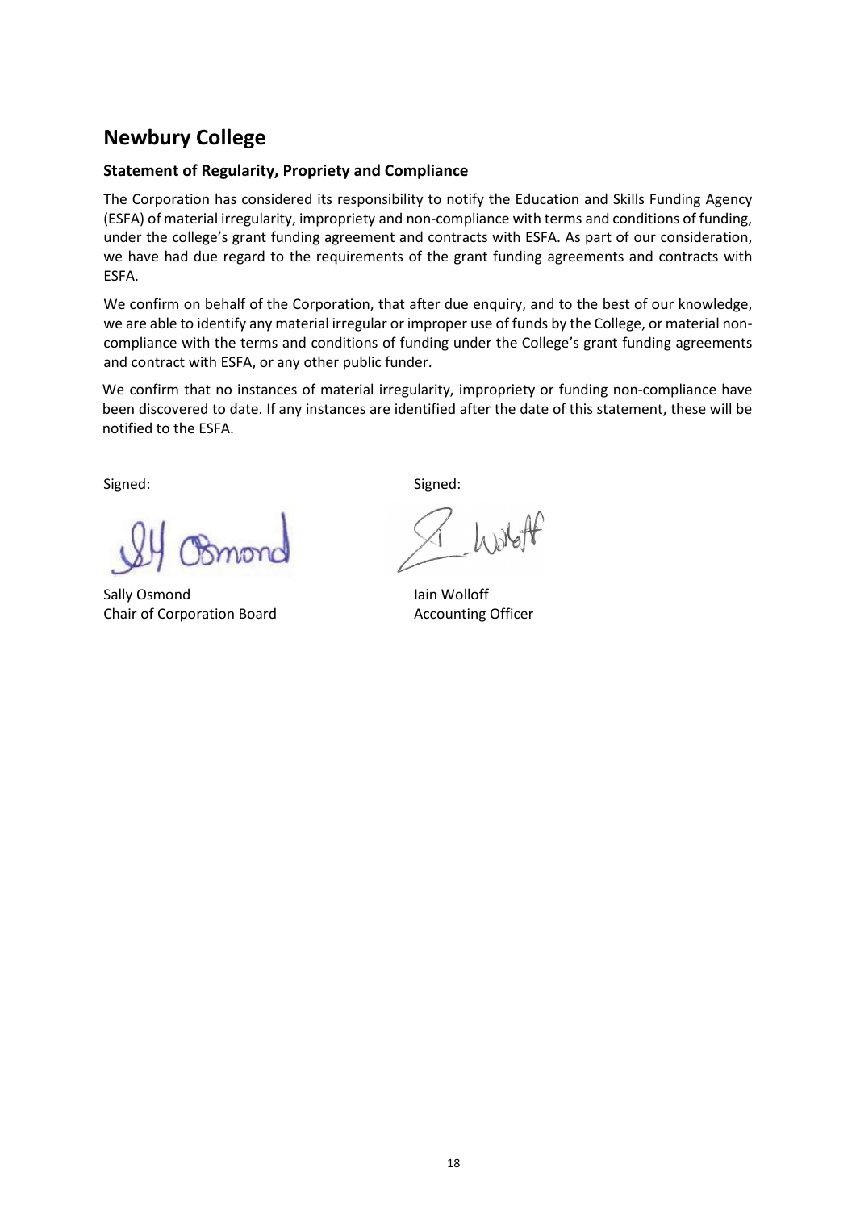## Newbury College

### Statement of Regularity, Propriety and Compliance

The Corporation has considered its responsibility to notify the Education and Skills Funding Agency (ESFA) of material irregularity, impropriety and non-compliance with terms and conditions of funding, under the college's grant funding agreement and contracts with ESFA. As part of our consideration, we have had due regard to the requirements of the grant funding agreements and contracts with ESFA.

We confirm on behalf of the Corporation, that after due enquiry, and to the best of our knowledge, we are able to identify any material irregular or improper use of funds by the College, or material non-compliance with the terms and conditions of funding under the College's grant funding agreements and contract with ESFA, or any other public funder.

We confirm that no instances of material irregularity, impropriety or funding non-compliance have been discovered to date. If any instances are identified after the date of this statement, these will be notified to the ESFA.

| Signed: | Signed: |
|---|---|
| Sally Osmond | Iain Wolloff |
| Chair of Corporation Board | Accounting Officer |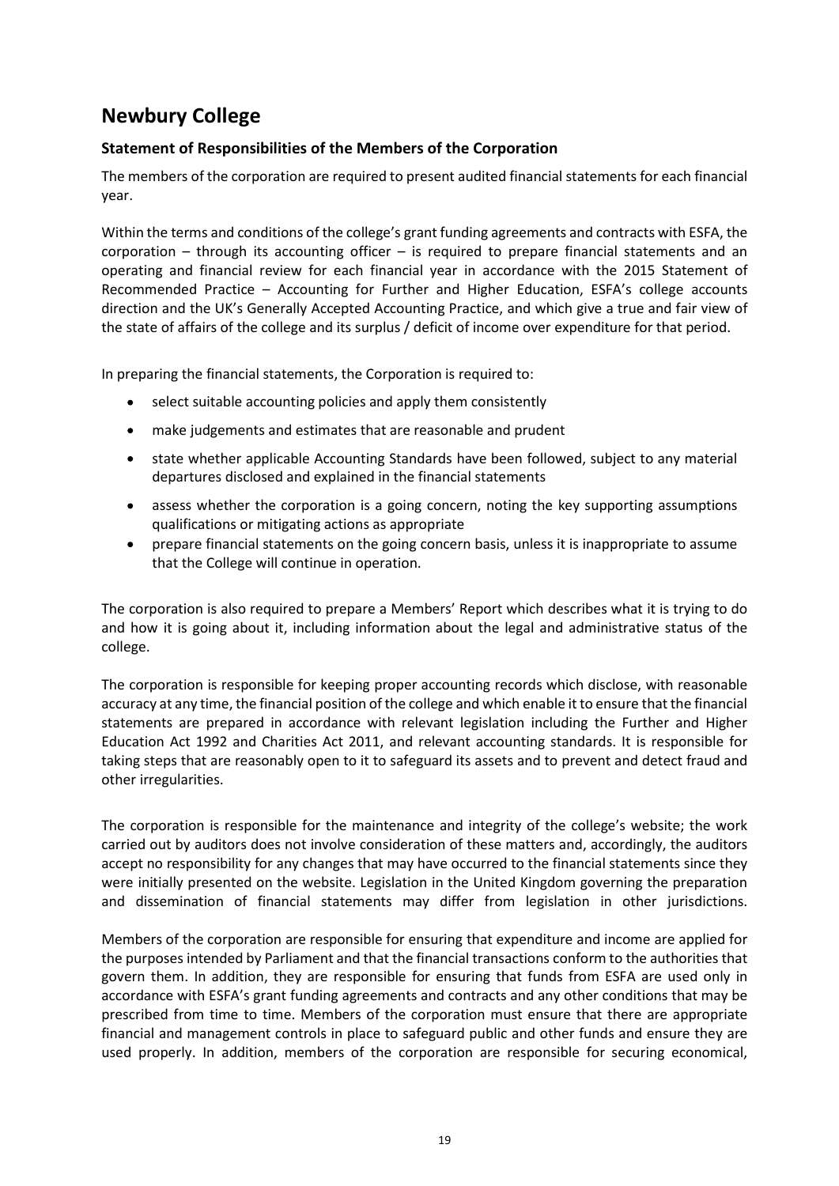# Newbury College

## Statement of Responsibilities of the Members of the Corporation

The members of the corporation are required to present audited financial statements for each financial year.

Within the terms and conditions of the college's grant funding agreements and contracts with ESFA, the corporation – through its accounting officer – is required to prepare financial statements and an operating and financial review for each financial year in accordance with the 2015 Statement of Recommended Practice – Accounting for Further and Higher Education, ESFA's college accounts direction and the UK's Generally Accepted Accounting Practice, and which give a true and fair view of the state of affairs of the college and its surplus / deficit of income over expenditure for that period.

In preparing the financial statements, the Corporation is required to:

- select suitable accounting policies and apply them consistently
- make judgements and estimates that are reasonable and prudent
- state whether applicable Accounting Standards have been followed, subject to any material departures disclosed and explained in the financial statements
- assess whether the corporation is a going concern, noting the key supporting assumptions qualifications or mitigating actions as appropriate
- prepare financial statements on the going concern basis, unless it is inappropriate to assume that the College will continue in operation.

The corporation is also required to prepare a Members' Report which describes what it is trying to do and how it is going about it, including information about the legal and administrative status of the college.

The corporation is responsible for keeping proper accounting records which disclose, with reasonable accuracy at any time, the financial position of the college and which enable it to ensure that the financial statements are prepared in accordance with relevant legislation including the Further and Higher Education Act 1992 and Charities Act 2011, and relevant accounting standards. It is responsible for taking steps that are reasonably open to it to safeguard its assets and to prevent and detect fraud and other irregularities.

The corporation is responsible for the maintenance and integrity of the college's website; the work carried out by auditors does not involve consideration of these matters and, accordingly, the auditors accept no responsibility for any changes that may have occurred to the financial statements since they were initially presented on the website. Legislation in the United Kingdom governing the preparation and dissemination of financial statements may differ from legislation in other jurisdictions.

Members of the corporation are responsible for ensuring that expenditure and income are applied for the purposes intended by Parliament and that the financial transactions conform to the authorities that govern them. In addition, they are responsible for ensuring that funds from ESFA are used only in accordance with ESFA's grant funding agreements and contracts and any other conditions that may be prescribed from time to time. Members of the corporation must ensure that there are appropriate financial and management controls in place to safeguard public and other funds and ensure they are used properly. In addition, members of the corporation are responsible for securing economical,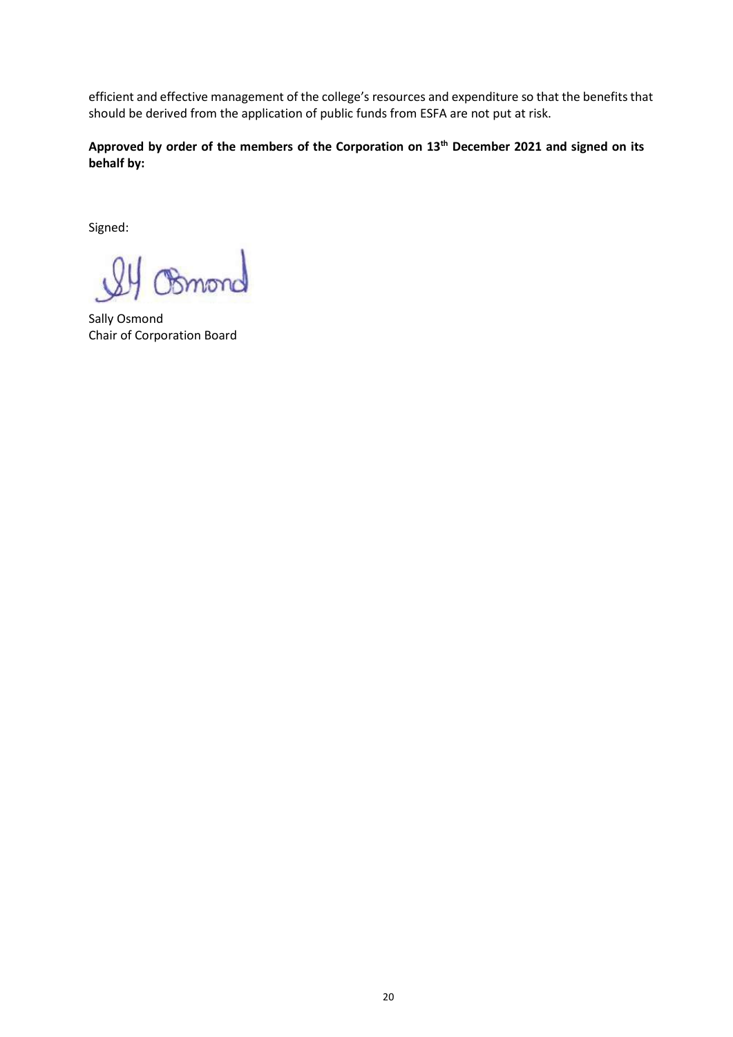efficient and effective management of the college's resources and expenditure so that the benefits that should be derived from the application of public funds from ESFA are not put at risk.

**Approved by order of the members of the Corporation on 13th December 2021 and signed on its behalf by:**

Signed:

Sally Osmond
Chair of Corporation Board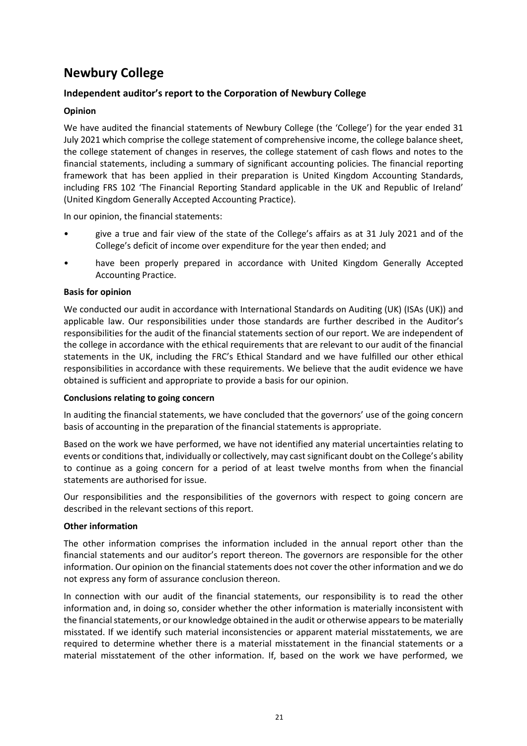# Newbury College

## Independent auditor's report to the Corporation of Newbury College

### Opinion

We have audited the financial statements of Newbury College (the 'College') for the year ended 31 July 2021 which comprise the college statement of comprehensive income, the college balance sheet, the college statement of changes in reserves, the college statement of cash flows and notes to the financial statements, including a summary of significant accounting policies. The financial reporting framework that has been applied in their preparation is United Kingdom Accounting Standards, including FRS 102 'The Financial Reporting Standard applicable in the UK and Republic of Ireland' (United Kingdom Generally Accepted Accounting Practice).

In our opinion, the financial statements:

- give a true and fair view of the state of the College's affairs as at 31 July 2021 and of the College's deficit of income over expenditure for the year then ended; and
- have been properly prepared in accordance with United Kingdom Generally Accepted Accounting Practice.

### Basis for opinion

We conducted our audit in accordance with International Standards on Auditing (UK) (ISAs (UK)) and applicable law. Our responsibilities under those standards are further described in the Auditor's responsibilities for the audit of the financial statements section of our report. We are independent of the college in accordance with the ethical requirements that are relevant to our audit of the financial statements in the UK, including the FRC's Ethical Standard and we have fulfilled our other ethical responsibilities in accordance with these requirements. We believe that the audit evidence we have obtained is sufficient and appropriate to provide a basis for our opinion.

### Conclusions relating to going concern

In auditing the financial statements, we have concluded that the governors' use of the going concern basis of accounting in the preparation of the financial statements is appropriate.

Based on the work we have performed, we have not identified any material uncertainties relating to events or conditions that, individually or collectively, may cast significant doubt on the College's ability to continue as a going concern for a period of at least twelve months from when the financial statements are authorised for issue.

Our responsibilities and the responsibilities of the governors with respect to going concern are described in the relevant sections of this report.

### Other information

The other information comprises the information included in the annual report other than the financial statements and our auditor's report thereon. The governors are responsible for the other information. Our opinion on the financial statements does not cover the other information and we do not express any form of assurance conclusion thereon.

In connection with our audit of the financial statements, our responsibility is to read the other information and, in doing so, consider whether the other information is materially inconsistent with the financial statements, or our knowledge obtained in the audit or otherwise appears to be materially misstated. If we identify such material inconsistencies or apparent material misstatements, we are required to determine whether there is a material misstatement in the financial statements or a material misstatement of the other information. If, based on the work we have performed, we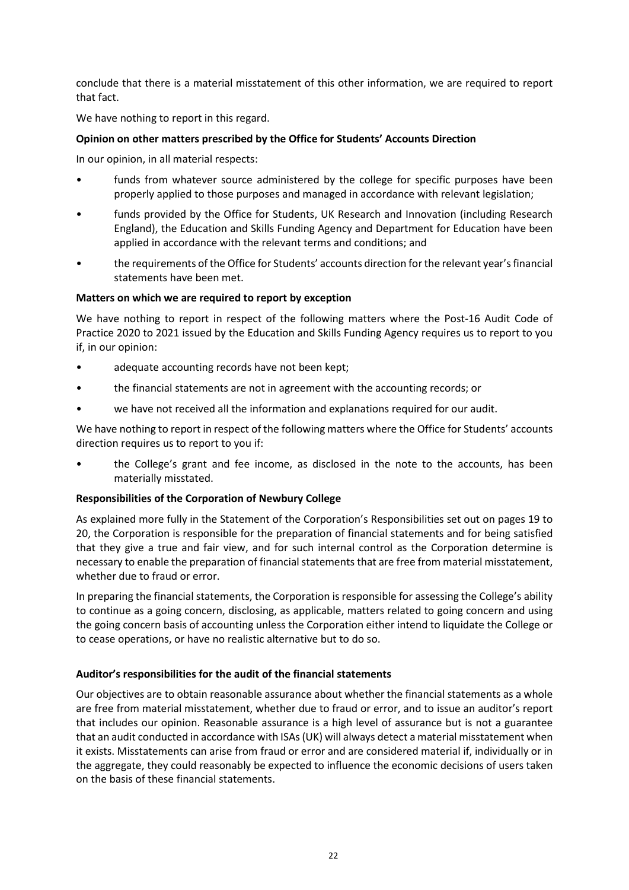conclude that there is a material misstatement of this other information, we are required to report that fact.

We have nothing to report in this regard.

**Opinion on other matters prescribed by the Office for Students' Accounts Direction**

In our opinion, in all material respects:

- funds from whatever source administered by the college for specific purposes have been properly applied to those purposes and managed in accordance with relevant legislation;
- funds provided by the Office for Students, UK Research and Innovation (including Research England), the Education and Skills Funding Agency and Department for Education have been applied in accordance with the relevant terms and conditions; and
- the requirements of the Office for Students' accounts direction for the relevant year's financial statements have been met.

**Matters on which we are required to report by exception**

We have nothing to report in respect of the following matters where the Post-16 Audit Code of Practice 2020 to 2021 issued by the Education and Skills Funding Agency requires us to report to you if, in our opinion:

- adequate accounting records have not been kept;
- the financial statements are not in agreement with the accounting records; or
- we have not received all the information and explanations required for our audit.

We have nothing to report in respect of the following matters where the Office for Students' accounts direction requires us to report to you if:

- the College's grant and fee income, as disclosed in the note to the accounts, has been materially misstated.

**Responsibilities of the Corporation of Newbury College**

As explained more fully in the Statement of the Corporation's Responsibilities set out on pages 19 to 20, the Corporation is responsible for the preparation of financial statements and for being satisfied that they give a true and fair view, and for such internal control as the Corporation determine is necessary to enable the preparation of financial statements that are free from material misstatement, whether due to fraud or error.

In preparing the financial statements, the Corporation is responsible for assessing the College's ability to continue as a going concern, disclosing, as applicable, matters related to going concern and using the going concern basis of accounting unless the Corporation either intend to liquidate the College or to cease operations, or have no realistic alternative but to do so.

**Auditor's responsibilities for the audit of the financial statements**

Our objectives are to obtain reasonable assurance about whether the financial statements as a whole are free from material misstatement, whether due to fraud or error, and to issue an auditor's report that includes our opinion. Reasonable assurance is a high level of assurance but is not a guarantee that an audit conducted in accordance with ISAs (UK) will always detect a material misstatement when it exists. Misstatements can arise from fraud or error and are considered material if, individually or in the aggregate, they could reasonably be expected to influence the economic decisions of users taken on the basis of these financial statements.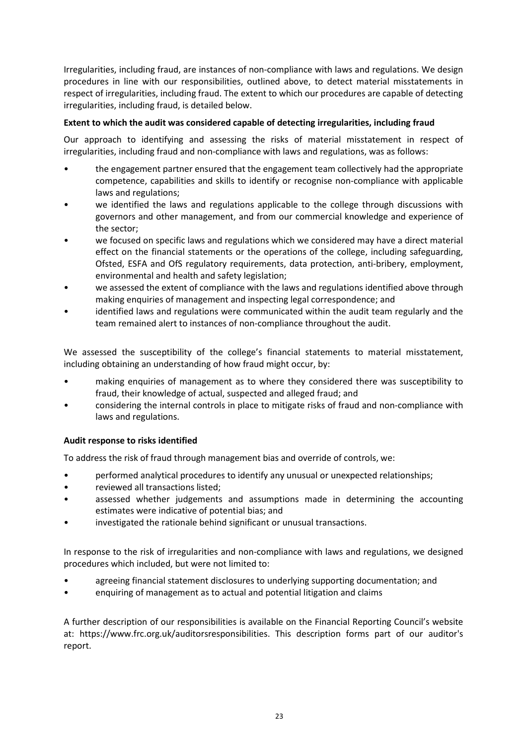Irregularities, including fraud, are instances of non-compliance with laws and regulations. We design procedures in line with our responsibilities, outlined above, to detect material misstatements in respect of irregularities, including fraud. The extent to which our procedures are capable of detecting irregularities, including fraud, is detailed below.

**Extent to which the audit was considered capable of detecting irregularities, including fraud**

Our approach to identifying and assessing the risks of material misstatement in respect of irregularities, including fraud and non-compliance with laws and regulations, was as follows:

- the engagement partner ensured that the engagement team collectively had the appropriate competence, capabilities and skills to identify or recognise non-compliance with applicable laws and regulations;
- we identified the laws and regulations applicable to the college through discussions with governors and other management, and from our commercial knowledge and experience of the sector;
- we focused on specific laws and regulations which we considered may have a direct material effect on the financial statements or the operations of the college, including safeguarding, Ofsted, ESFA and OfS regulatory requirements, data protection, anti-bribery, employment, environmental and health and safety legislation;
- we assessed the extent of compliance with the laws and regulations identified above through making enquiries of management and inspecting legal correspondence; and
- identified laws and regulations were communicated within the audit team regularly and the team remained alert to instances of non-compliance throughout the audit.

We assessed the susceptibility of the college's financial statements to material misstatement, including obtaining an understanding of how fraud might occur, by:

- making enquiries of management as to where they considered there was susceptibility to fraud, their knowledge of actual, suspected and alleged fraud; and
- considering the internal controls in place to mitigate risks of fraud and non-compliance with laws and regulations.

**Audit response to risks identified**

To address the risk of fraud through management bias and override of controls, we:

- performed analytical procedures to identify any unusual or unexpected relationships;
- reviewed all transactions listed;
- assessed whether judgements and assumptions made in determining the accounting estimates were indicative of potential bias; and
- investigated the rationale behind significant or unusual transactions.

In response to the risk of irregularities and non-compliance with laws and regulations, we designed procedures which included, but were not limited to:

- agreeing financial statement disclosures to underlying supporting documentation; and
- enquiring of management as to actual and potential litigation and claims

A further description of our responsibilities is available on the Financial Reporting Council's website at: https://www.frc.org.uk/auditorsresponsibilities. This description forms part of our auditor's report.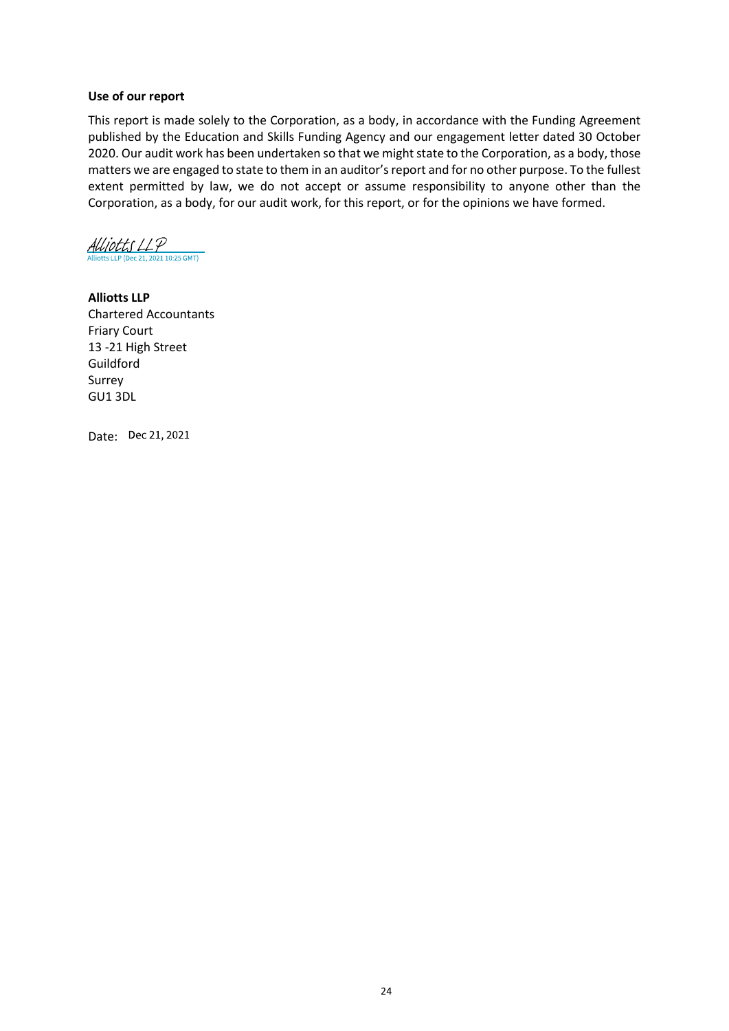**Use of our report**

This report is made solely to the Corporation, as a body, in accordance with the Funding Agreement published by the Education and Skills Funding Agency and our engagement letter dated 30 October 2020. Our audit work has been undertaken so that we might state to the Corporation, as a body, those matters we are engaged to state to them in an auditor's report and for no other purpose. To the fullest extent permitted by law, we do not accept or assume responsibility to anyone other than the Corporation, as a body, for our audit work, for this report, or for the opinions we have formed.

Alliotts LLP
Alliotts LLP (Dec 21, 2021 10:25 GMT)

**Alliotts LLP**
Chartered Accountants
Friary Court
13 -21 High Street
Guildford
Surrey
GU1 3DL

Date: Dec 21, 2021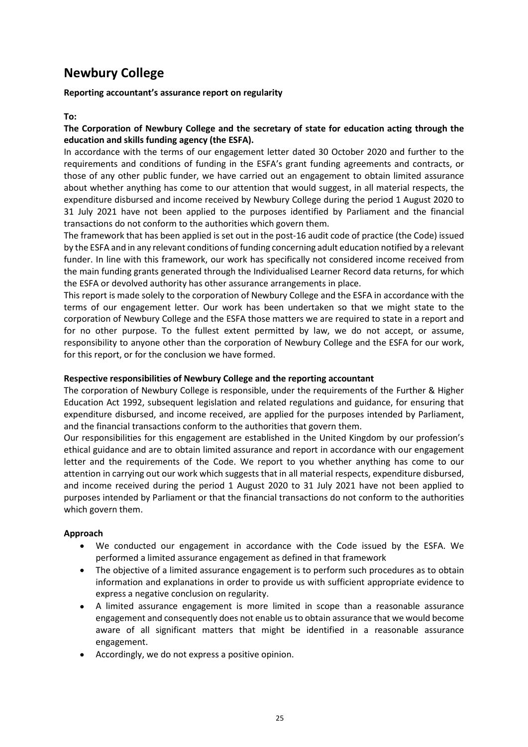# Newbury College

**Reporting accountant's assurance report on regularity**

**To:**

**The Corporation of Newbury College and the secretary of state for education acting through the education and skills funding agency (the ESFA).**

In accordance with the terms of our engagement letter dated 30 October 2020 and further to the requirements and conditions of funding in the ESFA's grant funding agreements and contracts, or those of any other public funder, we have carried out an engagement to obtain limited assurance about whether anything has come to our attention that would suggest, in all material respects, the expenditure disbursed and income received by Newbury College during the period 1 August 2020 to 31 July 2021 have not been applied to the purposes identified by Parliament and the financial transactions do not conform to the authorities which govern them.

The framework that has been applied is set out in the post-16 audit code of practice (the Code) issued by the ESFA and in any relevant conditions of funding concerning adult education notified by a relevant funder. In line with this framework, our work has specifically not considered income received from the main funding grants generated through the Individualised Learner Record data returns, for which the ESFA or devolved authority has other assurance arrangements in place.

This report is made solely to the corporation of Newbury College and the ESFA in accordance with the terms of our engagement letter. Our work has been undertaken so that we might state to the corporation of Newbury College and the ESFA those matters we are required to state in a report and for no other purpose. To the fullest extent permitted by law, we do not accept, or assume, responsibility to anyone other than the corporation of Newbury College and the ESFA for our work, for this report, or for the conclusion we have formed.

**Respective responsibilities of Newbury College and the reporting accountant**

The corporation of Newbury College is responsible, under the requirements of the Further & Higher Education Act 1992, subsequent legislation and related regulations and guidance, for ensuring that expenditure disbursed, and income received, are applied for the purposes intended by Parliament, and the financial transactions conform to the authorities that govern them.

Our responsibilities for this engagement are established in the United Kingdom by our profession's ethical guidance and are to obtain limited assurance and report in accordance with our engagement letter and the requirements of the Code. We report to you whether anything has come to our attention in carrying out our work which suggests that in all material respects, expenditure disbursed, and income received during the period 1 August 2020 to 31 July 2021 have not been applied to purposes intended by Parliament or that the financial transactions do not conform to the authorities which govern them.

**Approach**

- We conducted our engagement in accordance with the Code issued by the ESFA. We performed a limited assurance engagement as defined in that framework
- The objective of a limited assurance engagement is to perform such procedures as to obtain information and explanations in order to provide us with sufficient appropriate evidence to express a negative conclusion on regularity.
- A limited assurance engagement is more limited in scope than a reasonable assurance engagement and consequently does not enable us to obtain assurance that we would become aware of all significant matters that might be identified in a reasonable assurance engagement.
- Accordingly, we do not express a positive opinion.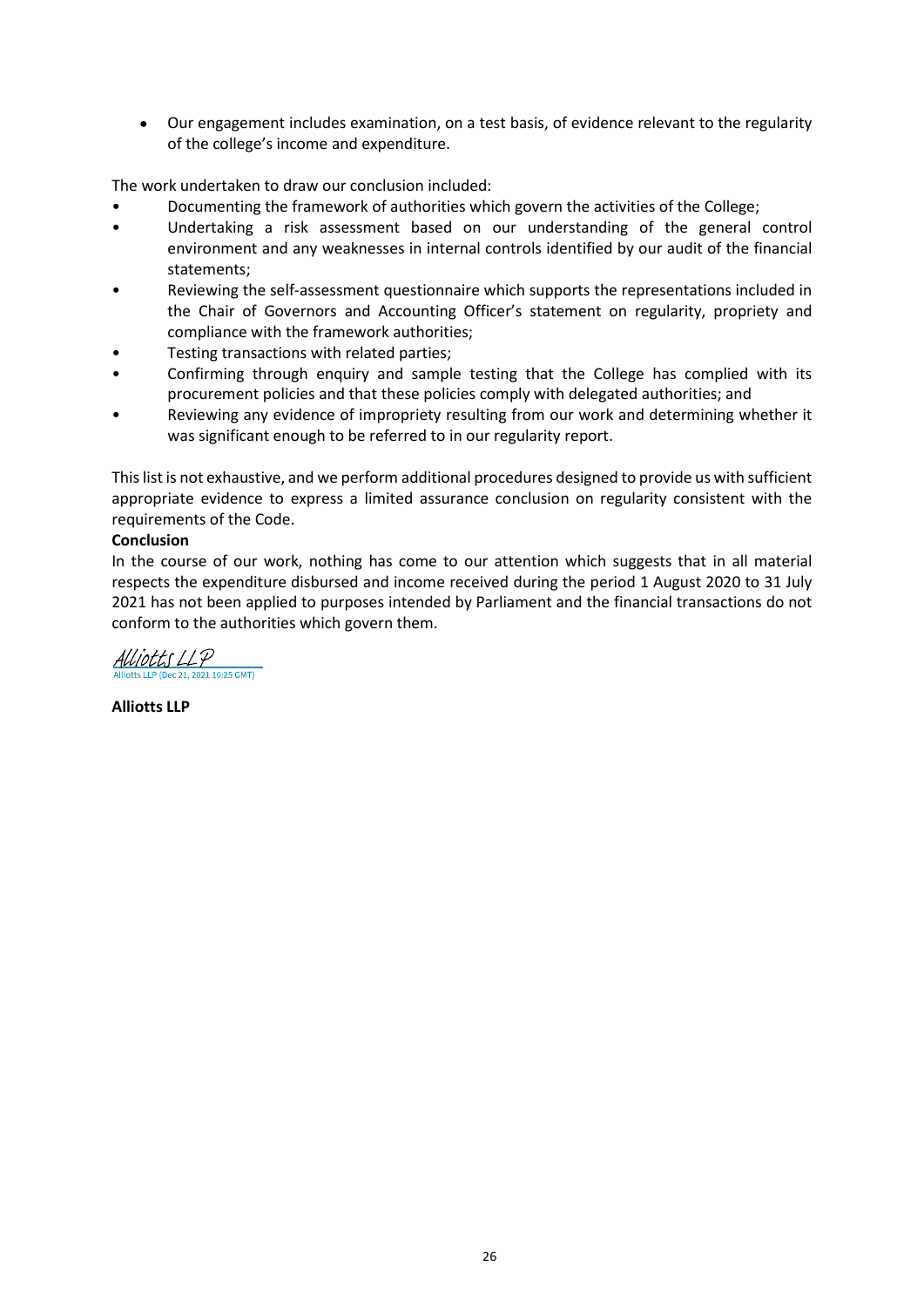- Our engagement includes examination, on a test basis, of evidence relevant to the regularity of the college's income and expenditure.

The work undertaken to draw our conclusion included:

- Documenting the framework of authorities which govern the activities of the College;
- Undertaking a risk assessment based on our understanding of the general control environment and any weaknesses in internal controls identified by our audit of the financial statements;
- Reviewing the self-assessment questionnaire which supports the representations included in the Chair of Governors and Accounting Officer's statement on regularity, propriety and compliance with the framework authorities;
- Testing transactions with related parties;
- Confirming through enquiry and sample testing that the College has complied with its procurement policies and that these policies comply with delegated authorities; and
- Reviewing any evidence of impropriety resulting from our work and determining whether it was significant enough to be referred to in our regularity report.

This list is not exhaustive, and we perform additional procedures designed to provide us with sufficient appropriate evidence to express a limited assurance conclusion on regularity consistent with the requirements of the Code.

**Conclusion**

In the course of our work, nothing has come to our attention which suggests that in all material respects the expenditure disbursed and income received during the period 1 August 2020 to 31 July 2021 has not been applied to purposes intended by Parliament and the financial transactions do not conform to the authorities which govern them.

Alliotts LLP
Alliotts LLP (Dec 21, 2021 10:25 GMT)

**Alliotts LLP**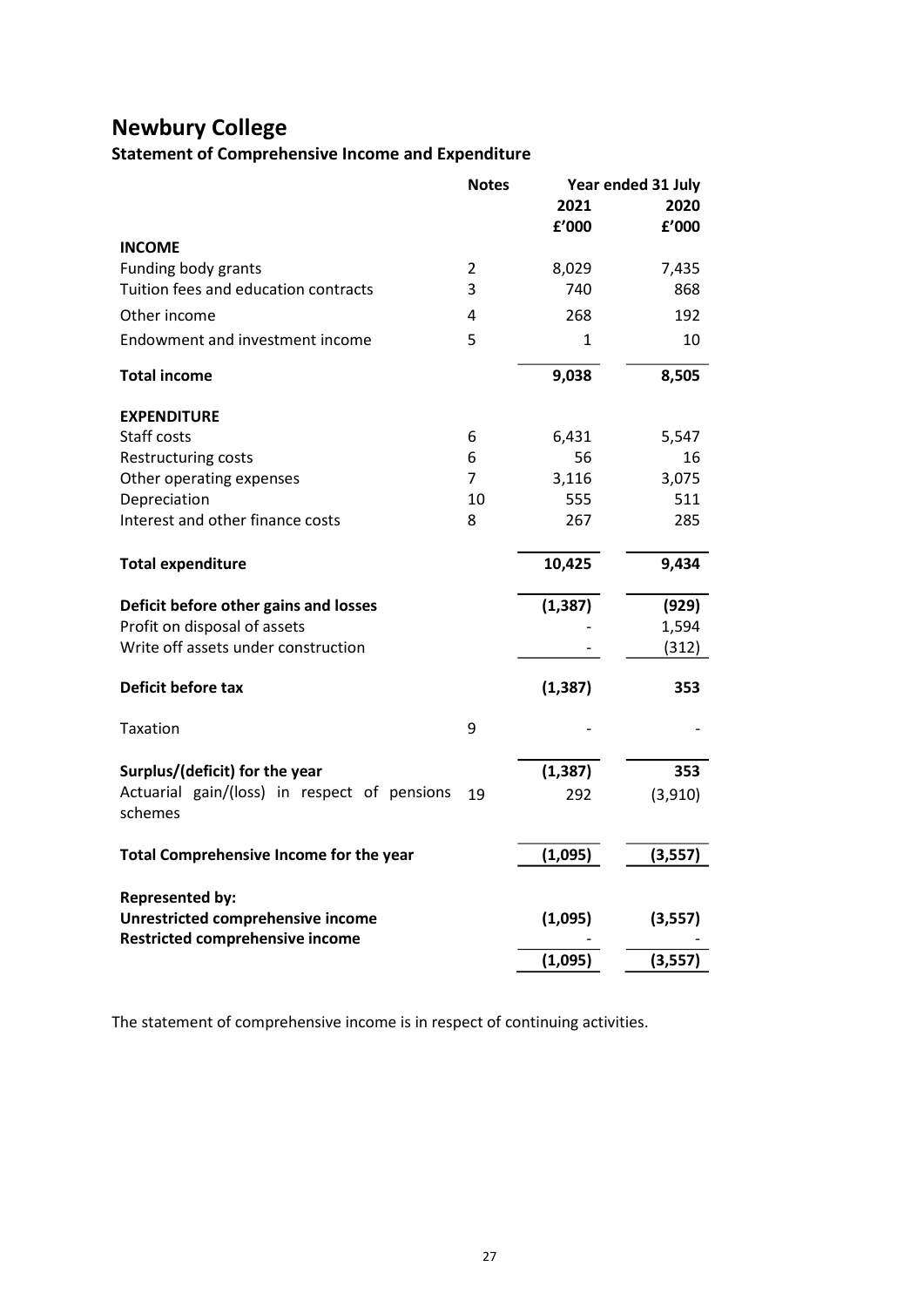# Newbury College

## Statement of Comprehensive Income and Expenditure

| | Notes | Year ended 31 July | |
|---|---|---|---|
| | | 2021 | 2020 |
| | | £'000 | £'000 |
| **INCOME** | | | |
| Funding body grants | 2 | 8,029 | 7,435 |
| Tuition fees and education contracts | 3 | 740 | 868 |
| Other income | 4 | 268 | 192 |
| Endowment and investment income | 5 | 1 | 10 |
| **Total income** | | **9,038** | **8,505** |
| **EXPENDITURE** | | | |
| Staff costs | 6 | 6,431 | 5,547 |
| Restructuring costs | 6 | 56 | 16 |
| Other operating expenses | 7 | 3,116 | 3,075 |
| Depreciation | 10 | 555 | 511 |
| Interest and other finance costs | 8 | 267 | 285 |
| **Total expenditure** | | **10,425** | **9,434** |
| **Deficit before other gains and losses** | | **(1,387)** | **(929)** |
| Profit on disposal of assets | | - | 1,594 |
| Write off assets under construction | | - | (312) |
| **Deficit before tax** | | **(1,387)** | **353** |
| Taxation | 9 | - | - |
| **Surplus/(deficit) for the year** | | **(1,387)** | **353** |
| Actuarial gain/(loss) in respect of pensions schemes | 19 | 292 | (3,910) |
| **Total Comprehensive Income for the year** | | **(1,095)** | **(3,557)** |
| **Represented by:** | | | |
| **Unrestricted comprehensive income** | | **(1,095)** | **(3,557)** |
| **Restricted comprehensive income** | | - | - |
| | | **(1,095)** | **(3,557)** |

The statement of comprehensive income is in respect of continuing activities.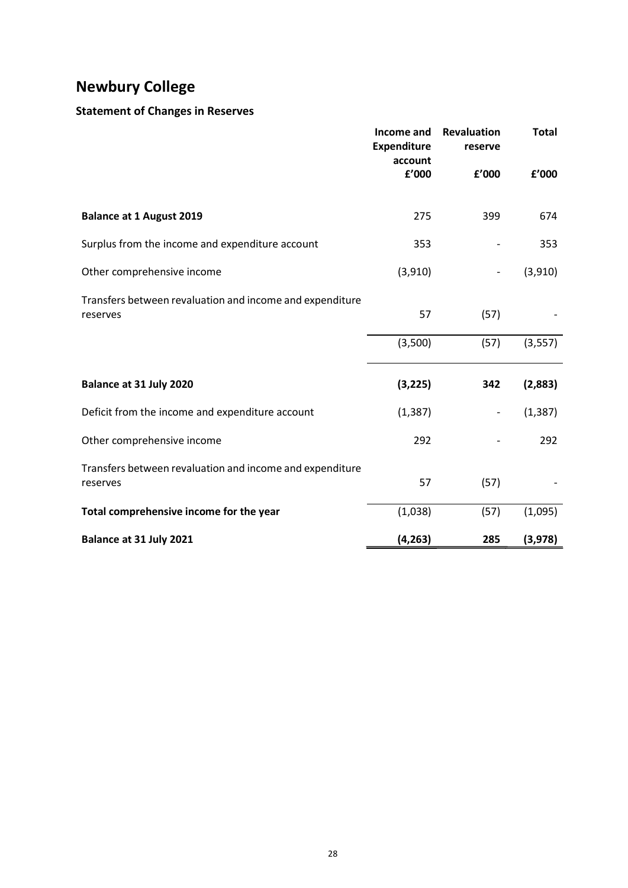# Newbury College

## Statement of Changes in Reserves

| | Income and Expenditure account | Revaluation reserve | Total |
|---|---|---|---|
| | £'000 | £'000 | £'000 |
| **Balance at 1 August 2019** | 275 | 399 | 674 |
| Surplus from the income and expenditure account | 353 | - | 353 |
| Other comprehensive income | (3,910) | - | (3,910) |
| Transfers between revaluation and income and expenditure reserves | 57 | (57) | - |
| | (3,500) | (57) | (3,557) |
| **Balance at 31 July 2020** | **(3,225)** | **342** | **(2,883)** |
| Deficit from the income and expenditure account | (1,387) | - | (1,387) |
| Other comprehensive income | 292 | - | 292 |
| Transfers between revaluation and income and expenditure reserves | 57 | (57) | - |
| **Total comprehensive income for the year** | (1,038) | (57) | (1,095) |
| **Balance at 31 July 2021** | **(4,263)** | **285** | **(3,978)** |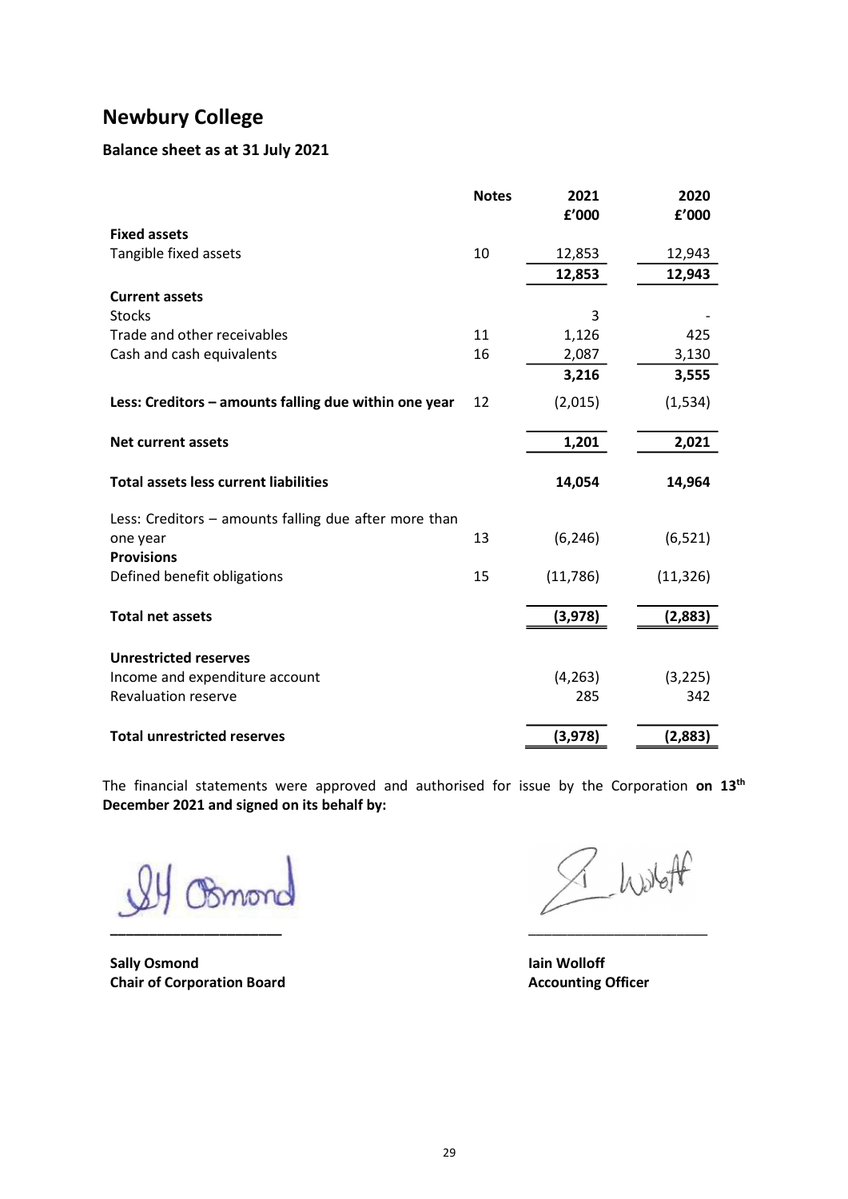# Newbury College

## Balance sheet as at 31 July 2021

| | Notes | 2021 £'000 | 2020 £'000 |
|---|---|---|---|
| **Fixed assets** | | | |
| Tangible fixed assets | 10 | 12,853 | 12,943 |
| | | **12,853** | **12,943** |
| **Current assets** | | | |
| Stocks | | 3 | - |
| Trade and other receivables | 11 | 1,126 | 425 |
| Cash and cash equivalents | 16 | 2,087 | 3,130 |
| | | **3,216** | **3,555** |
| **Less: Creditors – amounts falling due within one year** | 12 | (2,015) | (1,534) |
| **Net current assets** | | **1,201** | **2,021** |
| **Total assets less current liabilities** | | **14,054** | **14,964** |
| Less: Creditors – amounts falling due after more than one year | 13 | (6,246) | (6,521) |
| **Provisions** | | | |
| Defined benefit obligations | 15 | (11,786) | (11,326) |
| **Total net assets** | | **(3,978)** | **(2,883)** |
| **Unrestricted reserves** | | | |
| Income and expenditure account | | (4,263) | (3,225) |
| Revaluation reserve | | 285 | 342 |
| **Total unrestricted reserves** | | **(3,978)** | **(2,883)** |

The financial statements were approved and authorised for issue by the Corporation **on 13th December 2021 and signed on its behalf by:**

**Sally Osmond**
**Chair of Corporation Board**

**Iain Wolloff**
**Accounting Officer**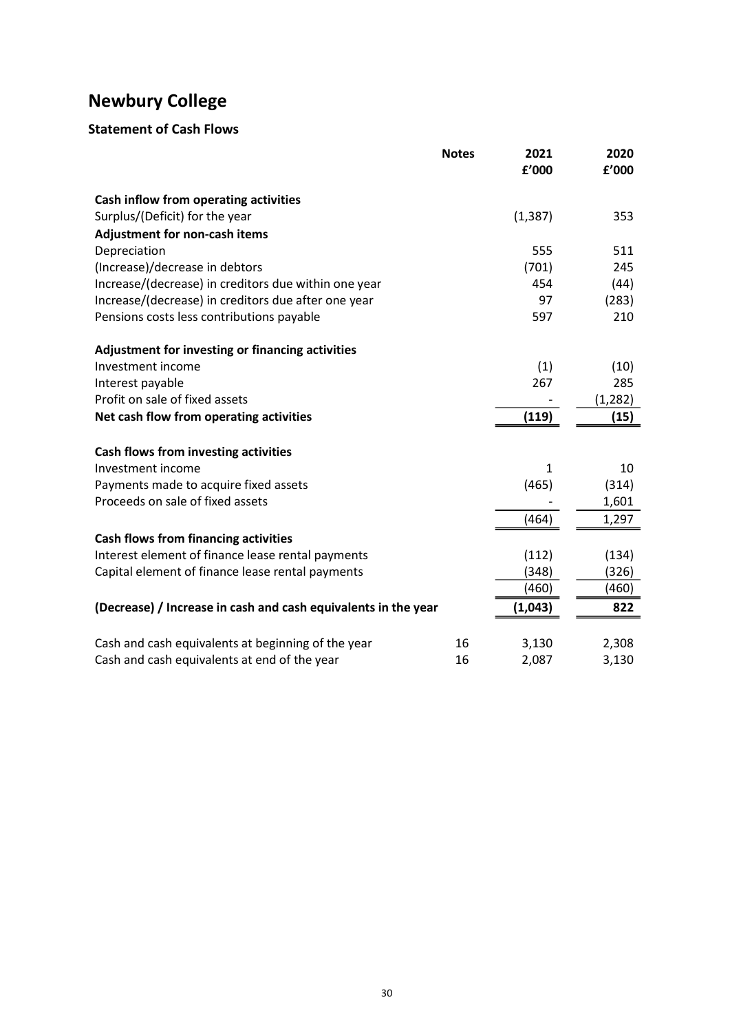# Newbury College

## Statement of Cash Flows

| | Notes | 2021 £'000 | 2020 £'000 |
|---|---|---|---|
| **Cash inflow from operating activities** | | | |
| Surplus/(Deficit) for the year | | (1,387) | 353 |
| **Adjustment for non-cash items** | | | |
| Depreciation | | 555 | 511 |
| (Increase)/decrease in debtors | | (701) | 245 |
| Increase/(decrease) in creditors due within one year | | 454 | (44) |
| Increase/(decrease) in creditors due after one year | | 97 | (283) |
| Pensions costs less contributions payable | | 597 | 210 |
| | | | |
| **Adjustment for investing or financing activities** | | | |
| Investment income | | (1) | (10) |
| Interest payable | | 267 | 285 |
| Profit on sale of fixed assets | | - | (1,282) |
| **Net cash flow from operating activities** | | **(119)** | **(15)** |
| | | | |
| **Cash flows from investing activities** | | | |
| Investment income | | 1 | 10 |
| Payments made to acquire fixed assets | | (465) | (314) |
| Proceeds on sale of fixed assets | | - | 1,601 |
| | | (464) | 1,297 |
| **Cash flows from financing activities** | | | |
| Interest element of finance lease rental payments | | (112) | (134) |
| Capital element of finance lease rental payments | | (348) | (326) |
| | | (460) | (460) |
| **(Decrease) / Increase in cash and cash equivalents in the year** | | **(1,043)** | **822** |
| | | | |
| Cash and cash equivalents at beginning of the year | 16 | 3,130 | 2,308 |
| Cash and cash equivalents at end of the year | 16 | 2,087 | 3,130 |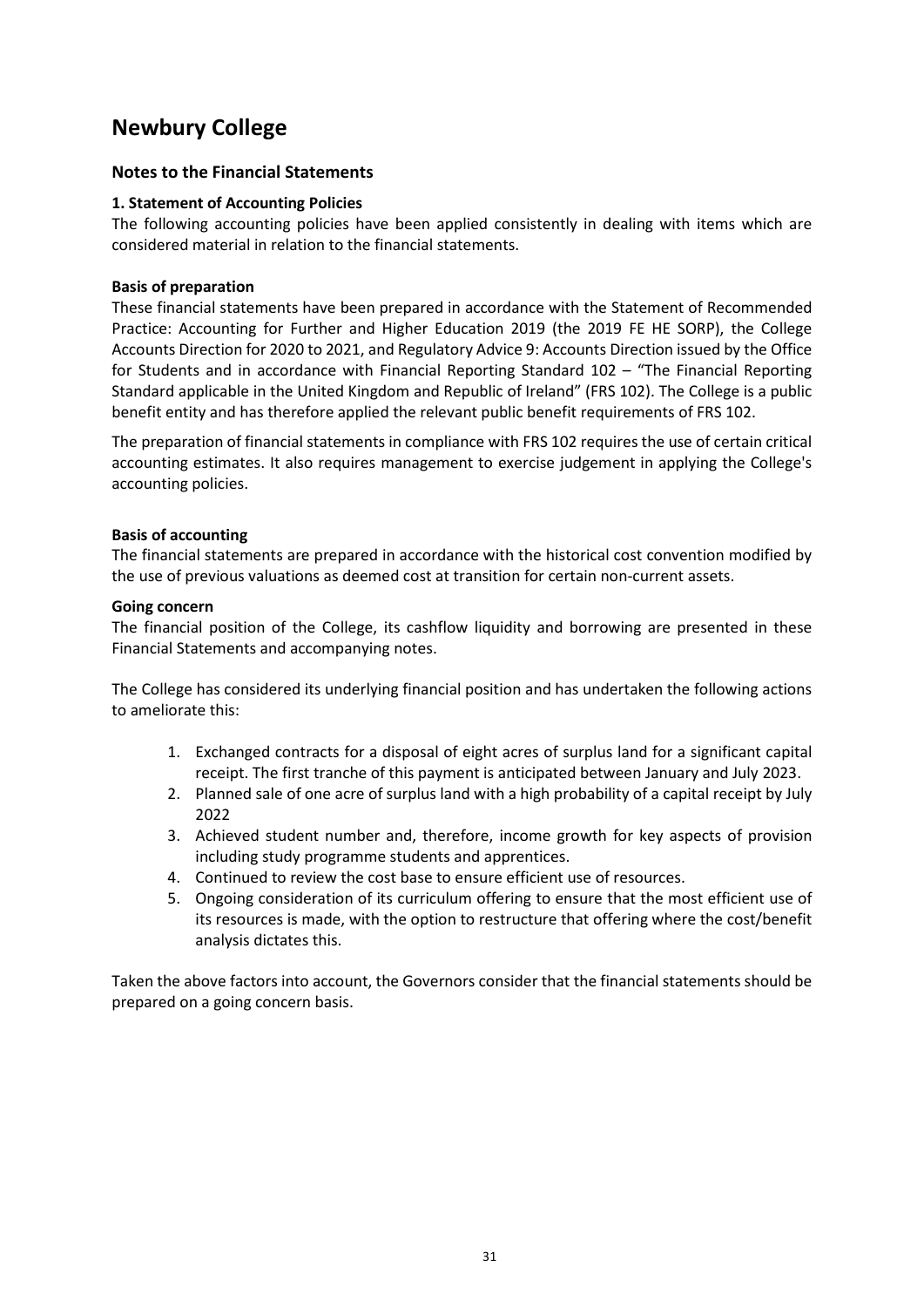# Newbury College

## Notes to the Financial Statements

### 1. Statement of Accounting Policies

The following accounting policies have been applied consistently in dealing with items which are considered material in relation to the financial statements.

**Basis of preparation**

These financial statements have been prepared in accordance with the Statement of Recommended Practice: Accounting for Further and Higher Education 2019 (the 2019 FE HE SORP), the College Accounts Direction for 2020 to 2021, and Regulatory Advice 9: Accounts Direction issued by the Office for Students and in accordance with Financial Reporting Standard 102 – "The Financial Reporting Standard applicable in the United Kingdom and Republic of Ireland" (FRS 102). The College is a public benefit entity and has therefore applied the relevant public benefit requirements of FRS 102.

The preparation of financial statements in compliance with FRS 102 requires the use of certain critical accounting estimates. It also requires management to exercise judgement in applying the College's accounting policies.

**Basis of accounting**

The financial statements are prepared in accordance with the historical cost convention modified by the use of previous valuations as deemed cost at transition for certain non-current assets.

**Going concern**

The financial position of the College, its cashflow liquidity and borrowing are presented in these Financial Statements and accompanying notes.

The College has considered its underlying financial position and has undertaken the following actions to ameliorate this:

1. Exchanged contracts for a disposal of eight acres of surplus land for a significant capital receipt. The first tranche of this payment is anticipated between January and July 2023.
2. Planned sale of one acre of surplus land with a high probability of a capital receipt by July 2022
3. Achieved student number and, therefore, income growth for key aspects of provision including study programme students and apprentices.
4. Continued to review the cost base to ensure efficient use of resources.
5. Ongoing consideration of its curriculum offering to ensure that the most efficient use of its resources is made, with the option to restructure that offering where the cost/benefit analysis dictates this.

Taken the above factors into account, the Governors consider that the financial statements should be prepared on a going concern basis.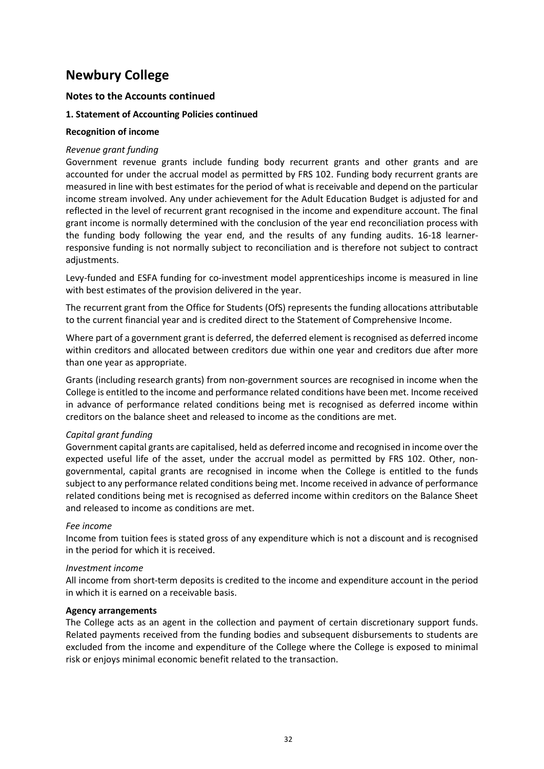# Newbury College

## Notes to the Accounts continued

### 1. Statement of Accounting Policies continued

#### Recognition of income

*Revenue grant funding*

Government revenue grants include funding body recurrent grants and other grants and are accounted for under the accrual model as permitted by FRS 102. Funding body recurrent grants are measured in line with best estimates for the period of what is receivable and depend on the particular income stream involved. Any under achievement for the Adult Education Budget is adjusted for and reflected in the level of recurrent grant recognised in the income and expenditure account. The final grant income is normally determined with the conclusion of the year end reconciliation process with the funding body following the year end, and the results of any funding audits. 16-18 learner-responsive funding is not normally subject to reconciliation and is therefore not subject to contract adjustments.

Levy-funded and ESFA funding for co-investment model apprenticeships income is measured in line with best estimates of the provision delivered in the year.

The recurrent grant from the Office for Students (OfS) represents the funding allocations attributable to the current financial year and is credited direct to the Statement of Comprehensive Income.

Where part of a government grant is deferred, the deferred element is recognised as deferred income within creditors and allocated between creditors due within one year and creditors due after more than one year as appropriate.

Grants (including research grants) from non-government sources are recognised in income when the College is entitled to the income and performance related conditions have been met. Income received in advance of performance related conditions being met is recognised as deferred income within creditors on the balance sheet and released to income as the conditions are met.

*Capital grant funding*

Government capital grants are capitalised, held as deferred income and recognised in income over the expected useful life of the asset, under the accrual model as permitted by FRS 102. Other, non-governmental, capital grants are recognised in income when the College is entitled to the funds subject to any performance related conditions being met. Income received in advance of performance related conditions being met is recognised as deferred income within creditors on the Balance Sheet and released to income as conditions are met.

*Fee income*

Income from tuition fees is stated gross of any expenditure which is not a discount and is recognised in the period for which it is received.

*Investment income*

All income from short-term deposits is credited to the income and expenditure account in the period in which it is earned on a receivable basis.

#### Agency arrangements

The College acts as an agent in the collection and payment of certain discretionary support funds. Related payments received from the funding bodies and subsequent disbursements to students are excluded from the income and expenditure of the College where the College is exposed to minimal risk or enjoys minimal economic benefit related to the transaction.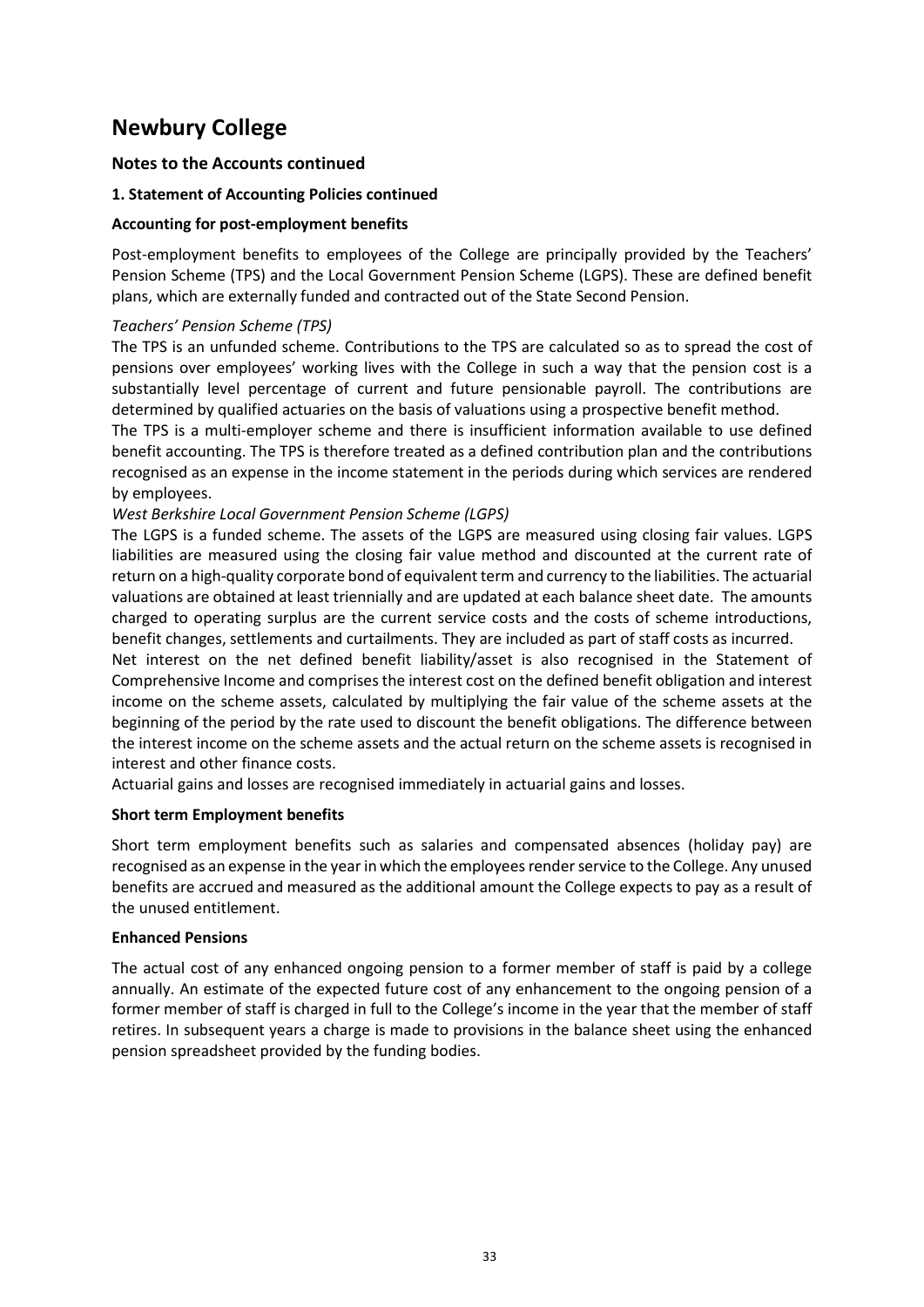# Newbury College

## Notes to the Accounts continued

### 1. Statement of Accounting Policies continued

### Accounting for post-employment benefits

Post-employment benefits to employees of the College are principally provided by the Teachers' Pension Scheme (TPS) and the Local Government Pension Scheme (LGPS). These are defined benefit plans, which are externally funded and contracted out of the State Second Pension.

*Teachers' Pension Scheme (TPS)*

The TPS is an unfunded scheme. Contributions to the TPS are calculated so as to spread the cost of pensions over employees' working lives with the College in such a way that the pension cost is a substantially level percentage of current and future pensionable payroll. The contributions are determined by qualified actuaries on the basis of valuations using a prospective benefit method.

The TPS is a multi-employer scheme and there is insufficient information available to use defined benefit accounting. The TPS is therefore treated as a defined contribution plan and the contributions recognised as an expense in the income statement in the periods during which services are rendered by employees.

*West Berkshire Local Government Pension Scheme (LGPS)*

The LGPS is a funded scheme. The assets of the LGPS are measured using closing fair values. LGPS liabilities are measured using the closing fair value method and discounted at the current rate of return on a high-quality corporate bond of equivalent term and currency to the liabilities. The actuarial valuations are obtained at least triennially and are updated at each balance sheet date. The amounts charged to operating surplus are the current service costs and the costs of scheme introductions, benefit changes, settlements and curtailments. They are included as part of staff costs as incurred.

Net interest on the net defined benefit liability/asset is also recognised in the Statement of Comprehensive Income and comprises the interest cost on the defined benefit obligation and interest income on the scheme assets, calculated by multiplying the fair value of the scheme assets at the beginning of the period by the rate used to discount the benefit obligations. The difference between the interest income on the scheme assets and the actual return on the scheme assets is recognised in interest and other finance costs.

Actuarial gains and losses are recognised immediately in actuarial gains and losses.

### Short term Employment benefits

Short term employment benefits such as salaries and compensated absences (holiday pay) are recognised as an expense in the year in which the employees render service to the College. Any unused benefits are accrued and measured as the additional amount the College expects to pay as a result of the unused entitlement.

### Enhanced Pensions

The actual cost of any enhanced ongoing pension to a former member of staff is paid by a college annually. An estimate of the expected future cost of any enhancement to the ongoing pension of a former member of staff is charged in full to the College's income in the year that the member of staff retires. In subsequent years a charge is made to provisions in the balance sheet using the enhanced pension spreadsheet provided by the funding bodies.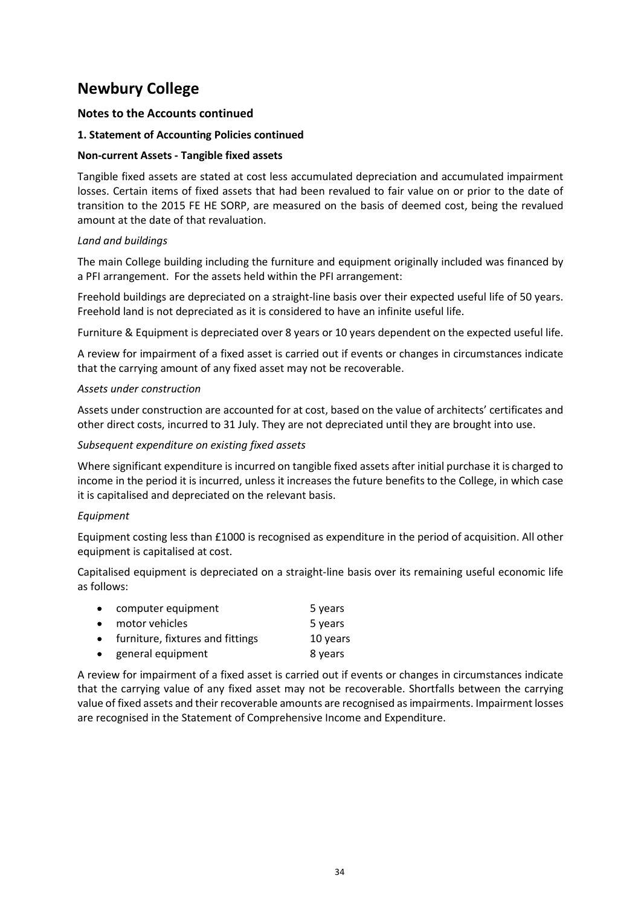# Newbury College

## Notes to the Accounts continued

### 1. Statement of Accounting Policies continued

**Non-current Assets - Tangible fixed assets**

Tangible fixed assets are stated at cost less accumulated depreciation and accumulated impairment losses. Certain items of fixed assets that had been revalued to fair value on or prior to the date of transition to the 2015 FE HE SORP, are measured on the basis of deemed cost, being the revalued amount at the date of that revaluation.

*Land and buildings*

The main College building including the furniture and equipment originally included was financed by a PFI arrangement. For the assets held within the PFI arrangement:

Freehold buildings are depreciated on a straight-line basis over their expected useful life of 50 years. Freehold land is not depreciated as it is considered to have an infinite useful life.

Furniture & Equipment is depreciated over 8 years or 10 years dependent on the expected useful life.

A review for impairment of a fixed asset is carried out if events or changes in circumstances indicate that the carrying amount of any fixed asset may not be recoverable.

*Assets under construction*

Assets under construction are accounted for at cost, based on the value of architects' certificates and other direct costs, incurred to 31 July. They are not depreciated until they are brought into use.

*Subsequent expenditure on existing fixed assets*

Where significant expenditure is incurred on tangible fixed assets after initial purchase it is charged to income in the period it is incurred, unless it increases the future benefits to the College, in which case it is capitalised and depreciated on the relevant basis.

*Equipment*

Equipment costing less than £1000 is recognised as expenditure in the period of acquisition. All other equipment is capitalised at cost.

Capitalised equipment is depreciated on a straight-line basis over its remaining useful economic life as follows:

- computer equipment 5 years
- motor vehicles 5 years
- furniture, fixtures and fittings 10 years
- general equipment 8 years

A review for impairment of a fixed asset is carried out if events or changes in circumstances indicate that the carrying value of any fixed asset may not be recoverable. Shortfalls between the carrying value of fixed assets and their recoverable amounts are recognised as impairments. Impairment losses are recognised in the Statement of Comprehensive Income and Expenditure.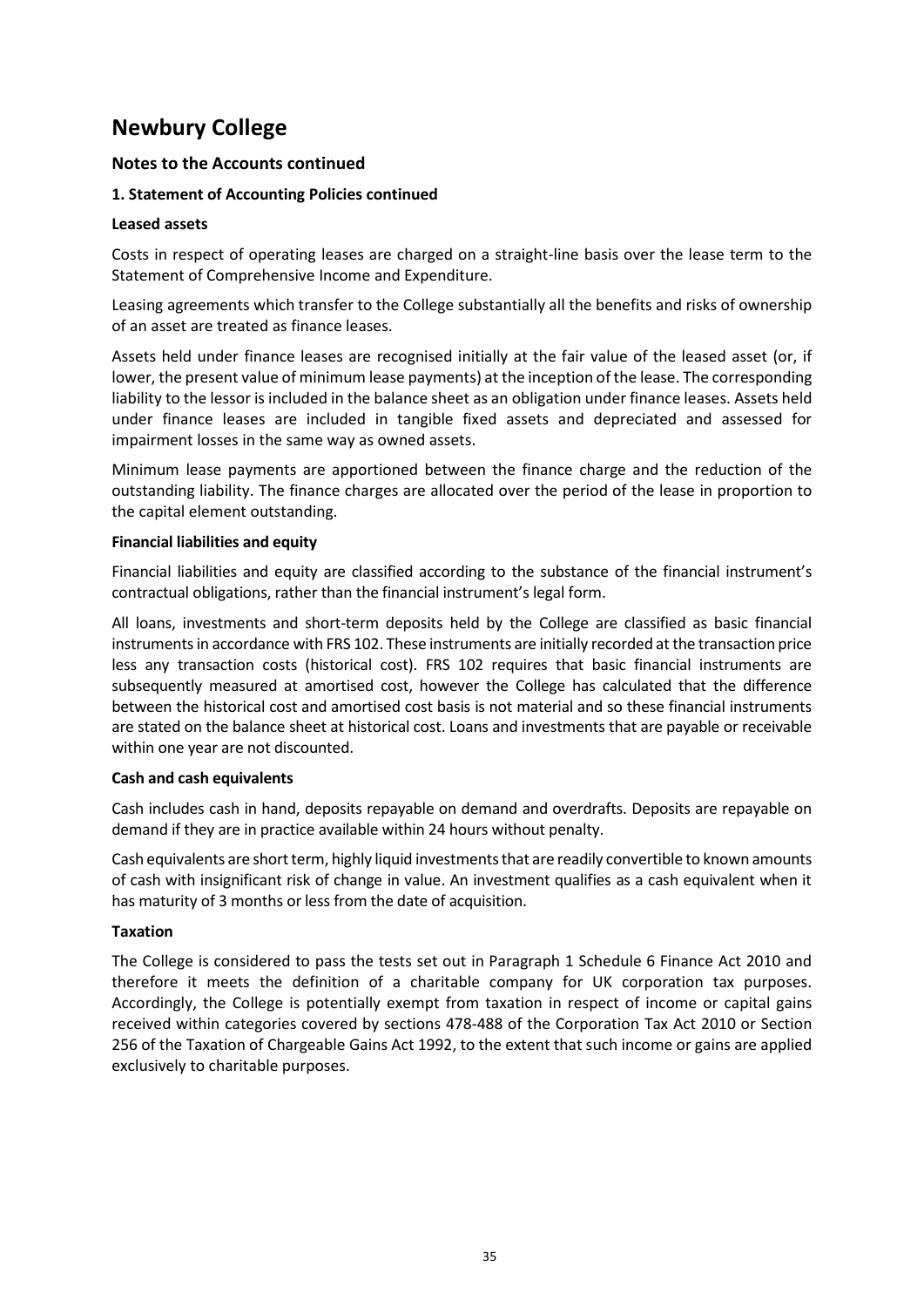# Newbury College

## Notes to the Accounts continued

### 1. Statement of Accounting Policies continued

**Leased assets**

Costs in respect of operating leases are charged on a straight-line basis over the lease term to the Statement of Comprehensive Income and Expenditure.

Leasing agreements which transfer to the College substantially all the benefits and risks of ownership of an asset are treated as finance leases.

Assets held under finance leases are recognised initially at the fair value of the leased asset (or, if lower, the present value of minimum lease payments) at the inception of the lease. The corresponding liability to the lessor is included in the balance sheet as an obligation under finance leases. Assets held under finance leases are included in tangible fixed assets and depreciated and assessed for impairment losses in the same way as owned assets.

Minimum lease payments are apportioned between the finance charge and the reduction of the outstanding liability. The finance charges are allocated over the period of the lease in proportion to the capital element outstanding.

**Financial liabilities and equity**

Financial liabilities and equity are classified according to the substance of the financial instrument's contractual obligations, rather than the financial instrument's legal form.

All loans, investments and short-term deposits held by the College are classified as basic financial instruments in accordance with FRS 102. These instruments are initially recorded at the transaction price less any transaction costs (historical cost). FRS 102 requires that basic financial instruments are subsequently measured at amortised cost, however the College has calculated that the difference between the historical cost and amortised cost basis is not material and so these financial instruments are stated on the balance sheet at historical cost. Loans and investments that are payable or receivable within one year are not discounted.

**Cash and cash equivalents**

Cash includes cash in hand, deposits repayable on demand and overdrafts. Deposits are repayable on demand if they are in practice available within 24 hours without penalty.

Cash equivalents are short term, highly liquid investments that are readily convertible to known amounts of cash with insignificant risk of change in value. An investment qualifies as a cash equivalent when it has maturity of 3 months or less from the date of acquisition.

**Taxation**

The College is considered to pass the tests set out in Paragraph 1 Schedule 6 Finance Act 2010 and therefore it meets the definition of a charitable company for UK corporation tax purposes. Accordingly, the College is potentially exempt from taxation in respect of income or capital gains received within categories covered by sections 478-488 of the Corporation Tax Act 2010 or Section 256 of the Taxation of Chargeable Gains Act 1992, to the extent that such income or gains are applied exclusively to charitable purposes.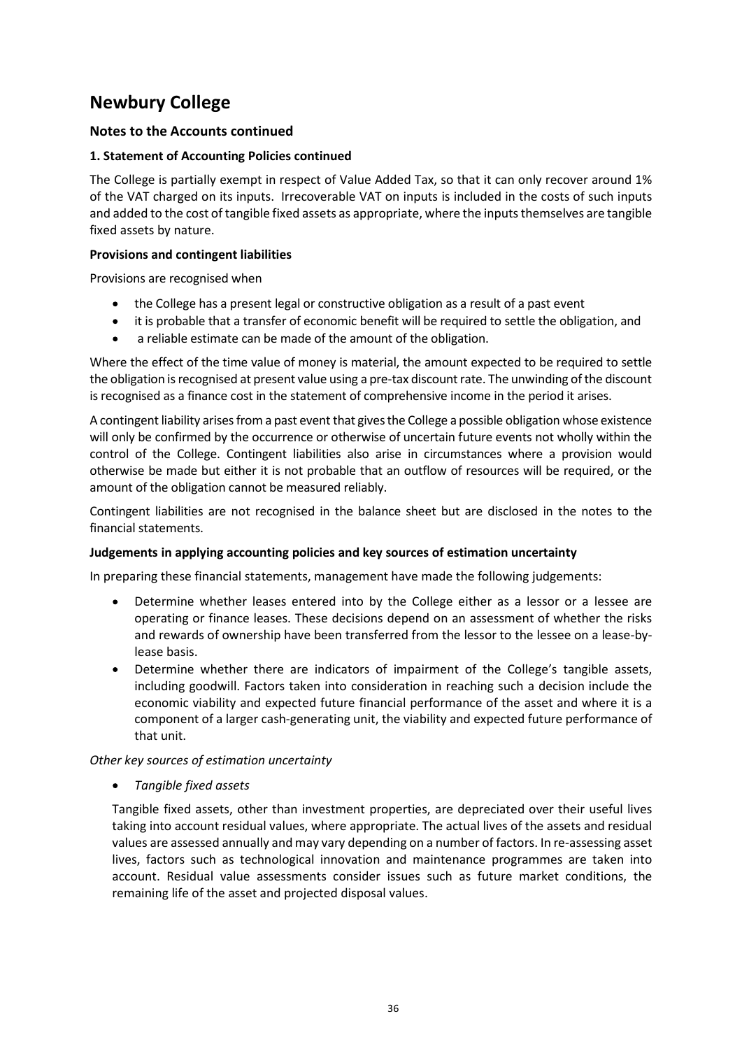# Newbury College

## Notes to the Accounts continued

### 1. Statement of Accounting Policies continued

The College is partially exempt in respect of Value Added Tax, so that it can only recover around 1% of the VAT charged on its inputs. Irrecoverable VAT on inputs is included in the costs of such inputs and added to the cost of tangible fixed assets as appropriate, where the inputs themselves are tangible fixed assets by nature.

**Provisions and contingent liabilities**

Provisions are recognised when

- the College has a present legal or constructive obligation as a result of a past event
- it is probable that a transfer of economic benefit will be required to settle the obligation, and
- a reliable estimate can be made of the amount of the obligation.

Where the effect of the time value of money is material, the amount expected to be required to settle the obligation is recognised at present value using a pre-tax discount rate. The unwinding of the discount is recognised as a finance cost in the statement of comprehensive income in the period it arises.

A contingent liability arises from a past event that gives the College a possible obligation whose existence will only be confirmed by the occurrence or otherwise of uncertain future events not wholly within the control of the College. Contingent liabilities also arise in circumstances where a provision would otherwise be made but either it is not probable that an outflow of resources will be required, or the amount of the obligation cannot be measured reliably.

Contingent liabilities are not recognised in the balance sheet but are disclosed in the notes to the financial statements.

**Judgements in applying accounting policies and key sources of estimation uncertainty**

In preparing these financial statements, management have made the following judgements:

- Determine whether leases entered into by the College either as a lessor or a lessee are operating or finance leases. These decisions depend on an assessment of whether the risks and rewards of ownership have been transferred from the lessor to the lessee on a lease-by-lease basis.
- Determine whether there are indicators of impairment of the College's tangible assets, including goodwill. Factors taken into consideration in reaching such a decision include the economic viability and expected future financial performance of the asset and where it is a component of a larger cash-generating unit, the viability and expected future performance of that unit.

*Other key sources of estimation uncertainty*

- *Tangible fixed assets*

  Tangible fixed assets, other than investment properties, are depreciated over their useful lives taking into account residual values, where appropriate. The actual lives of the assets and residual values are assessed annually and may vary depending on a number of factors. In re-assessing asset lives, factors such as technological innovation and maintenance programmes are taken into account. Residual value assessments consider issues such as future market conditions, the remaining life of the asset and projected disposal values.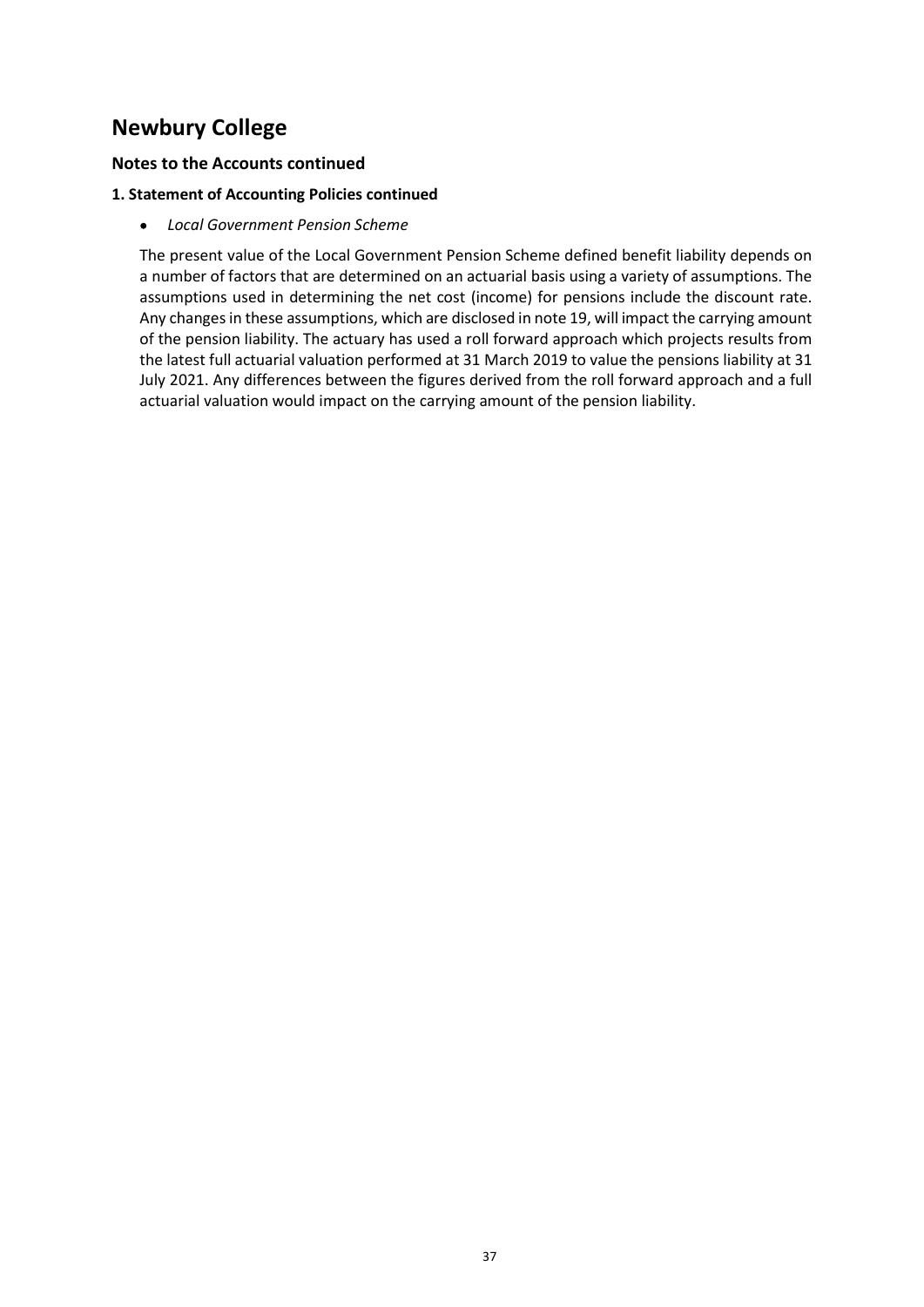# Newbury College

### Notes to the Accounts continued

#### 1. Statement of Accounting Policies continued

- *Local Government Pension Scheme*

The present value of the Local Government Pension Scheme defined benefit liability depends on a number of factors that are determined on an actuarial basis using a variety of assumptions. The assumptions used in determining the net cost (income) for pensions include the discount rate. Any changes in these assumptions, which are disclosed in note 19, will impact the carrying amount of the pension liability. The actuary has used a roll forward approach which projects results from the latest full actuarial valuation performed at 31 March 2019 to value the pensions liability at 31 July 2021. Any differences between the figures derived from the roll forward approach and a full actuarial valuation would impact on the carrying amount of the pension liability.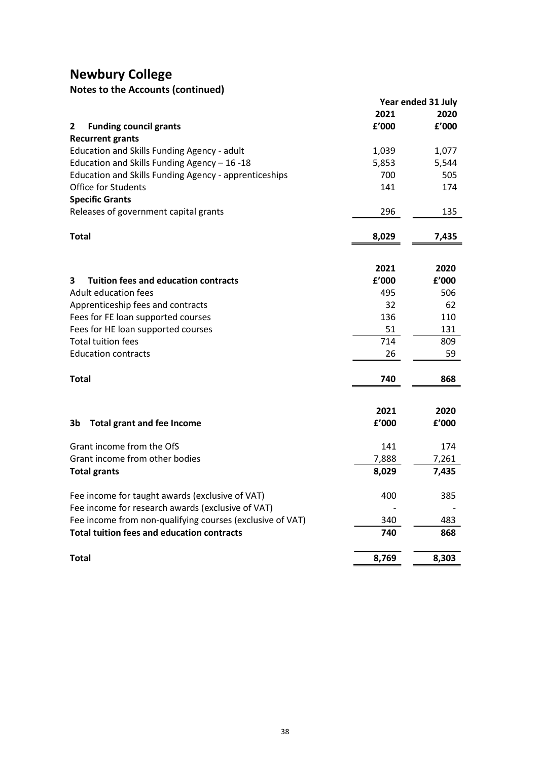# Newbury College

## Notes to the Accounts (continued)

| | Year ended 31 July | |
|---|---|---|
| | 2021 | 2020 |
| **2 Funding council grants** | **£'000** | **£'000** |
| **Recurrent grants** | | |
| Education and Skills Funding Agency - adult | 1,039 | 1,077 |
| Education and Skills Funding Agency – 16 -18 | 5,853 | 5,544 |
| Education and Skills Funding Agency - apprenticeships | 700 | 505 |
| Office for Students | 141 | 174 |
| **Specific Grants** | | |
| Releases of government capital grants | 296 | 135 |
| **Total** | **8,029** | **7,435** |

| | 2021 | 2020 |
|---|---|---|
| **3 Tuition fees and education contracts** | **£'000** | **£'000** |
| Adult education fees | 495 | 506 |
| Apprenticeship fees and contracts | 32 | 62 |
| Fees for FE loan supported courses | 136 | 110 |
| Fees for HE loan supported courses | 51 | 131 |
| Total tuition fees | 714 | 809 |
| Education contracts | 26 | 59 |
| **Total** | **740** | **868** |

| | 2021 | 2020 |
|---|---|---|
| **3b Total grant and fee Income** | **£'000** | **£'000** |
| Grant income from the OfS | 141 | 174 |
| Grant income from other bodies | 7,888 | 7,261 |
| **Total grants** | **8,029** | **7,435** |
| Fee income for taught awards (exclusive of VAT) | 400 | 385 |
| Fee income for research awards (exclusive of VAT) | - | - |
| Fee income from non-qualifying courses (exclusive of VAT) | 340 | 483 |
| **Total tuition fees and education contracts** | **740** | **868** |
| **Total** | **8,769** | **8,303** |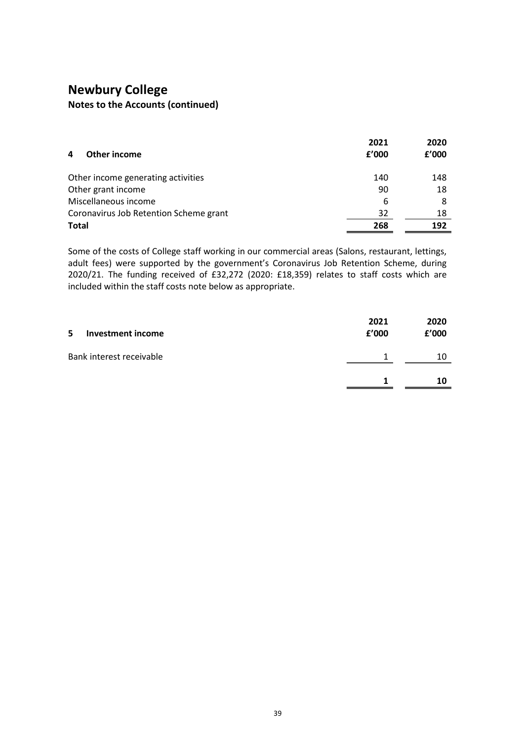# Newbury College

## Notes to the Accounts (continued)

| 4 Other income | 2021 £'000 | 2020 £'000 |
|---|---|---|
| Other income generating activities | 140 | 148 |
| Other grant income | 90 | 18 |
| Miscellaneous income | 6 | 8 |
| Coronavirus Job Retention Scheme grant | 32 | 18 |
| **Total** | **268** | **192** |

Some of the costs of College staff working in our commercial areas (Salons, restaurant, lettings, adult fees) were supported by the government's Coronavirus Job Retention Scheme, during 2020/21. The funding received of £32,272 (2020: £18,359) relates to staff costs which are included within the staff costs note below as appropriate.

| 5 Investment income | 2021 £'000 | 2020 £'000 |
|---|---|---|
| Bank interest receivable | 1 | 10 |
| | **1** | **10** |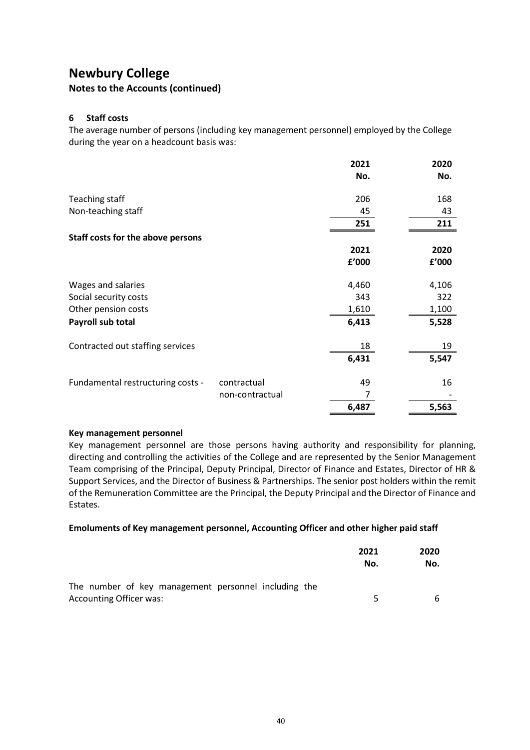# Newbury College

## Notes to the Accounts (continued)

### 6 Staff costs

The average number of persons (including key management personnel) employed by the College during the year on a headcount basis was:

| | | 2021 No. | 2020 No. |
|---|---|---|---|
| Teaching staff | | 206 | 168 |
| Non-teaching staff | | 45 | 43 |
| | | **251** | **211** |

**Staff costs for the above persons**

| | | 2021 £'000 | 2020 £'000 |
|---|---|---|---|
| Wages and salaries | | 4,460 | 4,106 |
| Social security costs | | 343 | 322 |
| Other pension costs | | 1,610 | 1,100 |
| **Payroll sub total** | | **6,413** | **5,528** |
| Contracted out staffing services | | 18 | 19 |
| | | **6,431** | **5,547** |
| Fundamental restructuring costs - | contractual | 49 | 16 |
| | non-contractual | 7 | - |
| | | **6,487** | **5,563** |

**Key management personnel**

Key management personnel are those persons having authority and responsibility for planning, directing and controlling the activities of the College and are represented by the Senior Management Team comprising of the Principal, Deputy Principal, Director of Finance and Estates, Director of HR & Support Services, and the Director of Business & Partnerships. The senior post holders within the remit of the Remuneration Committee are the Principal, the Deputy Principal and the Director of Finance and Estates.

**Emoluments of Key management personnel, Accounting Officer and other higher paid staff**

| | 2021 No. | 2020 No. |
|---|---|---|
| The number of key management personnel including the Accounting Officer was: | 5 | 6 |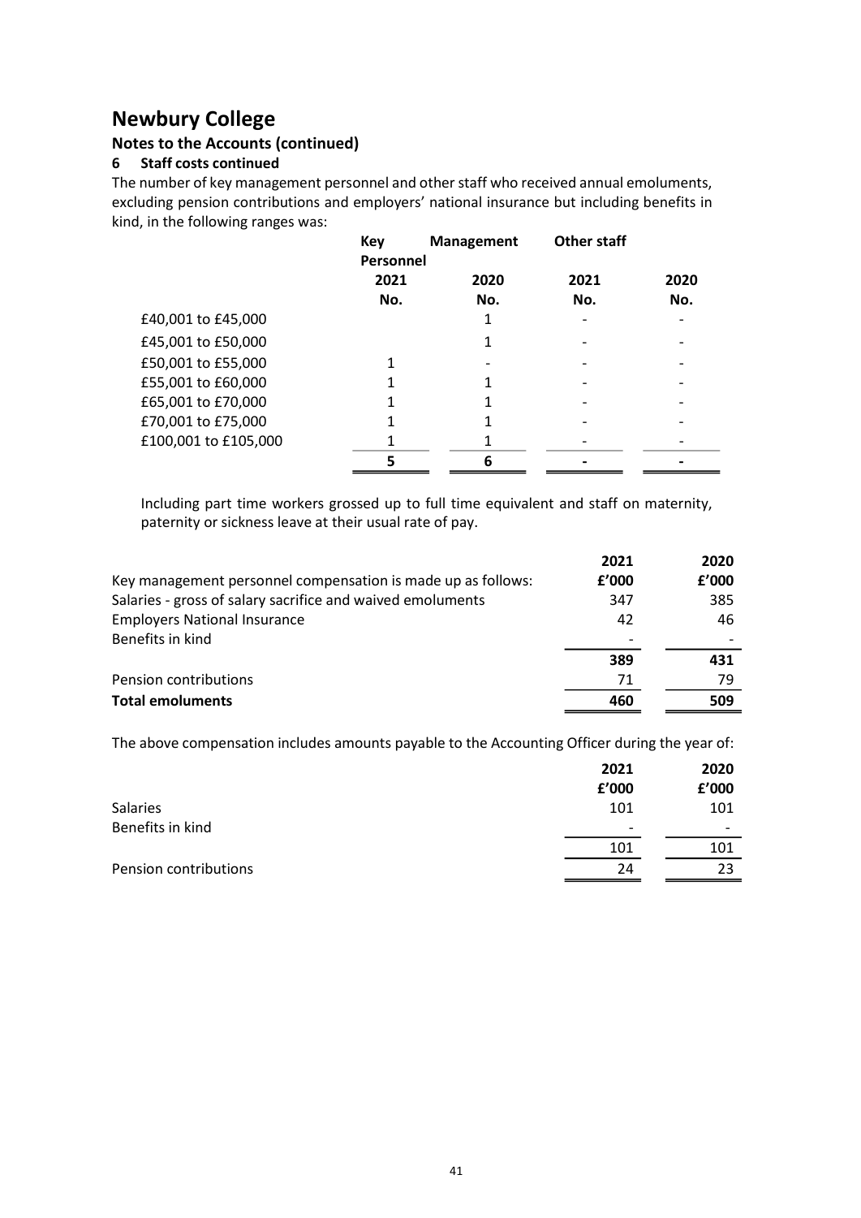# Newbury College

## Notes to the Accounts (continued)

### 6 Staff costs continued

The number of key management personnel and other staff who received annual emoluments, excluding pension contributions and employers' national insurance but including benefits in kind, in the following ranges was:

| | Key Management Personnel | | Other staff | |
|---|---|---|---|---|
| | 2021 | 2020 | 2021 | 2020 |
| | No. | No. | No. | No. |
| £40,001 to £45,000 | | 1 | - | - |
| £45,001 to £50,000 | | 1 | - | - |
| £50,001 to £55,000 | 1 | - | - | - |
| £55,001 to £60,000 | 1 | 1 | - | - |
| £65,001 to £70,000 | 1 | 1 | - | - |
| £70,001 to £75,000 | 1 | 1 | - | - |
| £100,001 to £105,000 | 1 | 1 | - | - |
| | **5** | **6** | **-** | **-** |

Including part time workers grossed up to full time equivalent and staff on maternity, paternity or sickness leave at their usual rate of pay.

| | 2021 | 2020 |
|---|---|---|
| Key management personnel compensation is made up as follows: | £'000 | £'000 |
| Salaries - gross of salary sacrifice and waived emoluments | 347 | 385 |
| Employers National Insurance | 42 | 46 |
| Benefits in kind | - | - |
| | **389** | **431** |
| Pension contributions | 71 | 79 |
| **Total emoluments** | **460** | **509** |

The above compensation includes amounts payable to the Accounting Officer during the year of:

| | 2021 | 2020 |
|---|---|---|
| | £'000 | £'000 |
| Salaries | 101 | 101 |
| Benefits in kind | - | - |
| | 101 | 101 |
| Pension contributions | 24 | 23 |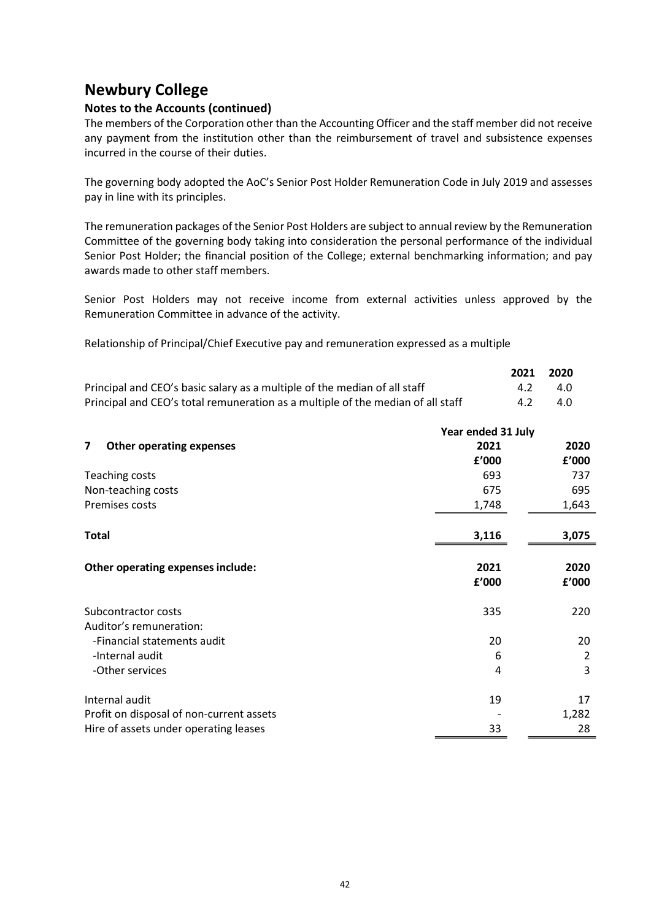# Newbury College

### Notes to the Accounts (continued)

The members of the Corporation other than the Accounting Officer and the staff member did not receive any payment from the institution other than the reimbursement of travel and subsistence expenses incurred in the course of their duties.

The governing body adopted the AoC's Senior Post Holder Remuneration Code in July 2019 and assesses pay in line with its principles.

The remuneration packages of the Senior Post Holders are subject to annual review by the Remuneration Committee of the governing body taking into consideration the personal performance of the individual Senior Post Holder; the financial position of the College; external benchmarking information; and pay awards made to other staff members.

Senior Post Holders may not receive income from external activities unless approved by the Remuneration Committee in advance of the activity.

Relationship of Principal/Chief Executive pay and remuneration expressed as a multiple

| | 2021 | 2020 |
|---|---|---|
| Principal and CEO's basic salary as a multiple of the median of all staff | 4.2 | 4.0 |
| Principal and CEO's total remuneration as a multiple of the median of all staff | 4.2 | 4.0 |

| **7 Other operating expenses** | **Year ended 31 July** | |
|---|---|---|
| | **2021** | **2020** |
| | **£'000** | **£'000** |
| Teaching costs | 693 | 737 |
| Non-teaching costs | 675 | 695 |
| Premises costs | 1,748 | 1,643 |
| **Total** | **3,116** | **3,075** |

| **Other operating expenses include:** | **2021** | **2020** |
|---|---|---|
| | **£'000** | **£'000** |
| Subcontractor costs | 335 | 220 |
| Auditor's remuneration: | | |
| -Financial statements audit | 20 | 20 |
| -Internal audit | 6 | 2 |
| -Other services | 4 | 3 |
| Internal audit | 19 | 17 |
| Profit on disposal of non-current assets | - | 1,282 |
| Hire of assets under operating leases | 33 | 28 |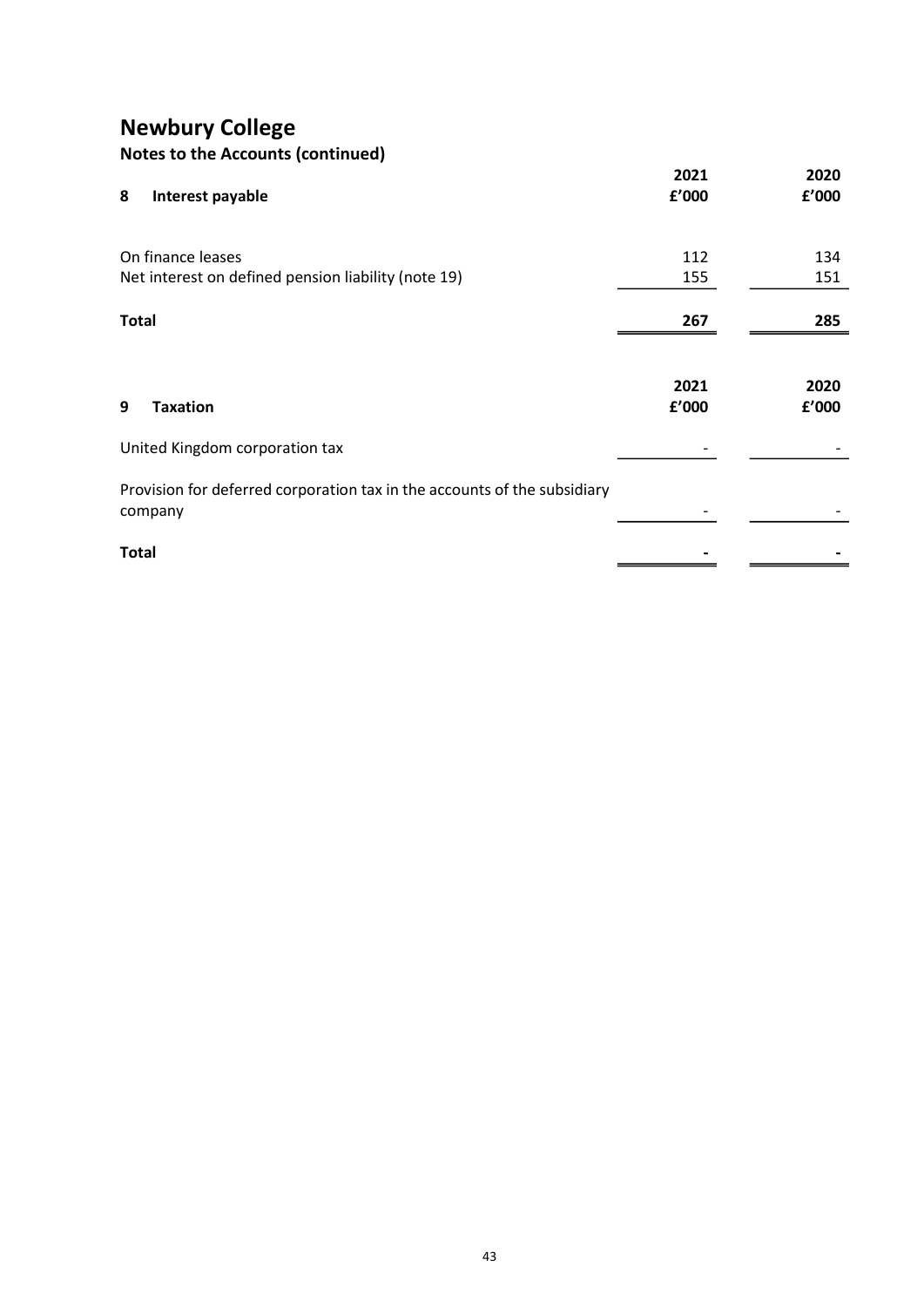# Newbury College

## Notes to the Accounts (continued)

| 8 Interest payable | 2021 £'000 | 2020 £'000 |
|---|---|---|
| On finance leases | 112 | 134 |
| Net interest on defined pension liability (note 19) | 155 | 151 |
| **Total** | **267** | **285** |

| 9 Taxation | 2021 £'000 | 2020 £'000 |
|---|---|---|
| United Kingdom corporation tax | - | - |
| Provision for deferred corporation tax in the accounts of the subsidiary company | - | - |
| **Total** | **-** | **-** |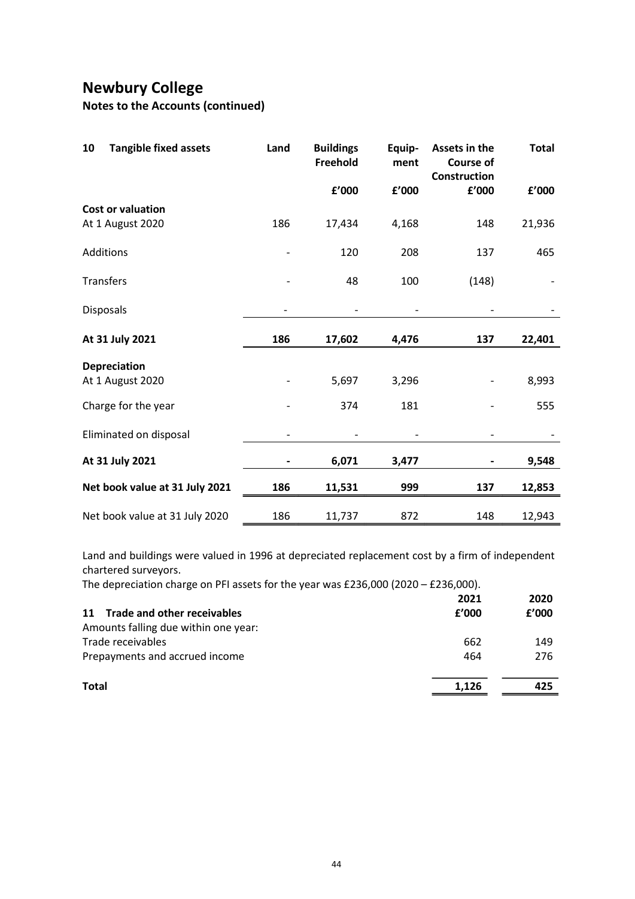# Newbury College

## Notes to the Accounts (continued)

| 10 Tangible fixed assets | Land | Buildings Freehold | Equip-ment | Assets in the Course of Construction | Total |
|---|---|---|---|---|---|
| | | £'000 | £'000 | £'000 | £'000 |
| **Cost or valuation** | | | | | |
| At 1 August 2020 | 186 | 17,434 | 4,168 | 148 | 21,936 |
| Additions | - | 120 | 208 | 137 | 465 |
| Transfers | - | 48 | 100 | (148) | - |
| Disposals | - | - | - | - | - |
| **At 31 July 2021** | **186** | **17,602** | **4,476** | **137** | **22,401** |
| **Depreciation** | | | | | |
| At 1 August 2020 | - | 5,697 | 3,296 | - | 8,993 |
| Charge for the year | - | 374 | 181 | - | 555 |
| Eliminated on disposal | - | - | - | - | - |
| **At 31 July 2021** | **-** | **6,071** | **3,477** | **-** | **9,548** |
| **Net book value at 31 July 2021** | **186** | **11,531** | **999** | **137** | **12,853** |
| Net book value at 31 July 2020 | 186 | 11,737 | 872 | 148 | 12,943 |

Land and buildings were valued in 1996 at depreciated replacement cost by a firm of independent chartered surveyors.

The depreciation charge on PFI assets for the year was £236,000 (2020 – £236,000).

| 11 Trade and other receivables | 2021 | 2020 |
|---|---|---|
| | £'000 | £'000 |
| Amounts falling due within one year: | | |
| Trade receivables | 662 | 149 |
| Prepayments and accrued income | 464 | 276 |
| **Total** | **1,126** | **425** |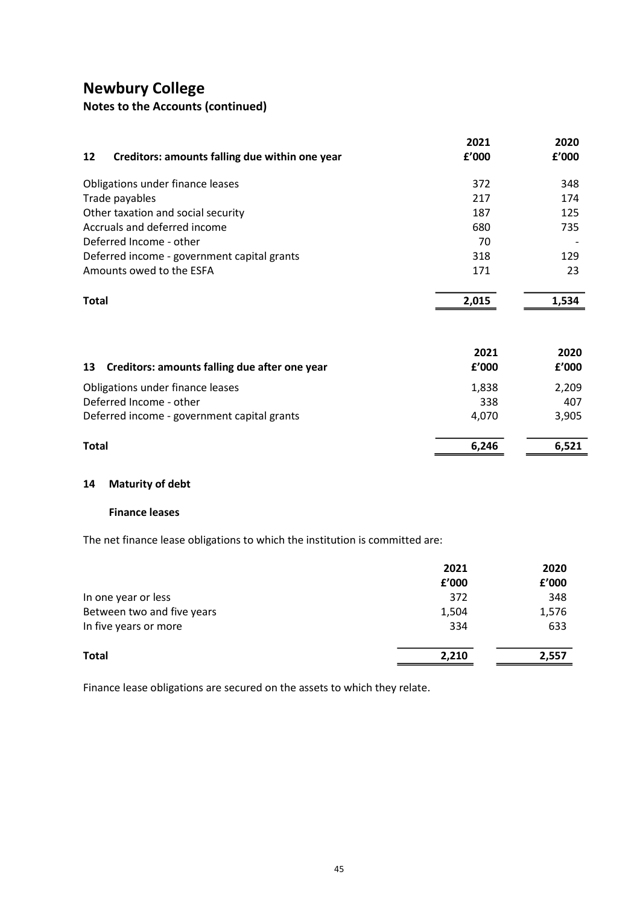# Newbury College

## Notes to the Accounts (continued)

| 12 Creditors: amounts falling due within one year | 2021 £'000 | 2020 £'000 |
|---|---|---|
| Obligations under finance leases | 372 | 348 |
| Trade payables | 217 | 174 |
| Other taxation and social security | 187 | 125 |
| Accruals and deferred income | 680 | 735 |
| Deferred Income - other | 70 | - |
| Deferred income - government capital grants | 318 | 129 |
| Amounts owed to the ESFA | 171 | 23 |
| **Total** | **2,015** | **1,534** |

| 13 Creditors: amounts falling due after one year | 2021 £'000 | 2020 £'000 |
|---|---|---|
| Obligations under finance leases | 1,838 | 2,209 |
| Deferred Income - other | 338 | 407 |
| Deferred income - government capital grants | 4,070 | 3,905 |
| **Total** | **6,246** | **6,521** |

### 14 Maturity of debt

**Finance leases**

The net finance lease obligations to which the institution is committed are:

| | 2021 £'000 | 2020 £'000 |
|---|---|---|
| In one year or less | 372 | 348 |
| Between two and five years | 1,504 | 1,576 |
| In five years or more | 334 | 633 |
| **Total** | **2,210** | **2,557** |

Finance lease obligations are secured on the assets to which they relate.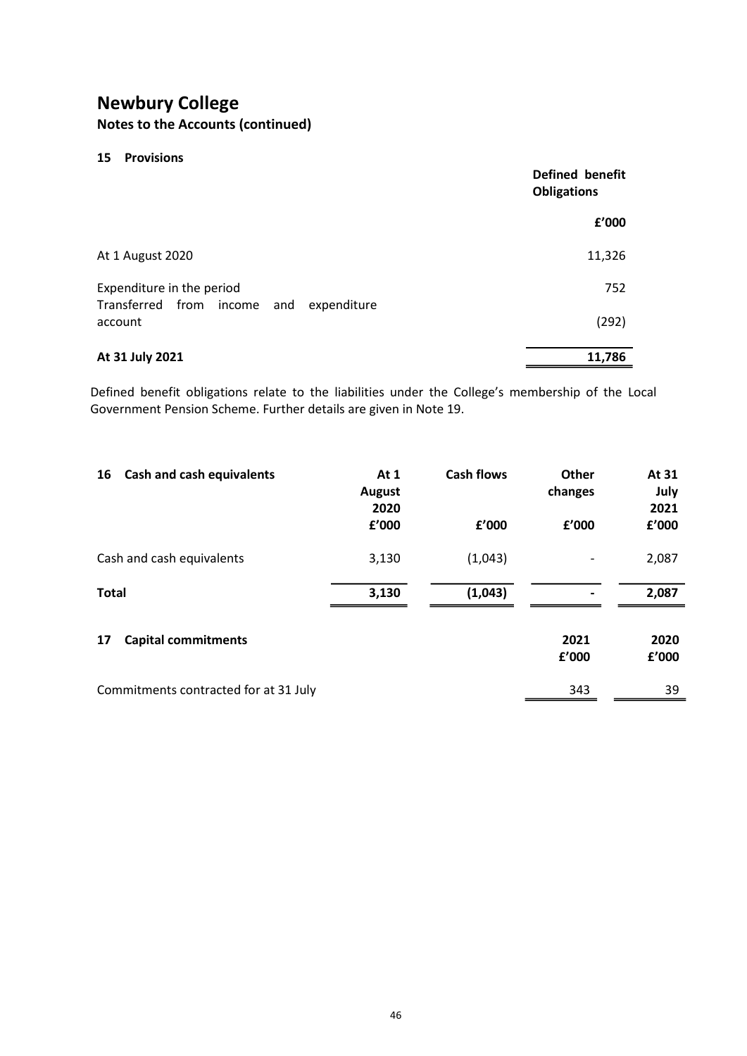# Newbury College

**Notes to the Accounts (continued)**

## 15 Provisions

| | Defined benefit Obligations |
|---|---|
| | £'000 |
| At 1 August 2020 | 11,326 |
| Expenditure in the period | 752 |
| Transferred from income and expenditure account | (292) |
| **At 31 July 2021** | **11,786** |

Defined benefit obligations relate to the liabilities under the College's membership of the Local Government Pension Scheme. Further details are given in Note 19.

## 16 Cash and cash equivalents

| | At 1 August 2020 | Cash flows | Other changes | At 31 July 2021 |
|---|---|---|---|---|
| | £'000 | £'000 | £'000 | £'000 |
| Cash and cash equivalents | 3,130 | (1,043) | - | 2,087 |
| **Total** | **3,130** | **(1,043)** | **-** | **2,087** |

## 17 Capital commitments

| | 2021 | 2020 |
|---|---|---|
| | £'000 | £'000 |
| Commitments contracted for at 31 July | 343 | 39 |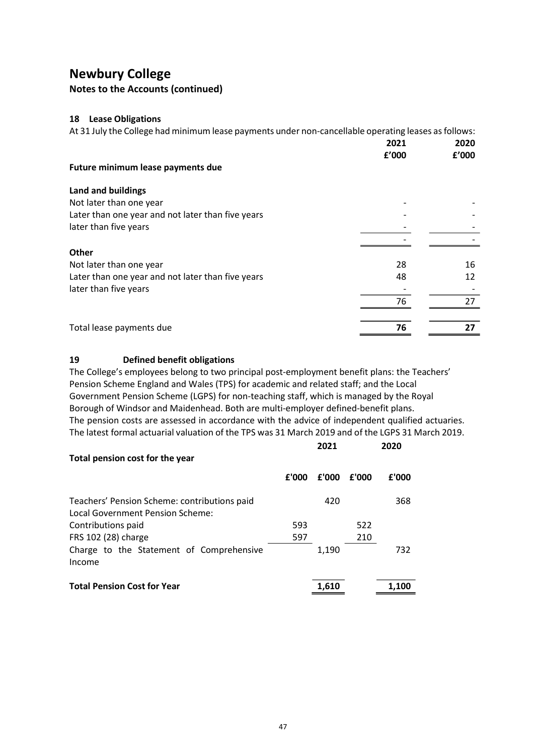# Newbury College

**Notes to the Accounts (continued)**

### 18 Lease Obligations

At 31 July the College had minimum lease payments under non-cancellable operating leases as follows:

| | 2021 £'000 | 2020 £'000 |
|---|---|---|
| **Future minimum lease payments due** | | |
| **Land and buildings** | | |
| Not later than one year | - | - |
| Later than one year and not later than five years | - | - |
| later than five years | - | - |
| | - | - |
| **Other** | | |
| Not later than one year | 28 | 16 |
| Later than one year and not later than five years | 48 | 12 |
| later than five years | - | - |
| | 76 | 27 |
| Total lease payments due | **76** | **27** |

### 19 Defined benefit obligations

The College's employees belong to two principal post-employment benefit plans: the Teachers' Pension Scheme England and Wales (TPS) for academic and related staff; and the Local Government Pension Scheme (LGPS) for non-teaching staff, which is managed by the Royal Borough of Windsor and Maidenhead. Both are multi-employer defined-benefit plans.

The pension costs are assessed in accordance with the advice of independent qualified actuaries. The latest formal actuarial valuation of the TPS was 31 March 2019 and of the LGPS 31 March 2019.

| **Total pension cost for the year** | 2021 | | 2020 | |
|---|---|---|---|---|
| | £'000 | £'000 | £'000 | £'000 |
| Teachers' Pension Scheme: contributions paid | | 420 | | 368 |
| Local Government Pension Scheme: | | | | |
| Contributions paid | 593 | | 522 | |
| FRS 102 (28) charge | 597 | | 210 | |
| Charge to the Statement of Comprehensive Income | | 1,190 | | 732 |
| **Total Pension Cost for Year** | | **1,610** | | **1,100** |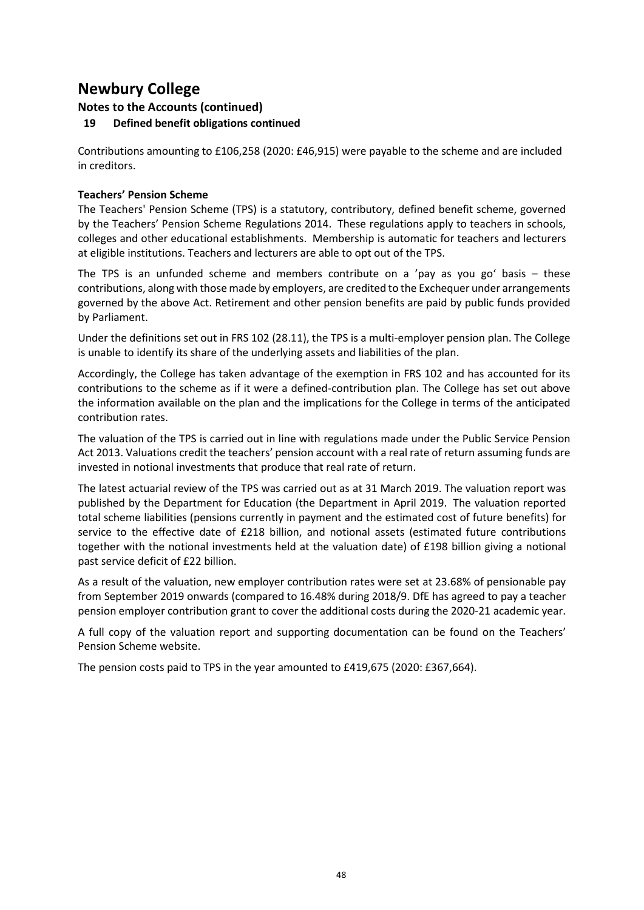# Newbury College

## Notes to the Accounts (continued)

### 19 Defined benefit obligations continued

Contributions amounting to £106,258 (2020: £46,915) were payable to the scheme and are included in creditors.

**Teachers' Pension Scheme**

The Teachers' Pension Scheme (TPS) is a statutory, contributory, defined benefit scheme, governed by the Teachers' Pension Scheme Regulations 2014. These regulations apply to teachers in schools, colleges and other educational establishments. Membership is automatic for teachers and lecturers at eligible institutions. Teachers and lecturers are able to opt out of the TPS.

The TPS is an unfunded scheme and members contribute on a 'pay as you go' basis – these contributions, along with those made by employers, are credited to the Exchequer under arrangements governed by the above Act. Retirement and other pension benefits are paid by public funds provided by Parliament.

Under the definitions set out in FRS 102 (28.11), the TPS is a multi-employer pension plan. The College is unable to identify its share of the underlying assets and liabilities of the plan.

Accordingly, the College has taken advantage of the exemption in FRS 102 and has accounted for its contributions to the scheme as if it were a defined-contribution plan. The College has set out above the information available on the plan and the implications for the College in terms of the anticipated contribution rates.

The valuation of the TPS is carried out in line with regulations made under the Public Service Pension Act 2013. Valuations credit the teachers' pension account with a real rate of return assuming funds are invested in notional investments that produce that real rate of return.

The latest actuarial review of the TPS was carried out as at 31 March 2019. The valuation report was published by the Department for Education (the Department in April 2019. The valuation reported total scheme liabilities (pensions currently in payment and the estimated cost of future benefits) for service to the effective date of £218 billion, and notional assets (estimated future contributions together with the notional investments held at the valuation date) of £198 billion giving a notional past service deficit of £22 billion.

As a result of the valuation, new employer contribution rates were set at 23.68% of pensionable pay from September 2019 onwards (compared to 16.48% during 2018/9. DfE has agreed to pay a teacher pension employer contribution grant to cover the additional costs during the 2020-21 academic year.

A full copy of the valuation report and supporting documentation can be found on the Teachers' Pension Scheme website.

The pension costs paid to TPS in the year amounted to £419,675 (2020: £367,664).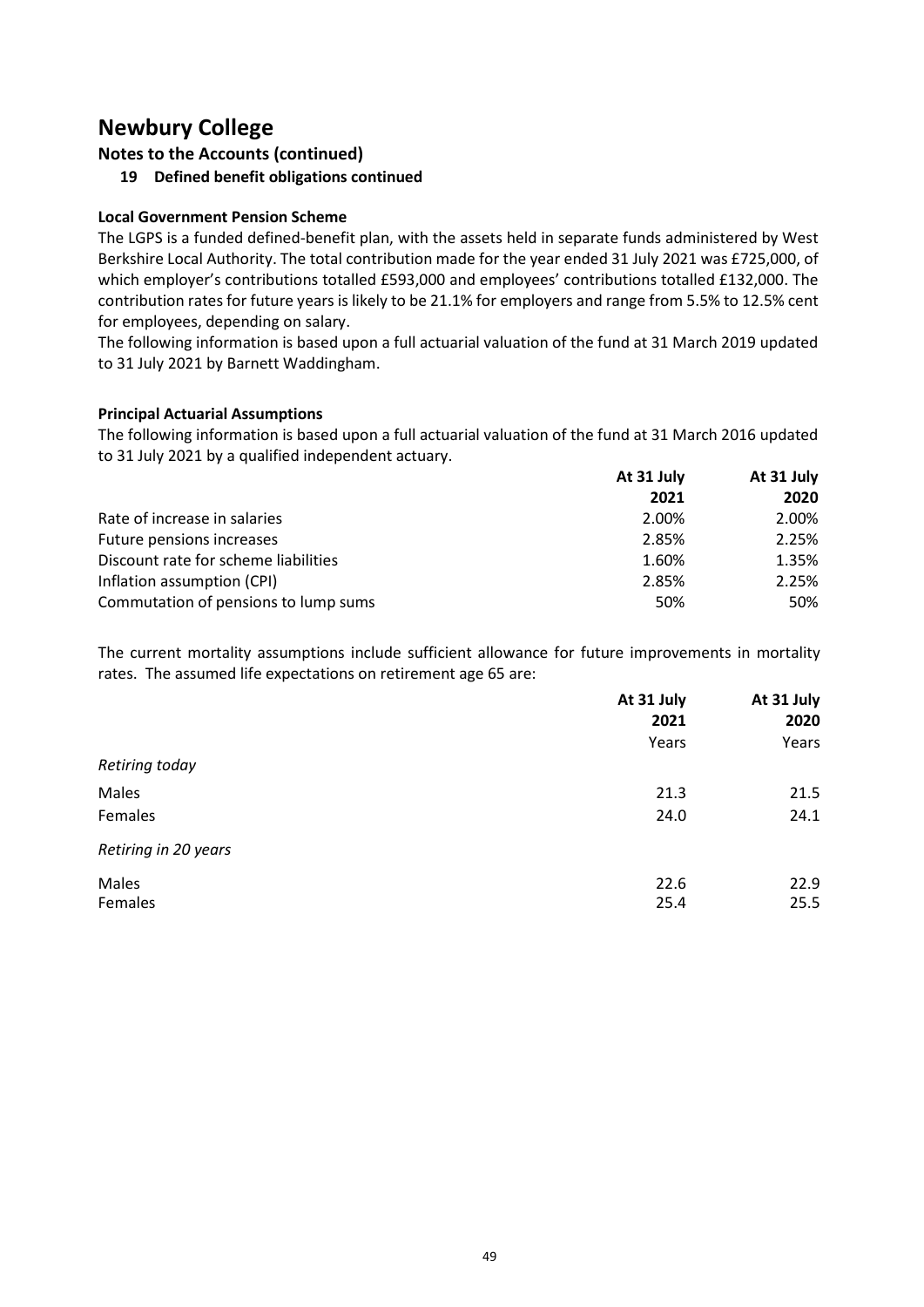# Newbury College

## Notes to the Accounts (continued)

### 19 Defined benefit obligations continued

**Local Government Pension Scheme**

The LGPS is a funded defined-benefit plan, with the assets held in separate funds administered by West Berkshire Local Authority. The total contribution made for the year ended 31 July 2021 was £725,000, of which employer's contributions totalled £593,000 and employees' contributions totalled £132,000. The contribution rates for future years is likely to be 21.1% for employers and range from 5.5% to 12.5% cent for employees, depending on salary.

The following information is based upon a full actuarial valuation of the fund at 31 March 2019 updated to 31 July 2021 by Barnett Waddingham.

**Principal Actuarial Assumptions**

The following information is based upon a full actuarial valuation of the fund at 31 March 2016 updated to 31 July 2021 by a qualified independent actuary.

| | At 31 July 2021 | At 31 July 2020 |
|---|---|---|
| Rate of increase in salaries | 2.00% | 2.00% |
| Future pensions increases | 2.85% | 2.25% |
| Discount rate for scheme liabilities | 1.60% | 1.35% |
| Inflation assumption (CPI) | 2.85% | 2.25% |
| Commutation of pensions to lump sums | 50% | 50% |

The current mortality assumptions include sufficient allowance for future improvements in mortality rates. The assumed life expectations on retirement age 65 are:

| | At 31 July 2021 | At 31 July 2020 |
|---|---|---|
| | Years | Years |
| *Retiring today* | | |
| Males | 21.3 | 21.5 |
| Females | 24.0 | 24.1 |
| *Retiring in 20 years* | | |
| Males | 22.6 | 22.9 |
| Females | 25.4 | 25.5 |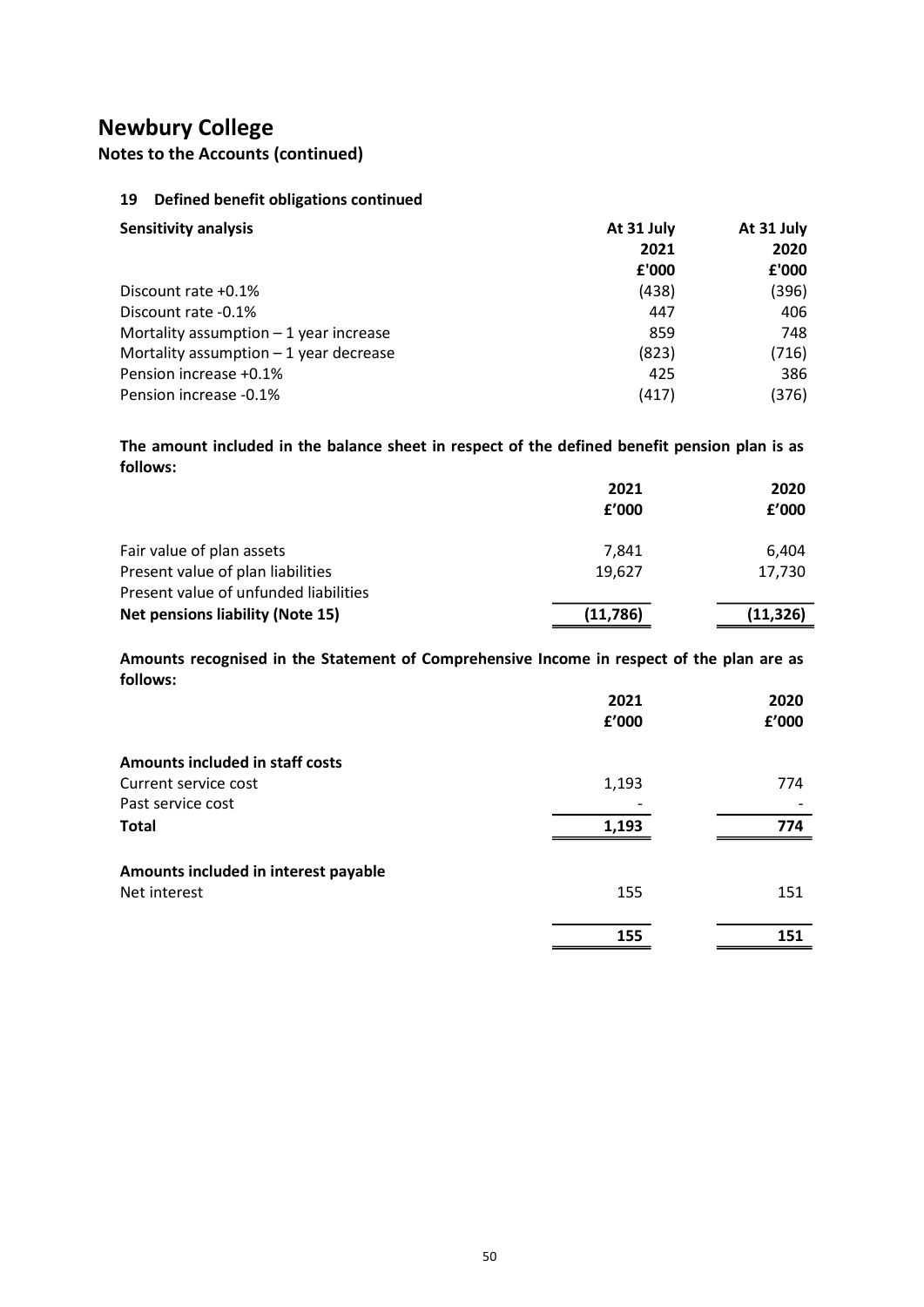# Newbury College

## Notes to the Accounts (continued)

### 19 Defined benefit obligations continued

| **Sensitivity analysis** | **At 31 July 2021 £'000** | **At 31 July 2020 £'000** |
|---|---|---|
| Discount rate +0.1% | (438) | (396) |
| Discount rate -0.1% | 447 | 406 |
| Mortality assumption – 1 year increase | 859 | 748 |
| Mortality assumption – 1 year decrease | (823) | (716) |
| Pension increase +0.1% | 425 | 386 |
| Pension increase -0.1% | (417) | (376) |

**The amount included in the balance sheet in respect of the defined benefit pension plan is as follows:**

| | **2021 £'000** | **2020 £'000** |
|---|---|---|
| Fair value of plan assets | 7,841 | 6,404 |
| Present value of plan liabilities | 19,627 | 17,730 |
| Present value of unfunded liabilities | | |
| **Net pensions liability (Note 15)** | **(11,786)** | **(11,326)** |

**Amounts recognised in the Statement of Comprehensive Income in respect of the plan are as follows:**

| | **2021 £'000** | **2020 £'000** |
|---|---|---|
| **Amounts included in staff costs** | | |
| Current service cost | 1,193 | 774 |
| Past service cost | - | - |
| **Total** | **1,193** | **774** |
| **Amounts included in interest payable** | | |
| Net interest | 155 | 151 |
| | **155** | **151** |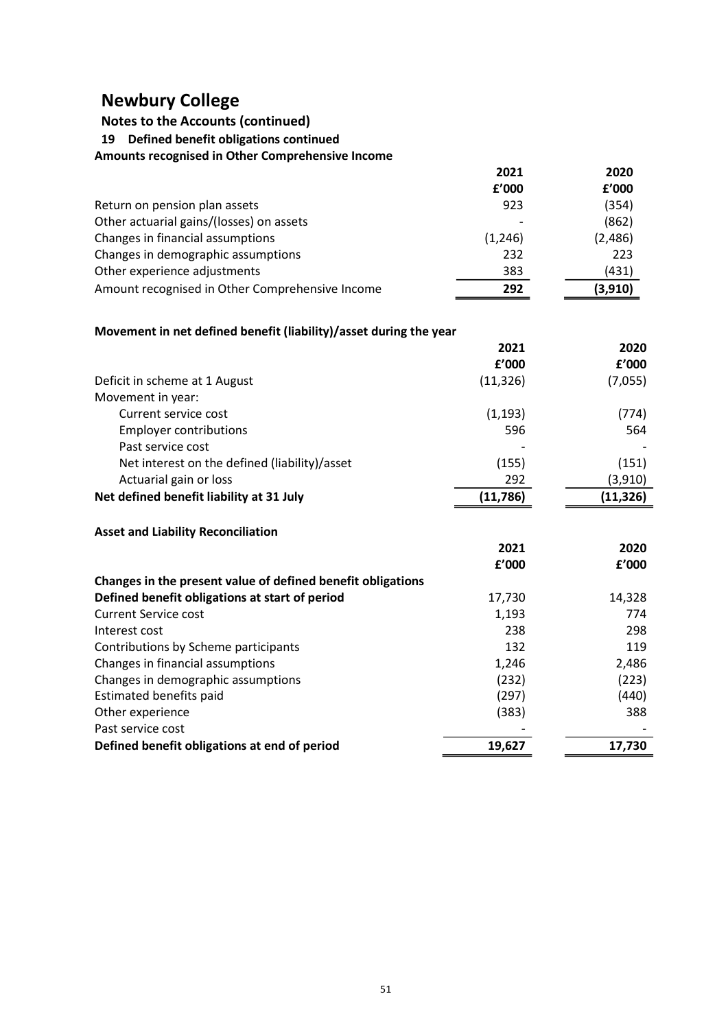# Newbury College

## Notes to the Accounts (continued)

### 19 Defined benefit obligations continued

**Amounts recognised in Other Comprehensive Income**

| | 2021 | 2020 |
|---|---|---|
| | £'000 | £'000 |
| Return on pension plan assets | 923 | (354) |
| Other actuarial gains/(losses) on assets | - | (862) |
| Changes in financial assumptions | (1,246) | (2,486) |
| Changes in demographic assumptions | 232 | 223 |
| Other experience adjustments | 383 | (431) |
| Amount recognised in Other Comprehensive Income | **292** | **(3,910)** |

**Movement in net defined benefit (liability)/asset during the year**

| | 2021 | 2020 |
|---|---|---|
| | £'000 | £'000 |
| Deficit in scheme at 1 August | (11,326) | (7,055) |
| Movement in year: | | |
| Current service cost | (1,193) | (774) |
| Employer contributions | 596 | 564 |
| Past service cost | - | - |
| Net interest on the defined (liability)/asset | (155) | (151) |
| Actuarial gain or loss | 292 | (3,910) |
| **Net defined benefit liability at 31 July** | **(11,786)** | **(11,326)** |

**Asset and Liability Reconciliation**

| | 2021 | 2020 |
|---|---|---|
| | £'000 | £'000 |
| **Changes in the present value of defined benefit obligations** | | |
| **Defined benefit obligations at start of period** | 17,730 | 14,328 |
| Current Service cost | 1,193 | 774 |
| Interest cost | 238 | 298 |
| Contributions by Scheme participants | 132 | 119 |
| Changes in financial assumptions | 1,246 | 2,486 |
| Changes in demographic assumptions | (232) | (223) |
| Estimated benefits paid | (297) | (440) |
| Other experience | (383) | 388 |
| Past service cost | - | - |
| **Defined benefit obligations at end of period** | **19,627** | **17,730** |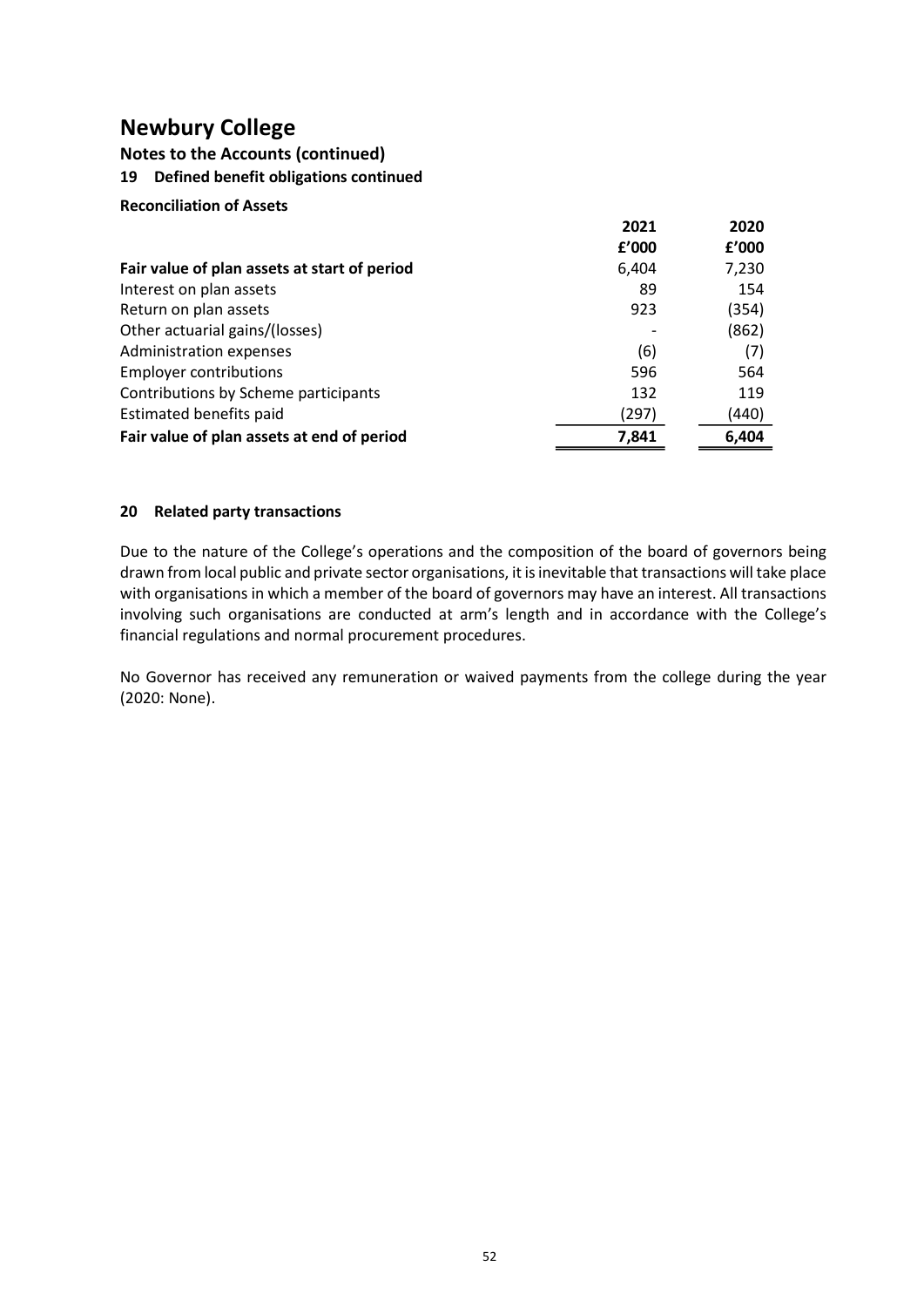# Newbury College

## Notes to the Accounts (continued)

### 19 Defined benefit obligations continued

**Reconciliation of Assets**

| | 2021 | 2020 |
|---|---|---|
| | £'000 | £'000 |
| **Fair value of plan assets at start of period** | 6,404 | 7,230 |
| Interest on plan assets | 89 | 154 |
| Return on plan assets | 923 | (354) |
| Other actuarial gains/(losses) | - | (862) |
| Administration expenses | (6) | (7) |
| Employer contributions | 596 | 564 |
| Contributions by Scheme participants | 132 | 119 |
| Estimated benefits paid | (297) | (440) |
| **Fair value of plan assets at end of period** | **7,841** | **6,404** |

### 20 Related party transactions

Due to the nature of the College's operations and the composition of the board of governors being drawn from local public and private sector organisations, it is inevitable that transactions will take place with organisations in which a member of the board of governors may have an interest. All transactions involving such organisations are conducted at arm's length and in accordance with the College's financial regulations and normal procurement procedures.

No Governor has received any remuneration or waived payments from the college during the year (2020: None).